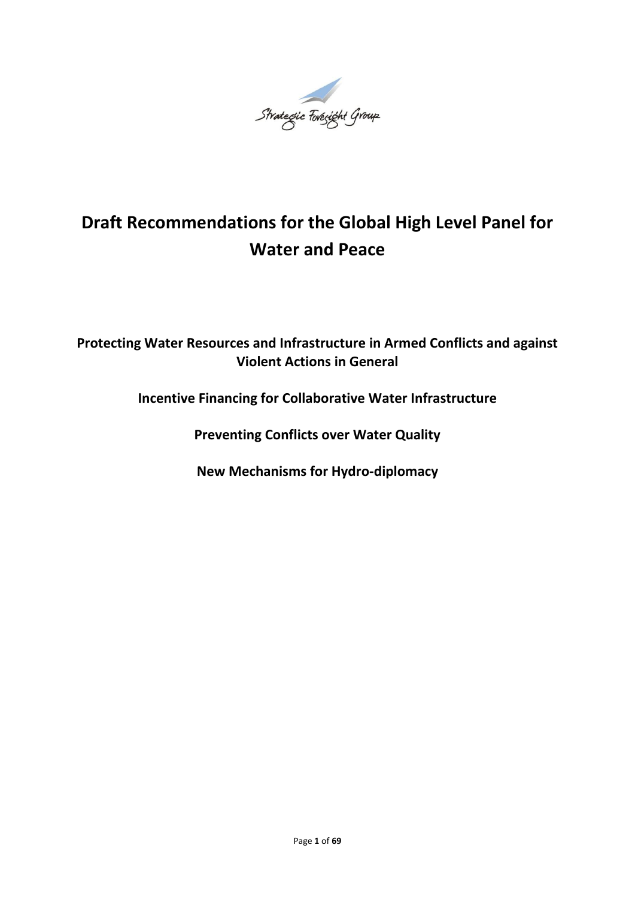Strategic Foresight Group

# Draft Recommendations for the Global High Level Panel for Water and Peace

**Protecting Water Resources and Infrastructure in Armed Conflicts and against Violent Actions in General**

**Incentive Financing for Collaborative Water Infrastructure**

**Preventing Conflicts over Water Quality**

**New Mechanisms for Hydro-diplomacy**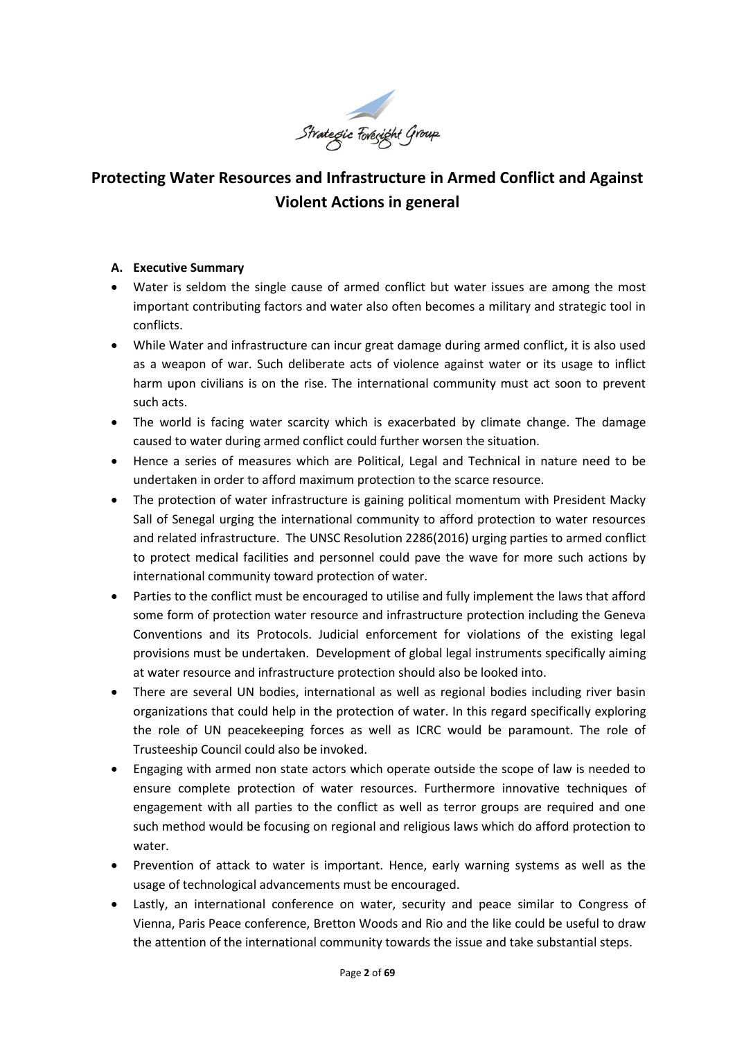# Protecting Water Resources and Infrastructure in Armed Conflict and Against Violent Actions in general

## A. Executive Summary

- Water is seldom the single cause of armed conflict but water issues are among the most important contributing factors and water also often becomes a military and strategic tool in conflicts.
- While Water and infrastructure can incur great damage during armed conflict, it is also used as a weapon of war. Such deliberate acts of violence against water or its usage to inflict harm upon civilians is on the rise. The international community must act soon to prevent such acts.
- The world is facing water scarcity which is exacerbated by climate change. The damage caused to water during armed conflict could further worsen the situation.
- Hence a series of measures which are Political, Legal and Technical in nature need to be undertaken in order to afford maximum protection to the scarce resource.
- The protection of water infrastructure is gaining political momentum with President Macky Sall of Senegal urging the international community to afford protection to water resources and related infrastructure. The UNSC Resolution 2286(2016) urging parties to armed conflict to protect medical facilities and personnel could pave the wave for more such actions by international community toward protection of water.
- Parties to the conflict must be encouraged to utilise and fully implement the laws that afford some form of protection water resource and infrastructure protection including the Geneva Conventions and its Protocols. Judicial enforcement for violations of the existing legal provisions must be undertaken. Development of global legal instruments specifically aiming at water resource and infrastructure protection should also be looked into.
- There are several UN bodies, international as well as regional bodies including river basin organizations that could help in the protection of water. In this regard specifically exploring the role of UN peacekeeping forces as well as ICRC would be paramount. The role of Trusteeship Council could also be invoked.
- Engaging with armed non state actors which operate outside the scope of law is needed to ensure complete protection of water resources. Furthermore innovative techniques of engagement with all parties to the conflict as well as terror groups are required and one such method would be focusing on regional and religious laws which do afford protection to water.
- Prevention of attack to water is important. Hence, early warning systems as well as the usage of technological advancements must be encouraged.
- Lastly, an international conference on water, security and peace similar to Congress of Vienna, Paris Peace conference, Bretton Woods and Rio and the like could be useful to draw the attention of the international community towards the issue and take substantial steps.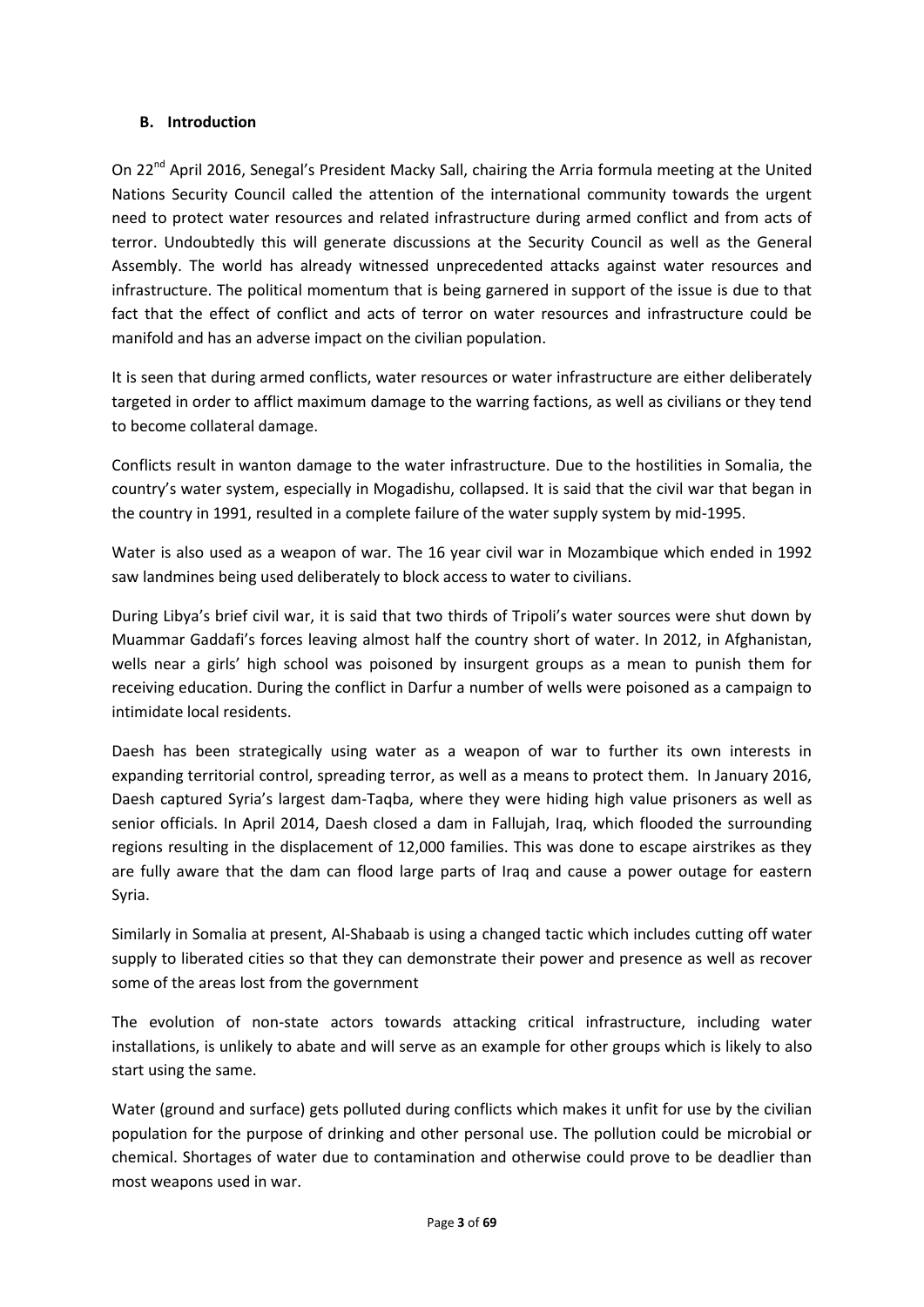## B. Introduction

On 22[nd] April 2016, Senegal's President Macky Sall, chairing the Arria formula meeting at the United Nations Security Council called the attention of the international community towards the urgent need to protect water resources and related infrastructure during armed conflict and from acts of terror. Undoubtedly this will generate discussions at the Security Council as well as the General Assembly. The world has already witnessed unprecedented attacks against water resources and infrastructure. The political momentum that is being garnered in support of the issue is due to that fact that the effect of conflict and acts of terror on water resources and infrastructure could be manifold and has an adverse impact on the civilian population.

It is seen that during armed conflicts, water resources or water infrastructure are either deliberately targeted in order to afflict maximum damage to the warring factions, as well as civilians or they tend to become collateral damage.

Conflicts result in wanton damage to the water infrastructure. Due to the hostilities in Somalia, the country's water system, especially in Mogadishu, collapsed. It is said that the civil war that began in the country in 1991, resulted in a complete failure of the water supply system by mid-1995.

Water is also used as a weapon of war. The 16 year civil war in Mozambique which ended in 1992 saw landmines being used deliberately to block access to water to civilians.

During Libya's brief civil war, it is said that two thirds of Tripoli's water sources were shut down by Muammar Gaddafi's forces leaving almost half the country short of water. In 2012, in Afghanistan, wells near a girls' high school was poisoned by insurgent groups as a mean to punish them for receiving education. During the conflict in Darfur a number of wells were poisoned as a campaign to intimidate local residents.

Daesh has been strategically using water as a weapon of war to further its own interests in expanding territorial control, spreading terror, as well as a means to protect them. In January 2016, Daesh captured Syria's largest dam-Taqba, where they were hiding high value prisoners as well as senior officials. In April 2014, Daesh closed a dam in Fallujah, Iraq, which flooded the surrounding regions resulting in the displacement of 12,000 families. This was done to escape airstrikes as they are fully aware that the dam can flood large parts of Iraq and cause a power outage for eastern Syria.

Similarly in Somalia at present, Al-Shabaab is using a changed tactic which includes cutting off water supply to liberated cities so that they can demonstrate their power and presence as well as recover some of the areas lost from the government

The evolution of non-state actors towards attacking critical infrastructure, including water installations, is unlikely to abate and will serve as an example for other groups which is likely to also start using the same.

Water (ground and surface) gets polluted during conflicts which makes it unfit for use by the civilian population for the purpose of drinking and other personal use. The pollution could be microbial or chemical. Shortages of water due to contamination and otherwise could prove to be deadlier than most weapons used in war.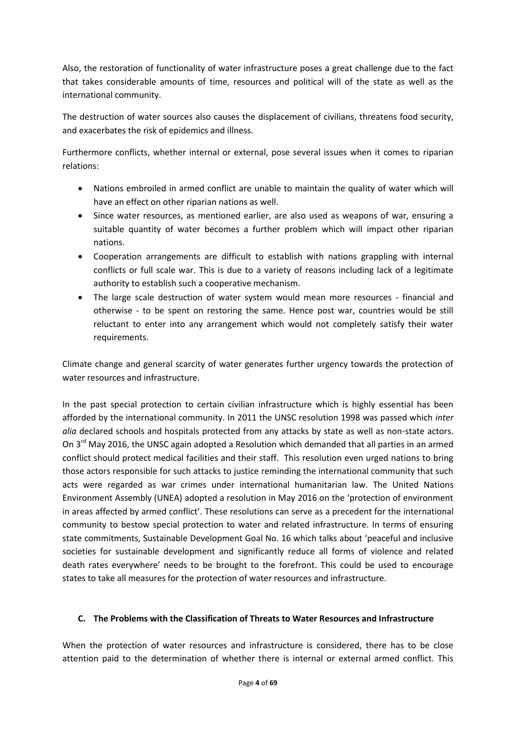Also, the restoration of functionality of water infrastructure poses a great challenge due to the fact that takes considerable amounts of time, resources and political will of the state as well as the international community.

The destruction of water sources also causes the displacement of civilians, threatens food security, and exacerbates the risk of epidemics and illness.

Furthermore conflicts, whether internal or external, pose several issues when it comes to riparian relations:

- Nations embroiled in armed conflict are unable to maintain the quality of water which will have an effect on other riparian nations as well.
- Since water resources, as mentioned earlier, are also used as weapons of war, ensuring a suitable quantity of water becomes a further problem which will impact other riparian nations.
- Cooperation arrangements are difficult to establish with nations grappling with internal conflicts or full scale war. This is due to a variety of reasons including lack of a legitimate authority to establish such a cooperative mechanism.
- The large scale destruction of water system would mean more resources - financial and otherwise - to be spent on restoring the same. Hence post war, countries would be still reluctant to enter into any arrangement which would not completely satisfy their water requirements.

Climate change and general scarcity of water generates further urgency towards the protection of water resources and infrastructure.

In the past special protection to certain civilian infrastructure which is highly essential has been afforded by the international community. In 2011 the UNSC resolution 1998 was passed which *inter alia* declared schools and hospitals protected from any attacks by state as well as non-state actors. On 3rd May 2016, the UNSC again adopted a Resolution which demanded that all parties in an armed conflict should protect medical facilities and their staff. This resolution even urged nations to bring those actors responsible for such attacks to justice reminding the international community that such acts were regarded as war crimes under international humanitarian law. The United Nations Environment Assembly (UNEA) adopted a resolution in May 2016 on the 'protection of environment in areas affected by armed conflict'. These resolutions can serve as a precedent for the international community to bestow special protection to water and related infrastructure. In terms of ensuring state commitments, Sustainable Development Goal No. 16 which talks about 'peaceful and inclusive societies for sustainable development and significantly reduce all forms of violence and related death rates everywhere' needs to be brought to the forefront. This could be used to encourage states to take all measures for the protection of water resources and infrastructure.

### C. The Problems with the Classification of Threats to Water Resources and Infrastructure

When the protection of water resources and infrastructure is considered, there has to be close attention paid to the determination of whether there is internal or external armed conflict. This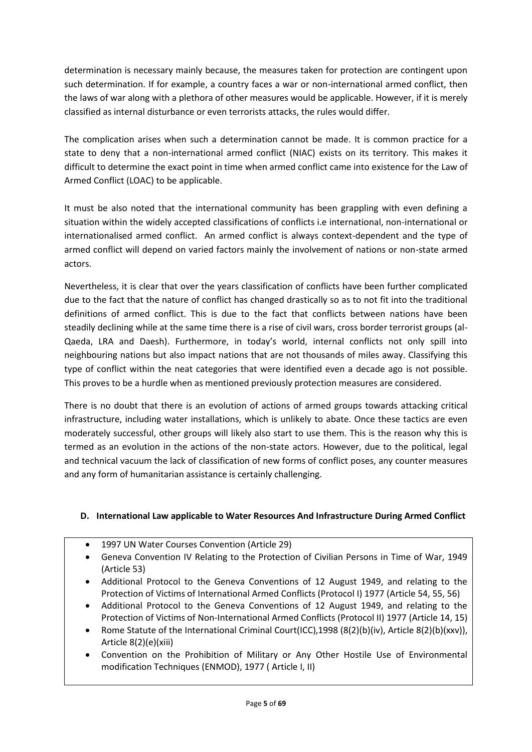determination is necessary mainly because, the measures taken for protection are contingent upon such determination. If for example, a country faces a war or non-international armed conflict, then the laws of war along with a plethora of other measures would be applicable. However, if it is merely classified as internal disturbance or even terrorists attacks, the rules would differ.

The complication arises when such a determination cannot be made. It is common practice for a state to deny that a non-international armed conflict (NIAC) exists on its territory. This makes it difficult to determine the exact point in time when armed conflict came into existence for the Law of Armed Conflict (LOAC) to be applicable.

It must be also noted that the international community has been grappling with even defining a situation within the widely accepted classifications of conflicts i.e international, non-international or internationalised armed conflict. An armed conflict is always context-dependent and the type of armed conflict will depend on varied factors mainly the involvement of nations or non-state armed actors.

Nevertheless, it is clear that over the years classification of conflicts have been further complicated due to the fact that the nature of conflict has changed drastically so as to not fit into the traditional definitions of armed conflict. This is due to the fact that conflicts between nations have been steadily declining while at the same time there is a rise of civil wars, cross border terrorist groups (al-Qaeda, LRA and Daesh). Furthermore, in today's world, internal conflicts not only spill into neighbouring nations but also impact nations that are not thousands of miles away. Classifying this type of conflict within the neat categories that were identified even a decade ago is not possible. This proves to be a hurdle when as mentioned previously protection measures are considered.

There is no doubt that there is an evolution of actions of armed groups towards attacking critical infrastructure, including water installations, which is unlikely to abate. Once these tactics are even moderately successful, other groups will likely also start to use them. This is the reason why this is termed as an evolution in the actions of the non-state actors. However, due to the political, legal and technical vacuum the lack of classification of new forms of conflict poses, any counter measures and any form of humanitarian assistance is certainly challenging.

## D. International Law applicable to Water Resources And Infrastructure During Armed Conflict

- 1997 UN Water Courses Convention (Article 29)
- Geneva Convention IV Relating to the Protection of Civilian Persons in Time of War, 1949 (Article 53)
- Additional Protocol to the Geneva Conventions of 12 August 1949, and relating to the Protection of Victims of International Armed Conflicts (Protocol I) 1977 (Article 54, 55, 56)
- Additional Protocol to the Geneva Conventions of 12 August 1949, and relating to the Protection of Victims of Non-International Armed Conflicts (Protocol II) 1977 (Article 14, 15)
- Rome Statute of the International Criminal Court(ICC),1998 (8(2)(b)(iv), Article 8(2)(b)(xxv)), Article 8(2)(e)(xiii)
- Convention on the Prohibition of Military or Any Other Hostile Use of Environmental modification Techniques (ENMOD), 1977 ( Article I, II)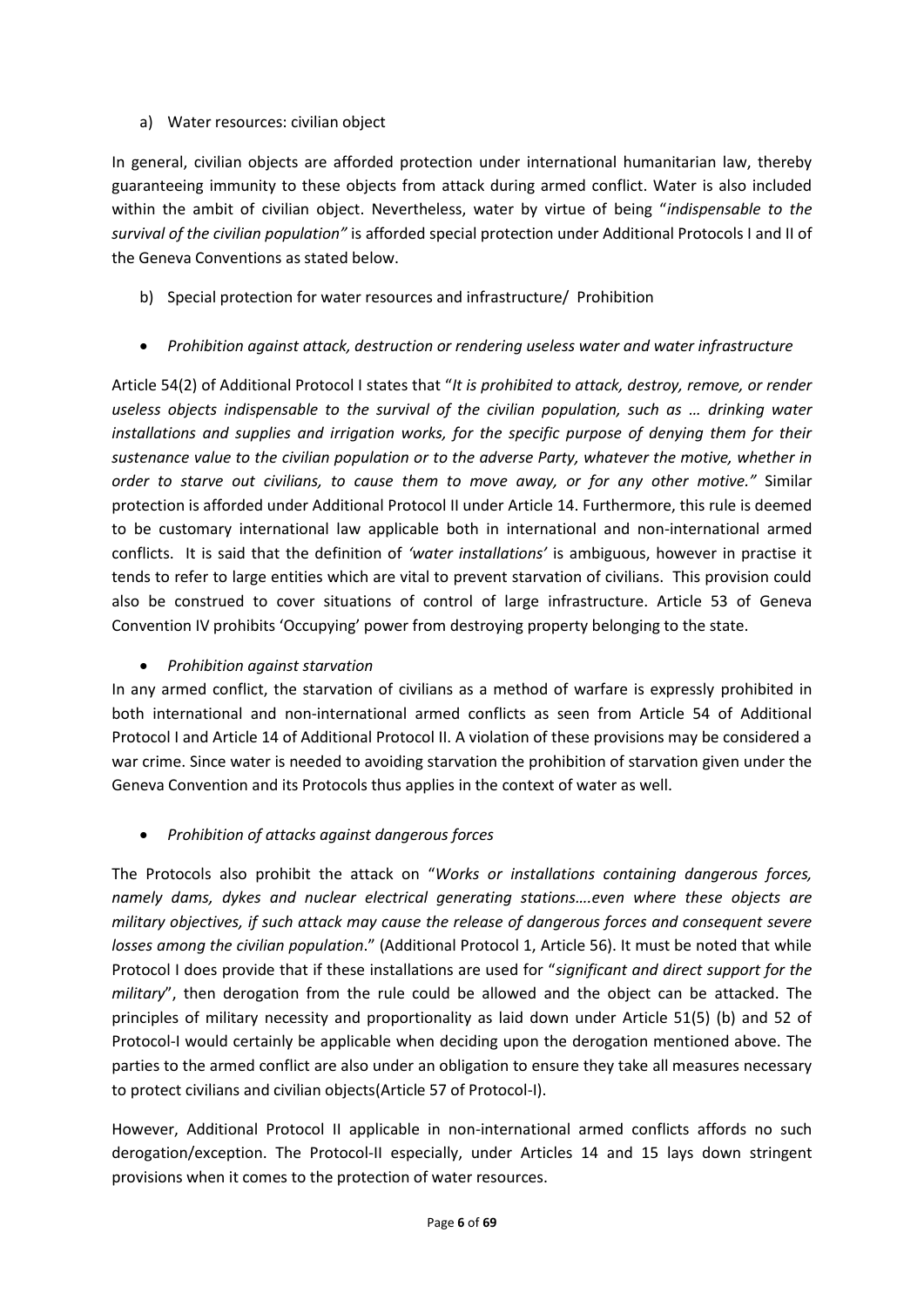a) Water resources: civilian object

In general, civilian objects are afforded protection under international humanitarian law, thereby guaranteeing immunity to these objects from attack during armed conflict. Water is also included within the ambit of civilian object. Nevertheless, water by virtue of being "*indispensable to the survival of the civilian population"* is afforded special protection under Additional Protocols I and II of the Geneva Conventions as stated below.

b) Special protection for water resources and infrastructure/ Prohibition

- *Prohibition against attack, destruction or rendering useless water and water infrastructure*

Article 54(2) of Additional Protocol I states that "*It is prohibited to attack, destroy, remove, or render useless objects indispensable to the survival of the civilian population, such as … drinking water installations and supplies and irrigation works, for the specific purpose of denying them for their sustenance value to the civilian population or to the adverse Party, whatever the motive, whether in order to starve out civilians, to cause them to move away, or for any other motive."* Similar protection is afforded under Additional Protocol II under Article 14. Furthermore, this rule is deemed to be customary international law applicable both in international and non-international armed conflicts. It is said that the definition of *'water installations'* is ambiguous, however in practise it tends to refer to large entities which are vital to prevent starvation of civilians. This provision could also be construed to cover situations of control of large infrastructure. Article 53 of Geneva Convention IV prohibits 'Occupying' power from destroying property belonging to the state.

- *Prohibition against starvation*

In any armed conflict, the starvation of civilians as a method of warfare is expressly prohibited in both international and non-international armed conflicts as seen from Article 54 of Additional Protocol I and Article 14 of Additional Protocol II. A violation of these provisions may be considered a war crime. Since water is needed to avoiding starvation the prohibition of starvation given under the Geneva Convention and its Protocols thus applies in the context of water as well.

- *Prohibition of attacks against dangerous forces*

The Protocols also prohibit the attack on "*Works or installations containing dangerous forces, namely dams, dykes and nuclear electrical generating stations….even where these objects are military objectives, if such attack may cause the release of dangerous forces and consequent severe losses among the civilian population*." (Additional Protocol 1, Article 56). It must be noted that while Protocol I does provide that if these installations are used for "*significant and direct support for the military*", then derogation from the rule could be allowed and the object can be attacked. The principles of military necessity and proportionality as laid down under Article 51(5) (b) and 52 of Protocol-I would certainly be applicable when deciding upon the derogation mentioned above. The parties to the armed conflict are also under an obligation to ensure they take all measures necessary to protect civilians and civilian objects(Article 57 of Protocol-I).

However, Additional Protocol II applicable in non-international armed conflicts affords no such derogation/exception. The Protocol-II especially, under Articles 14 and 15 lays down stringent provisions when it comes to the protection of water resources.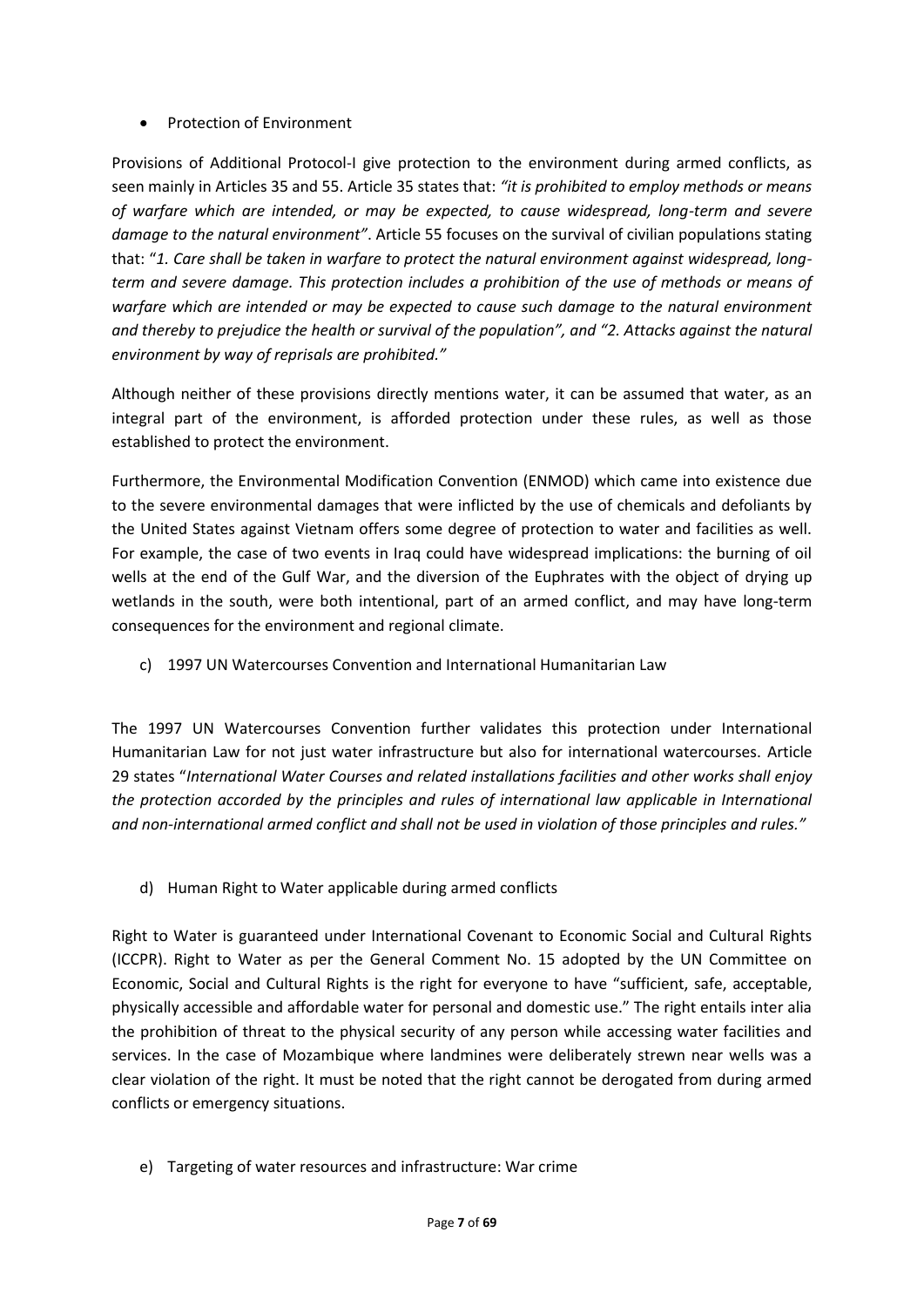- Protection of Environment

Provisions of Additional Protocol-I give protection to the environment during armed conflicts, as seen mainly in Articles 35 and 55. Article 35 states that: *"it is prohibited to employ methods or means of warfare which are intended, or may be expected, to cause widespread, long-term and severe damage to the natural environment"*. Article 55 focuses on the survival of civilian populations stating that: "*1. Care shall be taken in warfare to protect the natural environment against widespread, long-term and severe damage. This protection includes a prohibition of the use of methods or means of warfare which are intended or may be expected to cause such damage to the natural environment and thereby to prejudice the health or survival of the population", and "2. Attacks against the natural environment by way of reprisals are prohibited."*

Although neither of these provisions directly mentions water, it can be assumed that water, as an integral part of the environment, is afforded protection under these rules, as well as those established to protect the environment.

Furthermore, the Environmental Modification Convention (ENMOD) which came into existence due to the severe environmental damages that were inflicted by the use of chemicals and defoliants by the United States against Vietnam offers some degree of protection to water and facilities as well. For example, the case of two events in Iraq could have widespread implications: the burning of oil wells at the end of the Gulf War, and the diversion of the Euphrates with the object of drying up wetlands in the south, were both intentional, part of an armed conflict, and may have long-term consequences for the environment and regional climate.

c) 1997 UN Watercourses Convention and International Humanitarian Law

The 1997 UN Watercourses Convention further validates this protection under International Humanitarian Law for not just water infrastructure but also for international watercourses. Article 29 states "*International Water Courses and related installations facilities and other works shall enjoy the protection accorded by the principles and rules of international law applicable in International and non-international armed conflict and shall not be used in violation of those principles and rules."*

d) Human Right to Water applicable during armed conflicts

Right to Water is guaranteed under International Covenant to Economic Social and Cultural Rights (ICCPR). Right to Water as per the General Comment No. 15 adopted by the UN Committee on Economic, Social and Cultural Rights is the right for everyone to have "sufficient, safe, acceptable, physically accessible and affordable water for personal and domestic use." The right entails inter alia the prohibition of threat to the physical security of any person while accessing water facilities and services. In the case of Mozambique where landmines were deliberately strewn near wells was a clear violation of the right. It must be noted that the right cannot be derogated from during armed conflicts or emergency situations.

e) Targeting of water resources and infrastructure: War crime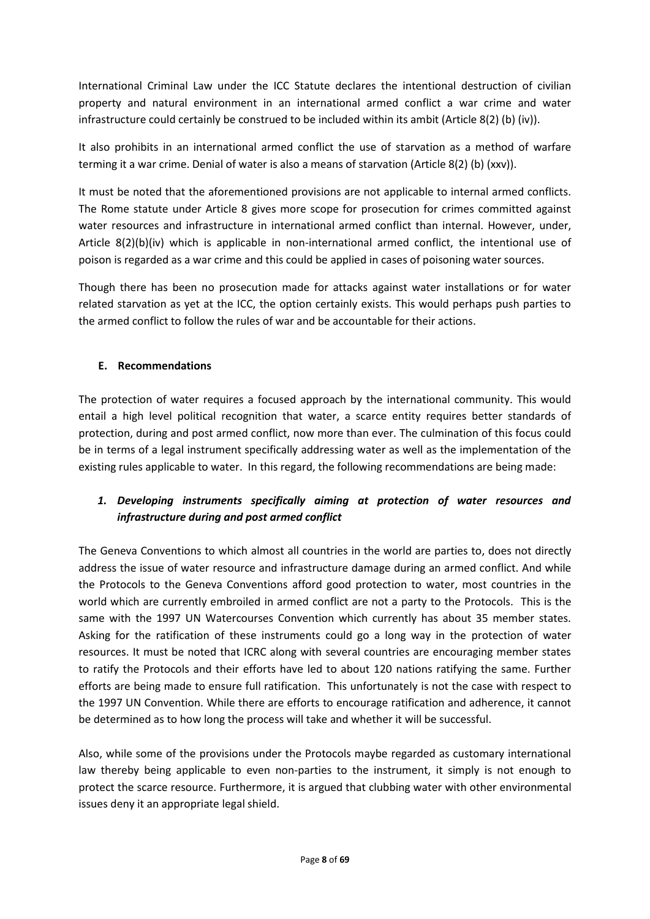International Criminal Law under the ICC Statute declares the intentional destruction of civilian property and natural environment in an international armed conflict a war crime and water infrastructure could certainly be construed to be included within its ambit (Article 8(2) (b) (iv)).

It also prohibits in an international armed conflict the use of starvation as a method of warfare terming it a war crime. Denial of water is also a means of starvation (Article 8(2) (b) (xxv)).

It must be noted that the aforementioned provisions are not applicable to internal armed conflicts. The Rome statute under Article 8 gives more scope for prosecution for crimes committed against water resources and infrastructure in international armed conflict than internal. However, under, Article 8(2)(b)(iv) which is applicable in non-international armed conflict, the intentional use of poison is regarded as a war crime and this could be applied in cases of poisoning water sources.

Though there has been no prosecution made for attacks against water installations or for water related starvation as yet at the ICC, the option certainly exists. This would perhaps push parties to the armed conflict to follow the rules of war and be accountable for their actions.

### E. Recommendations

The protection of water requires a focused approach by the international community. This would entail a high level political recognition that water, a scarce entity requires better standards of protection, during and post armed conflict, now more than ever. The culmination of this focus could be in terms of a legal instrument specifically addressing water as well as the implementation of the existing rules applicable to water. In this regard, the following recommendations are being made:

#### *1. Developing instruments specifically aiming at protection of water resources and infrastructure during and post armed conflict*

The Geneva Conventions to which almost all countries in the world are parties to, does not directly address the issue of water resource and infrastructure damage during an armed conflict. And while the Protocols to the Geneva Conventions afford good protection to water, most countries in the world which are currently embroiled in armed conflict are not a party to the Protocols. This is the same with the 1997 UN Watercourses Convention which currently has about 35 member states. Asking for the ratification of these instruments could go a long way in the protection of water resources. It must be noted that ICRC along with several countries are encouraging member states to ratify the Protocols and their efforts have led to about 120 nations ratifying the same. Further efforts are being made to ensure full ratification. This unfortunately is not the case with respect to the 1997 UN Convention. While there are efforts to encourage ratification and adherence, it cannot be determined as to how long the process will take and whether it will be successful.

Also, while some of the provisions under the Protocols maybe regarded as customary international law thereby being applicable to even non-parties to the instrument, it simply is not enough to protect the scarce resource. Furthermore, it is argued that clubbing water with other environmental issues deny it an appropriate legal shield.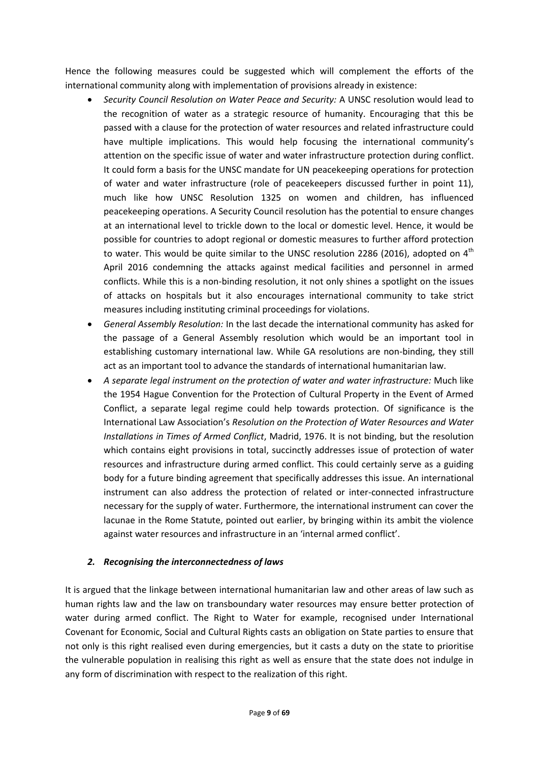Hence the following measures could be suggested which will complement the efforts of the international community along with implementation of provisions already in existence:

- *Security Council Resolution on Water Peace and Security:* A UNSC resolution would lead to the recognition of water as a strategic resource of humanity. Encouraging that this be passed with a clause for the protection of water resources and related infrastructure could have multiple implications. This would help focusing the international community's attention on the specific issue of water and water infrastructure protection during conflict. It could form a basis for the UNSC mandate for UN peacekeeping operations for protection of water and water infrastructure (role of peacekeepers discussed further in point 11), much like how UNSC Resolution 1325 on women and children, has influenced peacekeeping operations. A Security Council resolution has the potential to ensure changes at an international level to trickle down to the local or domestic level. Hence, it would be possible for countries to adopt regional or domestic measures to further afford protection to water. This would be quite similar to the UNSC resolution 2286 (2016), adopted on 4th April 2016 condemning the attacks against medical facilities and personnel in armed conflicts. While this is a non-binding resolution, it not only shines a spotlight on the issues of attacks on hospitals but it also encourages international community to take strict measures including instituting criminal proceedings for violations.
- *General Assembly Resolution:* In the last decade the international community has asked for the passage of a General Assembly resolution which would be an important tool in establishing customary international law. While GA resolutions are non-binding, they still act as an important tool to advance the standards of international humanitarian law.
- *A separate legal instrument on the protection of water and water infrastructure:* Much like the 1954 Hague Convention for the Protection of Cultural Property in the Event of Armed Conflict, a separate legal regime could help towards protection. Of significance is the International Law Association's *Resolution on the Protection of Water Resources and Water Installations in Times of Armed Conflict*, Madrid, 1976. It is not binding, but the resolution which contains eight provisions in total, succinctly addresses issue of protection of water resources and infrastructure during armed conflict. This could certainly serve as a guiding body for a future binding agreement that specifically addresses this issue. An international instrument can also address the protection of related or inter-connected infrastructure necessary for the supply of water. Furthermore, the international instrument can cover the lacunae in the Rome Statute, pointed out earlier, by bringing within its ambit the violence against water resources and infrastructure in an 'internal armed conflict'.

### *2. Recognising the interconnectedness of laws*

It is argued that the linkage between international humanitarian law and other areas of law such as human rights law and the law on transboundary water resources may ensure better protection of water during armed conflict. The Right to Water for example, recognised under International Covenant for Economic, Social and Cultural Rights casts an obligation on State parties to ensure that not only is this right realised even during emergencies, but it casts a duty on the state to prioritise the vulnerable population in realising this right as well as ensure that the state does not indulge in any form of discrimination with respect to the realization of this right.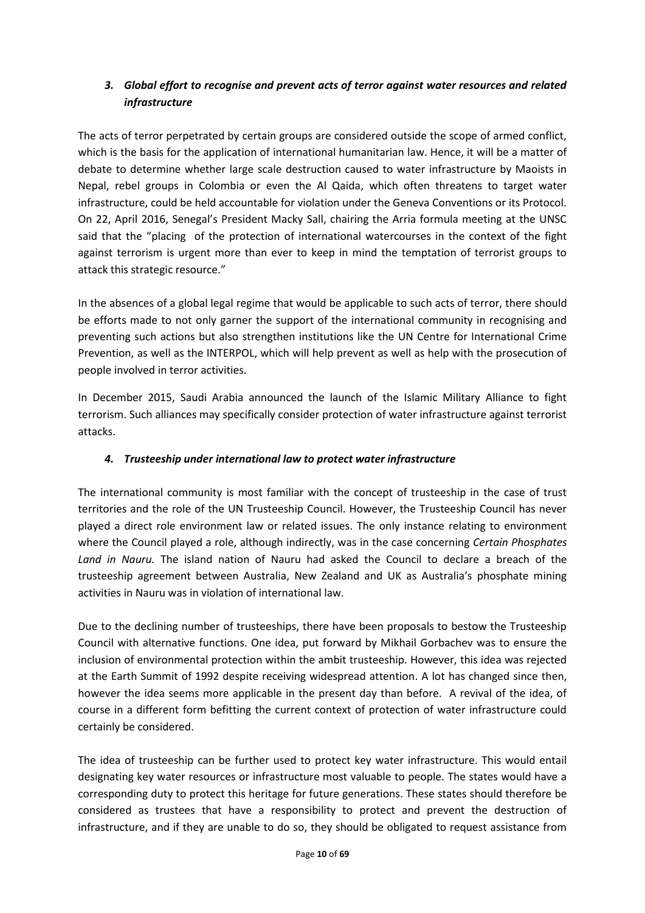### *3. Global effort to recognise and prevent acts of terror against water resources and related infrastructure*

The acts of terror perpetrated by certain groups are considered outside the scope of armed conflict, which is the basis for the application of international humanitarian law. Hence, it will be a matter of debate to determine whether large scale destruction caused to water infrastructure by Maoists in Nepal, rebel groups in Colombia or even the Al Qaida, which often threatens to target water infrastructure, could be held accountable for violation under the Geneva Conventions or its Protocol. On 22, April 2016, Senegal's President Macky Sall, chairing the Arria formula meeting at the UNSC said that the "placing of the protection of international watercourses in the context of the fight against terrorism is urgent more than ever to keep in mind the temptation of terrorist groups to attack this strategic resource."

In the absences of a global legal regime that would be applicable to such acts of terror, there should be efforts made to not only garner the support of the international community in recognising and preventing such actions but also strengthen institutions like the UN Centre for International Crime Prevention, as well as the INTERPOL, which will help prevent as well as help with the prosecution of people involved in terror activities.

In December 2015, Saudi Arabia announced the launch of the Islamic Military Alliance to fight terrorism. Such alliances may specifically consider protection of water infrastructure against terrorist attacks.

### *4. Trusteeship under international law to protect water infrastructure*

The international community is most familiar with the concept of trusteeship in the case of trust territories and the role of the UN Trusteeship Council. However, the Trusteeship Council has never played a direct role environment law or related issues. The only instance relating to environment where the Council played a role, although indirectly, was in the case concerning *Certain Phosphates Land in Nauru.* The island nation of Nauru had asked the Council to declare a breach of the trusteeship agreement between Australia, New Zealand and UK as Australia's phosphate mining activities in Nauru was in violation of international law.

Due to the declining number of trusteeships, there have been proposals to bestow the Trusteeship Council with alternative functions. One idea, put forward by Mikhail Gorbachev was to ensure the inclusion of environmental protection within the ambit trusteeship. However, this idea was rejected at the Earth Summit of 1992 despite receiving widespread attention. A lot has changed since then, however the idea seems more applicable in the present day than before. A revival of the idea, of course in a different form befitting the current context of protection of water infrastructure could certainly be considered.

The idea of trusteeship can be further used to protect key water infrastructure. This would entail designating key water resources or infrastructure most valuable to people. The states would have a corresponding duty to protect this heritage for future generations. These states should therefore be considered as trustees that have a responsibility to protect and prevent the destruction of infrastructure, and if they are unable to do so, they should be obligated to request assistance from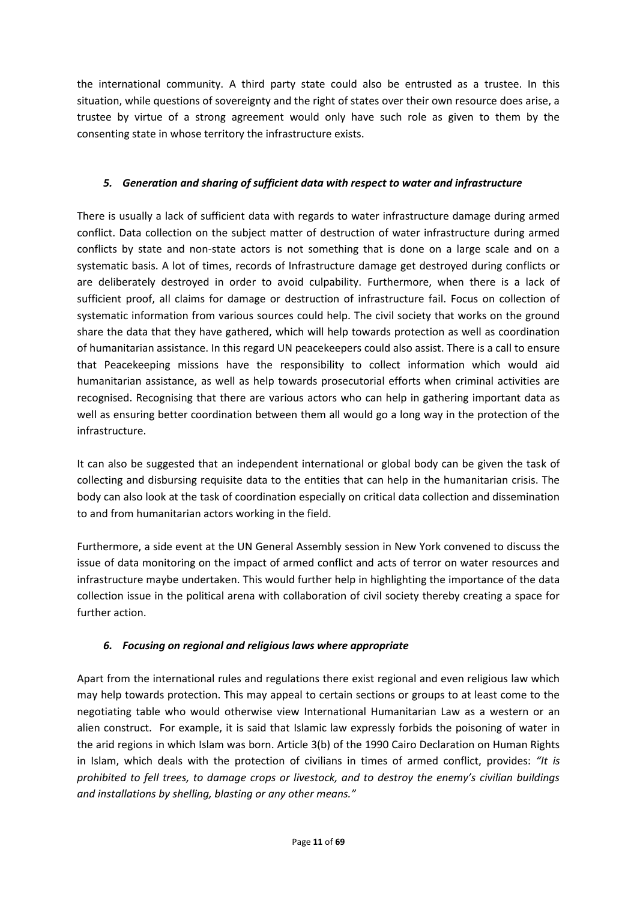the international community. A third party state could also be entrusted as a trustee. In this situation, while questions of sovereignty and the right of states over their own resource does arise, a trustee by virtue of a strong agreement would only have such role as given to them by the consenting state in whose territory the infrastructure exists.

### *5. Generation and sharing of sufficient data with respect to water and infrastructure*

There is usually a lack of sufficient data with regards to water infrastructure damage during armed conflict. Data collection on the subject matter of destruction of water infrastructure during armed conflicts by state and non-state actors is not something that is done on a large scale and on a systematic basis. A lot of times, records of Infrastructure damage get destroyed during conflicts or are deliberately destroyed in order to avoid culpability. Furthermore, when there is a lack of sufficient proof, all claims for damage or destruction of infrastructure fail. Focus on collection of systematic information from various sources could help. The civil society that works on the ground share the data that they have gathered, which will help towards protection as well as coordination of humanitarian assistance. In this regard UN peacekeepers could also assist. There is a call to ensure that Peacekeeping missions have the responsibility to collect information which would aid humanitarian assistance, as well as help towards prosecutorial efforts when criminal activities are recognised. Recognising that there are various actors who can help in gathering important data as well as ensuring better coordination between them all would go a long way in the protection of the infrastructure.

It can also be suggested that an independent international or global body can be given the task of collecting and disbursing requisite data to the entities that can help in the humanitarian crisis. The body can also look at the task of coordination especially on critical data collection and dissemination to and from humanitarian actors working in the field.

Furthermore, a side event at the UN General Assembly session in New York convened to discuss the issue of data monitoring on the impact of armed conflict and acts of terror on water resources and infrastructure maybe undertaken. This would further help in highlighting the importance of the data collection issue in the political arena with collaboration of civil society thereby creating a space for further action.

### *6. Focusing on regional and religious laws where appropriate*

Apart from the international rules and regulations there exist regional and even religious law which may help towards protection. This may appeal to certain sections or groups to at least come to the negotiating table who would otherwise view International Humanitarian Law as a western or an alien construct. For example, it is said that Islamic law expressly forbids the poisoning of water in the arid regions in which Islam was born. Article 3(b) of the 1990 Cairo Declaration on Human Rights in Islam, which deals with the protection of civilians in times of armed conflict, provides: *"It is prohibited to fell trees, to damage crops or livestock, and to destroy the enemy's civilian buildings and installations by shelling, blasting or any other means."*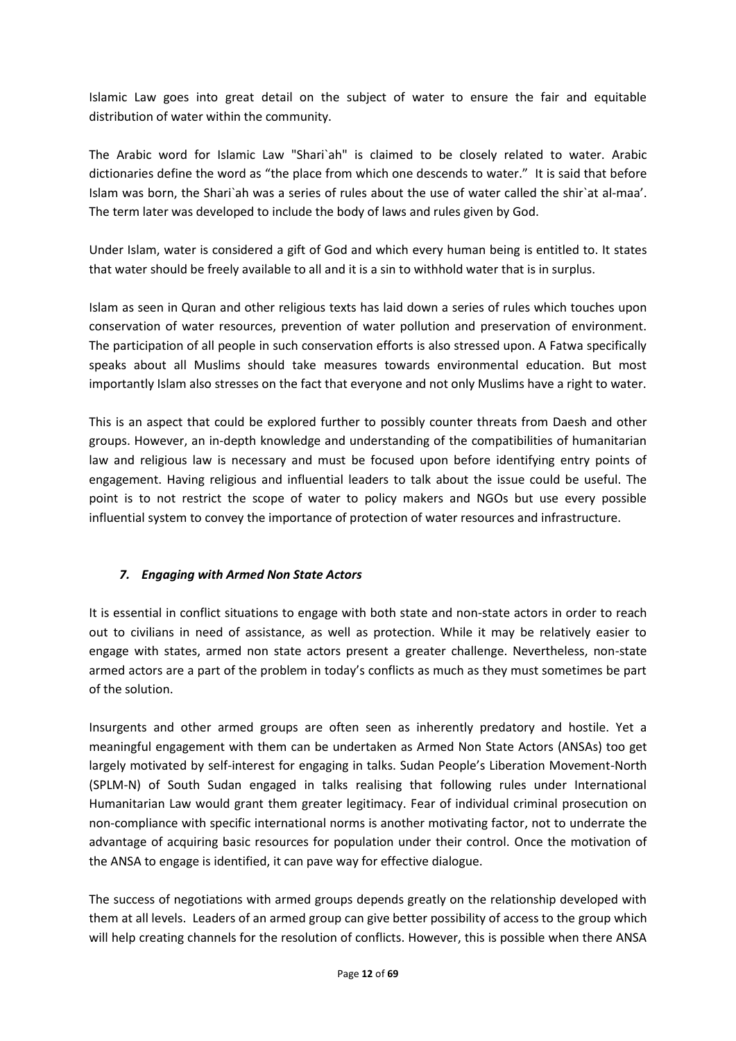Islamic Law goes into great detail on the subject of water to ensure the fair and equitable distribution of water within the community.

The Arabic word for Islamic Law "Shari`ah" is claimed to be closely related to water. Arabic dictionaries define the word as "the place from which one descends to water." It is said that before Islam was born, the Shari`ah was a series of rules about the use of water called the shir`at al-maa'. The term later was developed to include the body of laws and rules given by God.

Under Islam, water is considered a gift of God and which every human being is entitled to. It states that water should be freely available to all and it is a sin to withhold water that is in surplus.

Islam as seen in Quran and other religious texts has laid down a series of rules which touches upon conservation of water resources, prevention of water pollution and preservation of environment. The participation of all people in such conservation efforts is also stressed upon. A Fatwa specifically speaks about all Muslims should take measures towards environmental education. But most importantly Islam also stresses on the fact that everyone and not only Muslims have a right to water.

This is an aspect that could be explored further to possibly counter threats from Daesh and other groups. However, an in-depth knowledge and understanding of the compatibilities of humanitarian law and religious law is necessary and must be focused upon before identifying entry points of engagement. Having religious and influential leaders to talk about the issue could be useful. The point is to not restrict the scope of water to policy makers and NGOs but use every possible influential system to convey the importance of protection of water resources and infrastructure.

### *7. Engaging with Armed Non State Actors*

It is essential in conflict situations to engage with both state and non-state actors in order to reach out to civilians in need of assistance, as well as protection. While it may be relatively easier to engage with states, armed non state actors present a greater challenge. Nevertheless, non-state armed actors are a part of the problem in today's conflicts as much as they must sometimes be part of the solution.

Insurgents and other armed groups are often seen as inherently predatory and hostile. Yet a meaningful engagement with them can be undertaken as Armed Non State Actors (ANSAs) too get largely motivated by self-interest for engaging in talks. Sudan People's Liberation Movement-North (SPLM-N) of South Sudan engaged in talks realising that following rules under International Humanitarian Law would grant them greater legitimacy. Fear of individual criminal prosecution on non-compliance with specific international norms is another motivating factor, not to underrate the advantage of acquiring basic resources for population under their control. Once the motivation of the ANSA to engage is identified, it can pave way for effective dialogue.

The success of negotiations with armed groups depends greatly on the relationship developed with them at all levels. Leaders of an armed group can give better possibility of access to the group which will help creating channels for the resolution of conflicts. However, this is possible when there ANSA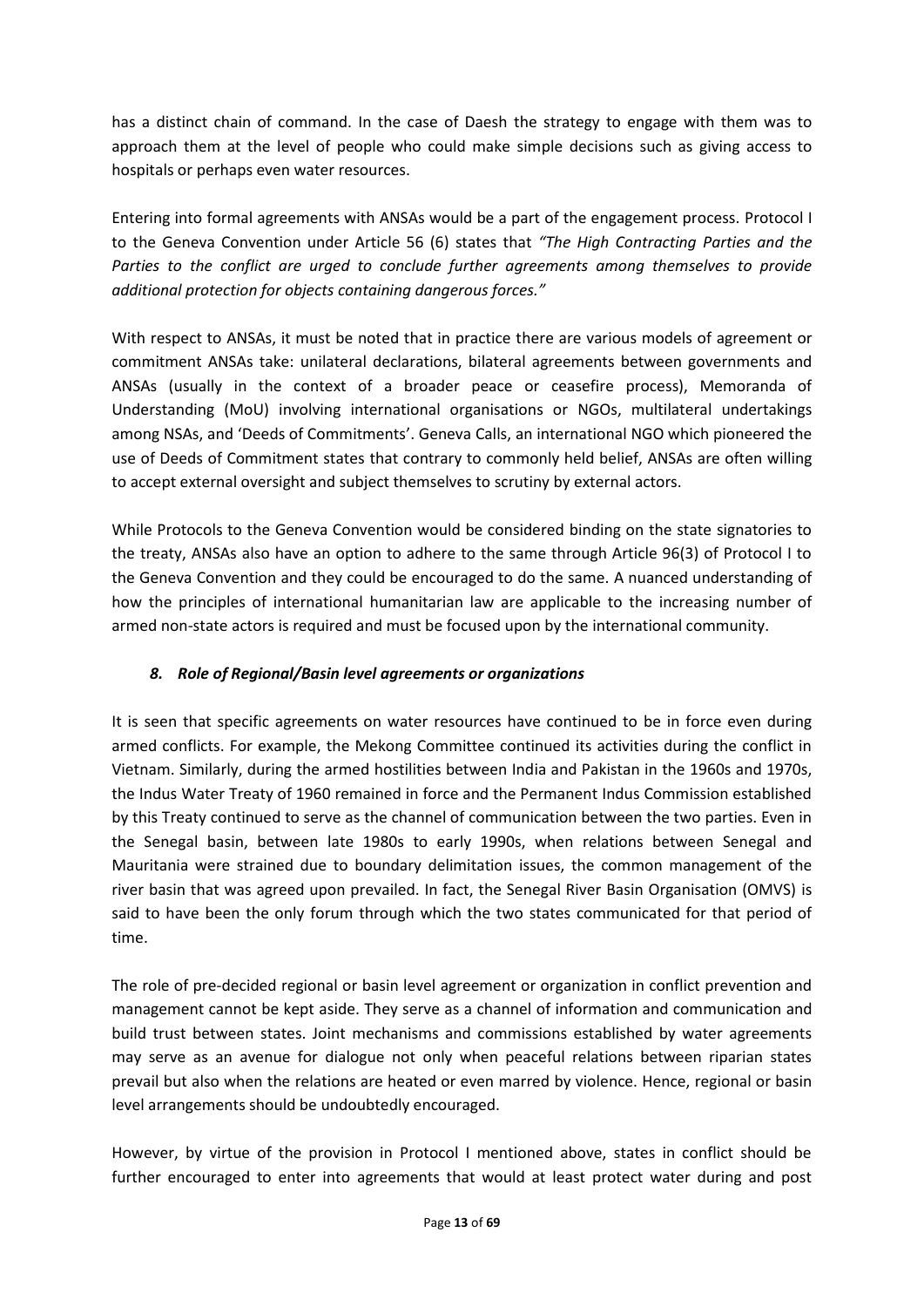has a distinct chain of command. In the case of Daesh the strategy to engage with them was to approach them at the level of people who could make simple decisions such as giving access to hospitals or perhaps even water resources.

Entering into formal agreements with ANSAs would be a part of the engagement process. Protocol I to the Geneva Convention under Article 56 (6) states that *"The High Contracting Parties and the Parties to the conflict are urged to conclude further agreements among themselves to provide additional protection for objects containing dangerous forces."*

With respect to ANSAs, it must be noted that in practice there are various models of agreement or commitment ANSAs take: unilateral declarations, bilateral agreements between governments and ANSAs (usually in the context of a broader peace or ceasefire process), Memoranda of Understanding (MoU) involving international organisations or NGOs, multilateral undertakings among NSAs, and 'Deeds of Commitments'. Geneva Calls, an international NGO which pioneered the use of Deeds of Commitment states that contrary to commonly held belief, ANSAs are often willing to accept external oversight and subject themselves to scrutiny by external actors.

While Protocols to the Geneva Convention would be considered binding on the state signatories to the treaty, ANSAs also have an option to adhere to the same through Article 96(3) of Protocol I to the Geneva Convention and they could be encouraged to do the same. A nuanced understanding of how the principles of international humanitarian law are applicable to the increasing number of armed non-state actors is required and must be focused upon by the international community.

### *8. Role of Regional/Basin level agreements or organizations*

It is seen that specific agreements on water resources have continued to be in force even during armed conflicts. For example, the Mekong Committee continued its activities during the conflict in Vietnam. Similarly, during the armed hostilities between India and Pakistan in the 1960s and 1970s, the Indus Water Treaty of 1960 remained in force and the Permanent Indus Commission established by this Treaty continued to serve as the channel of communication between the two parties. Even in the Senegal basin, between late 1980s to early 1990s, when relations between Senegal and Mauritania were strained due to boundary delimitation issues, the common management of the river basin that was agreed upon prevailed. In fact, the Senegal River Basin Organisation (OMVS) is said to have been the only forum through which the two states communicated for that period of time.

The role of pre-decided regional or basin level agreement or organization in conflict prevention and management cannot be kept aside. They serve as a channel of information and communication and build trust between states. Joint mechanisms and commissions established by water agreements may serve as an avenue for dialogue not only when peaceful relations between riparian states prevail but also when the relations are heated or even marred by violence. Hence, regional or basin level arrangements should be undoubtedly encouraged.

However, by virtue of the provision in Protocol I mentioned above, states in conflict should be further encouraged to enter into agreements that would at least protect water during and post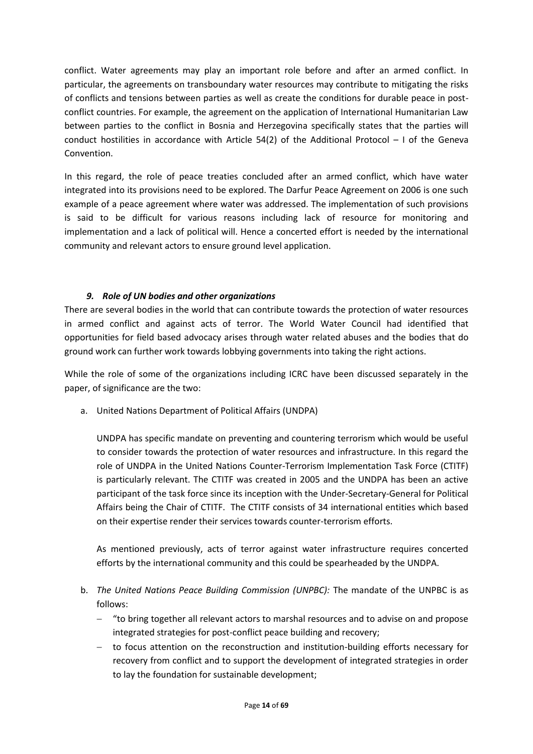conflict. Water agreements may play an important role before and after an armed conflict. In particular, the agreements on transboundary water resources may contribute to mitigating the risks of conflicts and tensions between parties as well as create the conditions for durable peace in post-conflict countries. For example, the agreement on the application of International Humanitarian Law between parties to the conflict in Bosnia and Herzegovina specifically states that the parties will conduct hostilities in accordance with Article 54(2) of the Additional Protocol – I of the Geneva Convention.

In this regard, the role of peace treaties concluded after an armed conflict, which have water integrated into its provisions need to be explored. The Darfur Peace Agreement on 2006 is one such example of a peace agreement where water was addressed. The implementation of such provisions is said to be difficult for various reasons including lack of resource for monitoring and implementation and a lack of political will. Hence a concerted effort is needed by the international community and relevant actors to ensure ground level application.

### *9. Role of UN bodies and other organizations*

There are several bodies in the world that can contribute towards the protection of water resources in armed conflict and against acts of terror. The World Water Council had identified that opportunities for field based advocacy arises through water related abuses and the bodies that do ground work can further work towards lobbying governments into taking the right actions.

While the role of some of the organizations including ICRC have been discussed separately in the paper, of significance are the two:

a. United Nations Department of Political Affairs (UNDPA)

   UNDPA has specific mandate on preventing and countering terrorism which would be useful to consider towards the protection of water resources and infrastructure. In this regard the role of UNDPA in the United Nations Counter-Terrorism Implementation Task Force (CTITF) is particularly relevant. The CTITF was created in 2005 and the UNDPA has been an active participant of the task force since its inception with the Under-Secretary-General for Political Affairs being the Chair of CTITF. The CTITF consists of 34 international entities which based on their expertise render their services towards counter-terrorism efforts.

   As mentioned previously, acts of terror against water infrastructure requires concerted efforts by the international community and this could be spearheaded by the UNDPA.

b. *The United Nations Peace Building Commission (UNPBC):* The mandate of the UNPBC is as follows:
   - "to bring together all relevant actors to marshal resources and to advise on and propose integrated strategies for post-conflict peace building and recovery;
   - to focus attention on the reconstruction and institution-building efforts necessary for recovery from conflict and to support the development of integrated strategies in order to lay the foundation for sustainable development;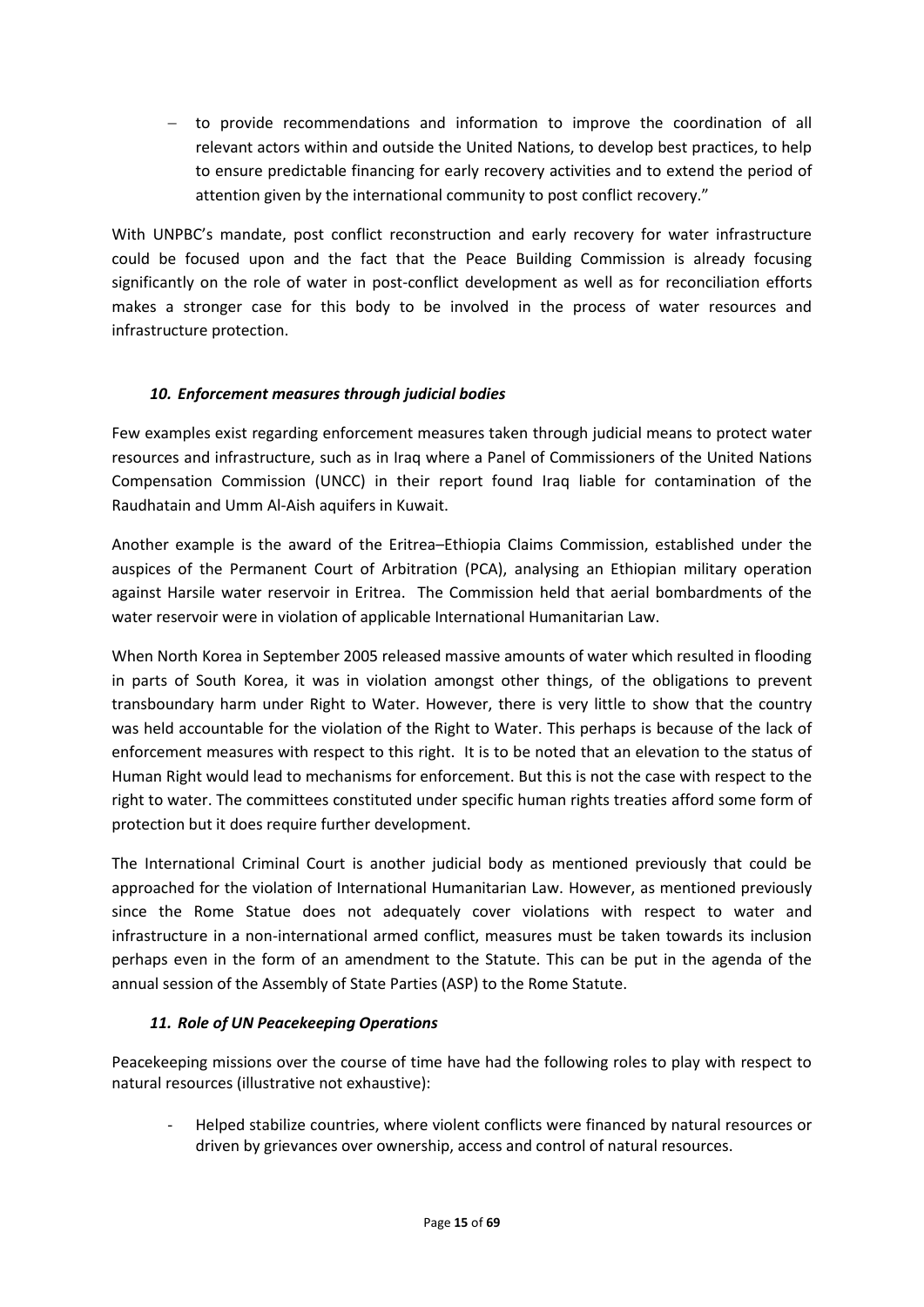- to provide recommendations and information to improve the coordination of all relevant actors within and outside the United Nations, to develop best practices, to help to ensure predictable financing for early recovery activities and to extend the period of attention given by the international community to post conflict recovery."

With UNPBC's mandate, post conflict reconstruction and early recovery for water infrastructure could be focused upon and the fact that the Peace Building Commission is already focusing significantly on the role of water in post-conflict development as well as for reconciliation efforts makes a stronger case for this body to be involved in the process of water resources and infrastructure protection.

### *10. Enforcement measures through judicial bodies*

Few examples exist regarding enforcement measures taken through judicial means to protect water resources and infrastructure, such as in Iraq where a Panel of Commissioners of the United Nations Compensation Commission (UNCC) in their report found Iraq liable for contamination of the Raudhatain and Umm Al-Aish aquifers in Kuwait.

Another example is the award of the Eritrea–Ethiopia Claims Commission, established under the auspices of the Permanent Court of Arbitration (PCA), analysing an Ethiopian military operation against Harsile water reservoir in Eritrea. The Commission held that aerial bombardments of the water reservoir were in violation of applicable International Humanitarian Law.

When North Korea in September 2005 released massive amounts of water which resulted in flooding in parts of South Korea, it was in violation amongst other things, of the obligations to prevent transboundary harm under Right to Water. However, there is very little to show that the country was held accountable for the violation of the Right to Water. This perhaps is because of the lack of enforcement measures with respect to this right. It is to be noted that an elevation to the status of Human Right would lead to mechanisms for enforcement. But this is not the case with respect to the right to water. The committees constituted under specific human rights treaties afford some form of protection but it does require further development.

The International Criminal Court is another judicial body as mentioned previously that could be approached for the violation of International Humanitarian Law. However, as mentioned previously since the Rome Statue does not adequately cover violations with respect to water and infrastructure in a non-international armed conflict, measures must be taken towards its inclusion perhaps even in the form of an amendment to the Statute. This can be put in the agenda of the annual session of the Assembly of State Parties (ASP) to the Rome Statute.

### *11. Role of UN Peacekeeping Operations*

Peacekeeping missions over the course of time have had the following roles to play with respect to natural resources (illustrative not exhaustive):

- Helped stabilize countries, where violent conflicts were financed by natural resources or driven by grievances over ownership, access and control of natural resources.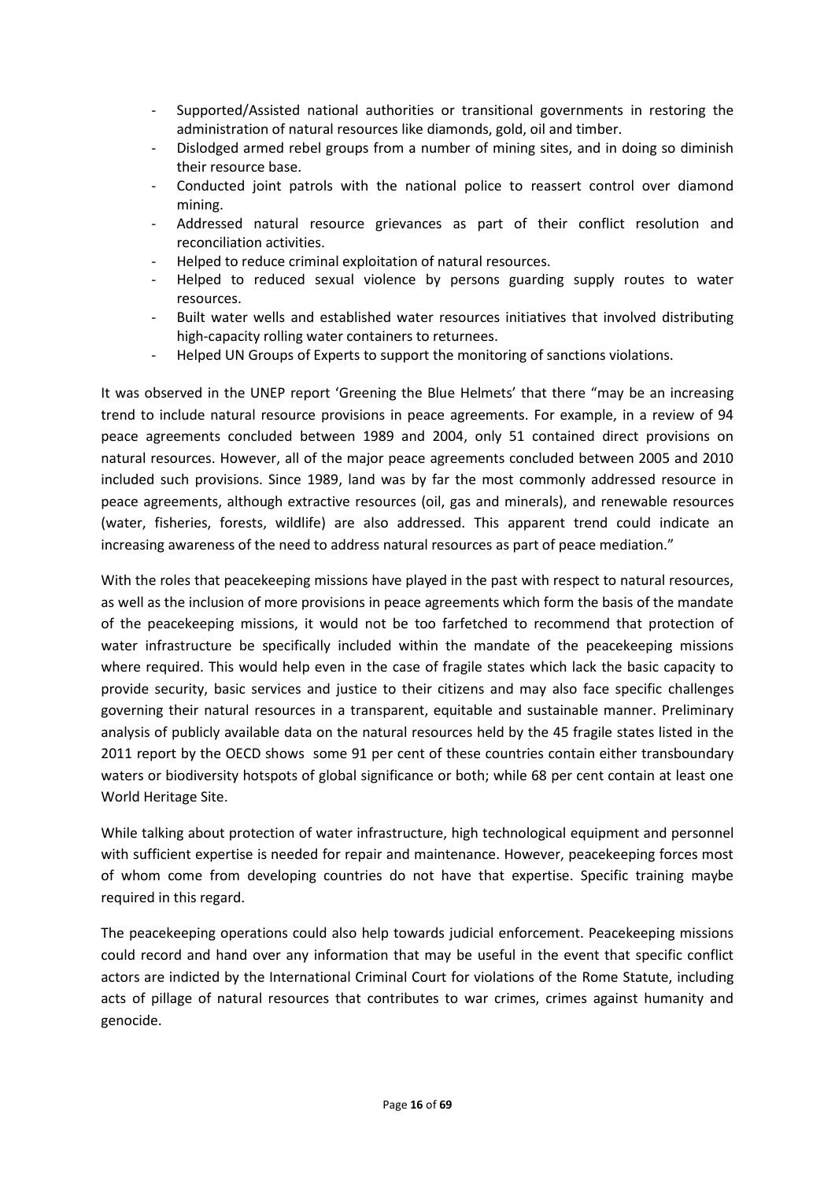- Supported/Assisted national authorities or transitional governments in restoring the administration of natural resources like diamonds, gold, oil and timber.
- Dislodged armed rebel groups from a number of mining sites, and in doing so diminish their resource base.
- Conducted joint patrols with the national police to reassert control over diamond mining.
- Addressed natural resource grievances as part of their conflict resolution and reconciliation activities.
- Helped to reduce criminal exploitation of natural resources.
- Helped to reduced sexual violence by persons guarding supply routes to water resources.
- Built water wells and established water resources initiatives that involved distributing high-capacity rolling water containers to returnees.
- Helped UN Groups of Experts to support the monitoring of sanctions violations.

It was observed in the UNEP report 'Greening the Blue Helmets' that there "may be an increasing trend to include natural resource provisions in peace agreements. For example, in a review of 94 peace agreements concluded between 1989 and 2004, only 51 contained direct provisions on natural resources. However, all of the major peace agreements concluded between 2005 and 2010 included such provisions. Since 1989, land was by far the most commonly addressed resource in peace agreements, although extractive resources (oil, gas and minerals), and renewable resources (water, fisheries, forests, wildlife) are also addressed. This apparent trend could indicate an increasing awareness of the need to address natural resources as part of peace mediation."

With the roles that peacekeeping missions have played in the past with respect to natural resources, as well as the inclusion of more provisions in peace agreements which form the basis of the mandate of the peacekeeping missions, it would not be too farfetched to recommend that protection of water infrastructure be specifically included within the mandate of the peacekeeping missions where required. This would help even in the case of fragile states which lack the basic capacity to provide security, basic services and justice to their citizens and may also face specific challenges governing their natural resources in a transparent, equitable and sustainable manner. Preliminary analysis of publicly available data on the natural resources held by the 45 fragile states listed in the 2011 report by the OECD shows some 91 per cent of these countries contain either transboundary waters or biodiversity hotspots of global significance or both; while 68 per cent contain at least one World Heritage Site.

While talking about protection of water infrastructure, high technological equipment and personnel with sufficient expertise is needed for repair and maintenance. However, peacekeeping forces most of whom come from developing countries do not have that expertise. Specific training maybe required in this regard.

The peacekeeping operations could also help towards judicial enforcement. Peacekeeping missions could record and hand over any information that may be useful in the event that specific conflict actors are indicted by the International Criminal Court for violations of the Rome Statute, including acts of pillage of natural resources that contributes to war crimes, crimes against humanity and genocide.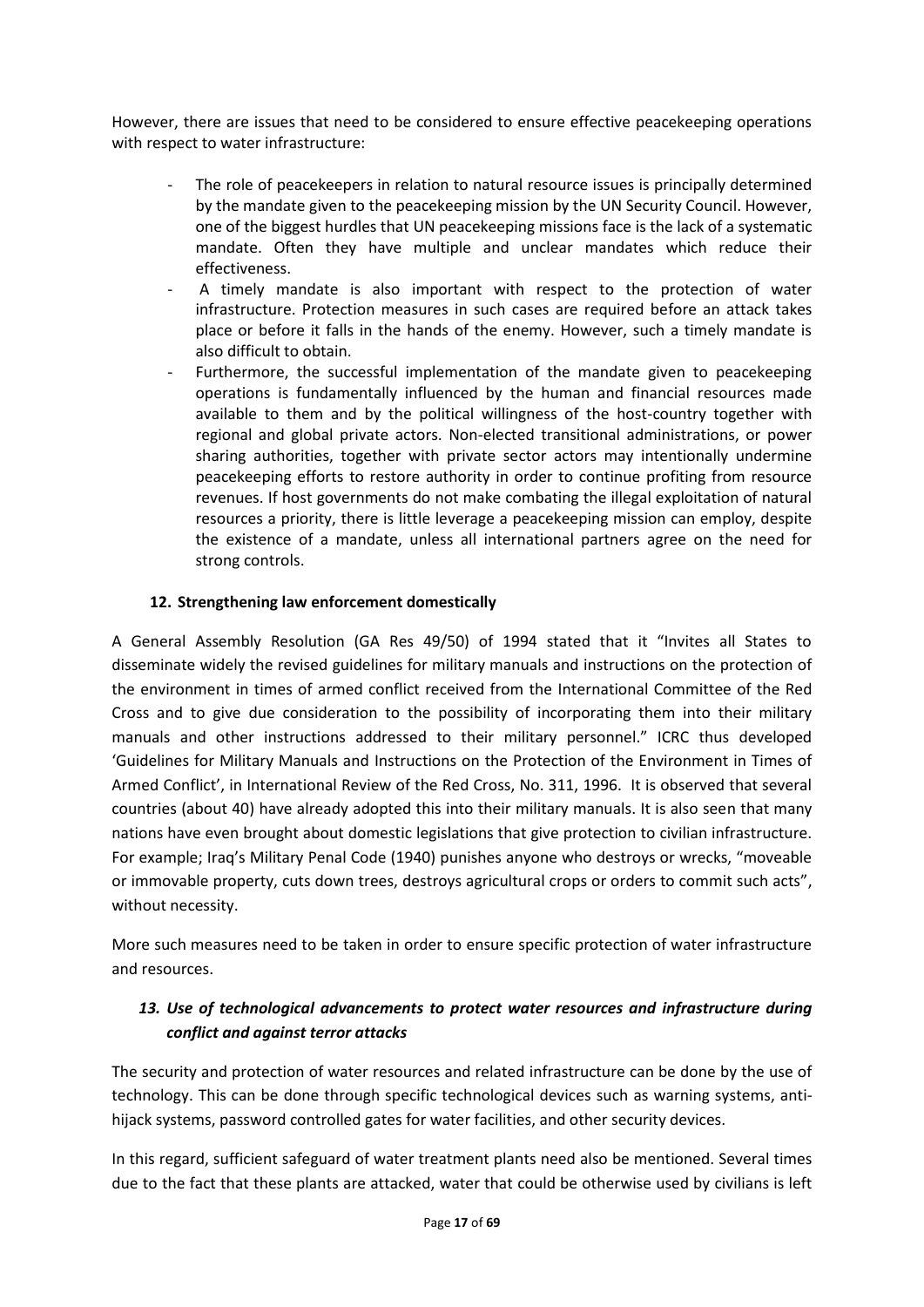However, there are issues that need to be considered to ensure effective peacekeeping operations with respect to water infrastructure:

- The role of peacekeepers in relation to natural resource issues is principally determined by the mandate given to the peacekeeping mission by the UN Security Council. However, one of the biggest hurdles that UN peacekeeping missions face is the lack of a systematic mandate. Often they have multiple and unclear mandates which reduce their effectiveness.
- A timely mandate is also important with respect to the protection of water infrastructure. Protection measures in such cases are required before an attack takes place or before it falls in the hands of the enemy. However, such a timely mandate is also difficult to obtain.
- Furthermore, the successful implementation of the mandate given to peacekeeping operations is fundamentally influenced by the human and financial resources made available to them and by the political willingness of the host-country together with regional and global private actors. Non-elected transitional administrations, or power sharing authorities, together with private sector actors may intentionally undermine peacekeeping efforts to restore authority in order to continue profiting from resource revenues. If host governments do not make combating the illegal exploitation of natural resources a priority, there is little leverage a peacekeeping mission can employ, despite the existence of a mandate, unless all international partners agree on the need for strong controls.

## 12. Strengthening law enforcement domestically

A General Assembly Resolution (GA Res 49/50) of 1994 stated that it "Invites all States to disseminate widely the revised guidelines for military manuals and instructions on the protection of the environment in times of armed conflict received from the International Committee of the Red Cross and to give due consideration to the possibility of incorporating them into their military manuals and other instructions addressed to their military personnel." ICRC thus developed 'Guidelines for Military Manuals and Instructions on the Protection of the Environment in Times of Armed Conflict', in International Review of the Red Cross, No. 311, 1996. It is observed that several countries (about 40) have already adopted this into their military manuals. It is also seen that many nations have even brought about domestic legislations that give protection to civilian infrastructure. For example; Iraq's Military Penal Code (1940) punishes anyone who destroys or wrecks, "moveable or immovable property, cuts down trees, destroys agricultural crops or orders to commit such acts", without necessity.

More such measures need to be taken in order to ensure specific protection of water infrastructure and resources.

## *13. Use of technological advancements to protect water resources and infrastructure during conflict and against terror attacks*

The security and protection of water resources and related infrastructure can be done by the use of technology. This can be done through specific technological devices such as warning systems, anti-hijack systems, password controlled gates for water facilities, and other security devices.

In this regard, sufficient safeguard of water treatment plants need also be mentioned. Several times due to the fact that these plants are attacked, water that could be otherwise used by civilians is left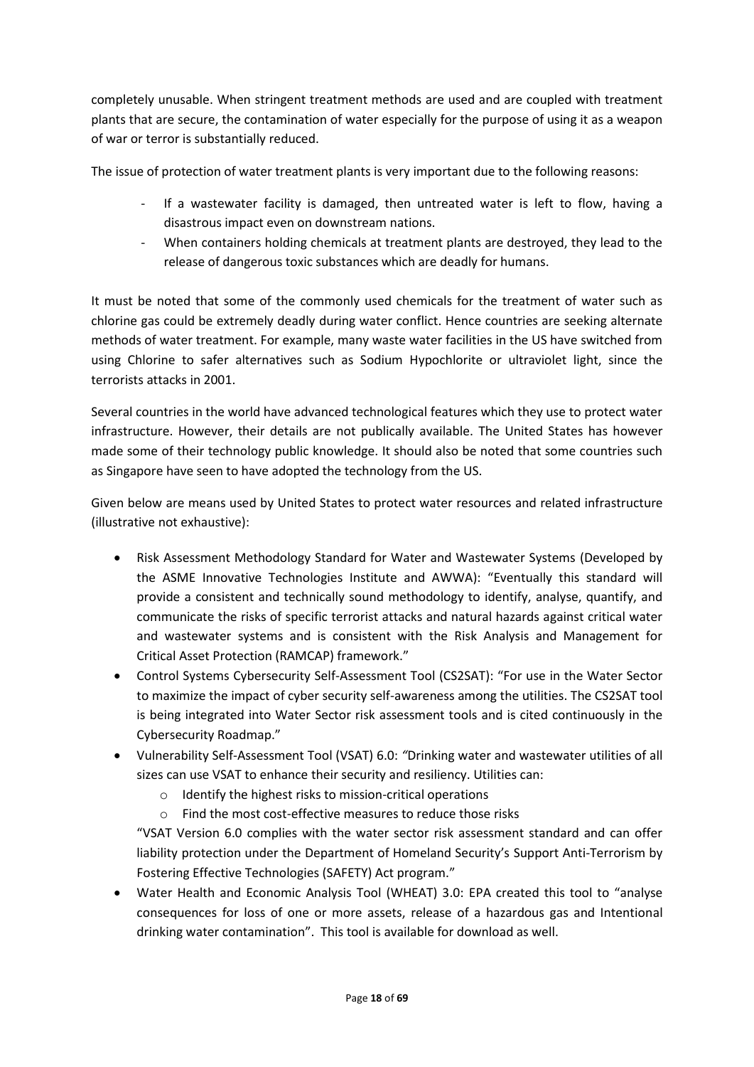completely unusable. When stringent treatment methods are used and are coupled with treatment plants that are secure, the contamination of water especially for the purpose of using it as a weapon of war or terror is substantially reduced.

The issue of protection of water treatment plants is very important due to the following reasons:

- If a wastewater facility is damaged, then untreated water is left to flow, having a disastrous impact even on downstream nations.
- When containers holding chemicals at treatment plants are destroyed, they lead to the release of dangerous toxic substances which are deadly for humans.

It must be noted that some of the commonly used chemicals for the treatment of water such as chlorine gas could be extremely deadly during water conflict. Hence countries are seeking alternate methods of water treatment. For example, many waste water facilities in the US have switched from using Chlorine to safer alternatives such as Sodium Hypochlorite or ultraviolet light, since the terrorists attacks in 2001.

Several countries in the world have advanced technological features which they use to protect water infrastructure. However, their details are not publically available. The United States has however made some of their technology public knowledge. It should also be noted that some countries such as Singapore have seen to have adopted the technology from the US.

Given below are means used by United States to protect water resources and related infrastructure (illustrative not exhaustive):

- Risk Assessment Methodology Standard for Water and Wastewater Systems (Developed by the ASME Innovative Technologies Institute and AWWA): "Eventually this standard will provide a consistent and technically sound methodology to identify, analyse, quantify, and communicate the risks of specific terrorist attacks and natural hazards against critical water and wastewater systems and is consistent with the Risk Analysis and Management for Critical Asset Protection (RAMCAP) framework."
- Control Systems Cybersecurity Self-Assessment Tool (CS2SAT): "For use in the Water Sector to maximize the impact of cyber security self-awareness among the utilities. The CS2SAT tool is being integrated into Water Sector risk assessment tools and is cited continuously in the Cybersecurity Roadmap."
- Vulnerability Self-Assessment Tool (VSAT) 6.0: "Drinking water and wastewater utilities of all sizes can use VSAT to enhance their security and resiliency. Utilities can:
  - Identify the highest risks to mission-critical operations
  - Find the most cost-effective measures to reduce those risks

  "VSAT Version 6.0 complies with the water sector risk assessment standard and can offer liability protection under the Department of Homeland Security's Support Anti-Terrorism by Fostering Effective Technologies (SAFETY) Act program."
- Water Health and Economic Analysis Tool (WHEAT) 3.0: EPA created this tool to "analyse consequences for loss of one or more assets, release of a hazardous gas and Intentional drinking water contamination". This tool is available for download as well.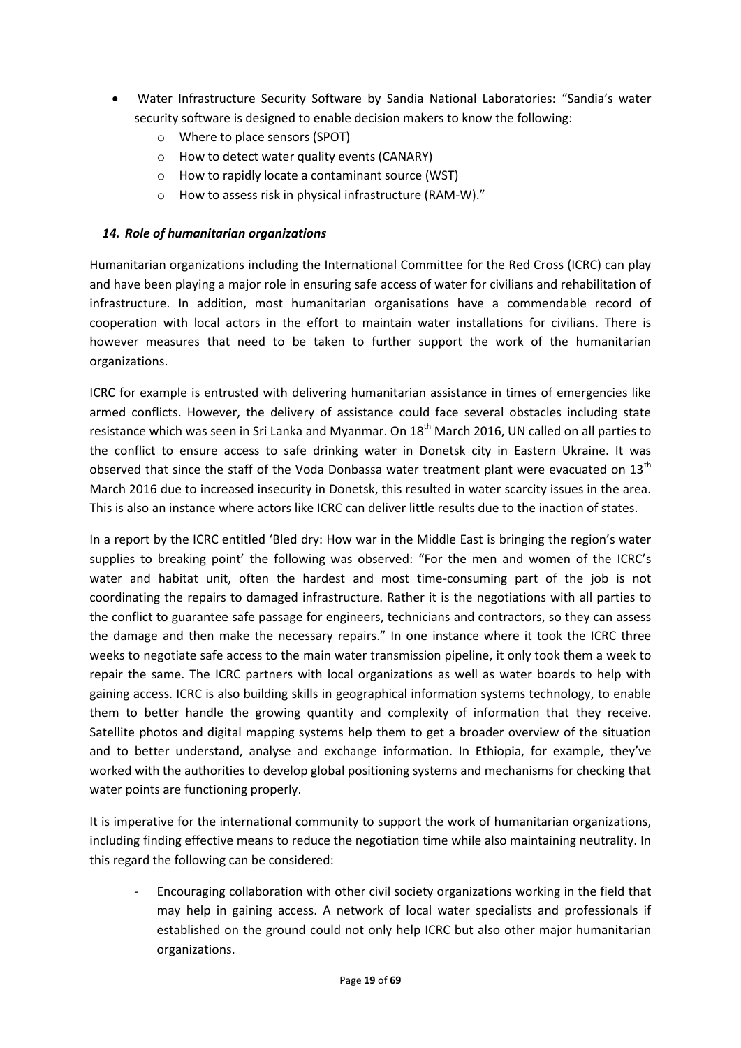- Water Infrastructure Security Software by Sandia National Laboratories: "Sandia's water security software is designed to enable decision makers to know the following:
  - Where to place sensors (SPOT)
  - How to detect water quality events (CANARY)
  - How to rapidly locate a contaminant source (WST)
  - How to assess risk in physical infrastructure (RAM-W)."

### *14. Role of humanitarian organizations*

Humanitarian organizations including the International Committee for the Red Cross (ICRC) can play and have been playing a major role in ensuring safe access of water for civilians and rehabilitation of infrastructure. In addition, most humanitarian organisations have a commendable record of cooperation with local actors in the effort to maintain water installations for civilians. There is however measures that need to be taken to further support the work of the humanitarian organizations.

ICRC for example is entrusted with delivering humanitarian assistance in times of emergencies like armed conflicts. However, the delivery of assistance could face several obstacles including state resistance which was seen in Sri Lanka and Myanmar. On 18th March 2016, UN called on all parties to the conflict to ensure access to safe drinking water in Donetsk city in Eastern Ukraine. It was observed that since the staff of the Voda Donbassa water treatment plant were evacuated on 13th March 2016 due to increased insecurity in Donetsk, this resulted in water scarcity issues in the area. This is also an instance where actors like ICRC can deliver little results due to the inaction of states.

In a report by the ICRC entitled 'Bled dry: How war in the Middle East is bringing the region's water supplies to breaking point' the following was observed: "For the men and women of the ICRC's water and habitat unit, often the hardest and most time-consuming part of the job is not coordinating the repairs to damaged infrastructure. Rather it is the negotiations with all parties to the conflict to guarantee safe passage for engineers, technicians and contractors, so they can assess the damage and then make the necessary repairs." In one instance where it took the ICRC three weeks to negotiate safe access to the main water transmission pipeline, it only took them a week to repair the same. The ICRC partners with local organizations as well as water boards to help with gaining access. ICRC is also building skills in geographical information systems technology, to enable them to better handle the growing quantity and complexity of information that they receive. Satellite photos and digital mapping systems help them to get a broader overview of the situation and to better understand, analyse and exchange information. In Ethiopia, for example, they've worked with the authorities to develop global positioning systems and mechanisms for checking that water points are functioning properly.

It is imperative for the international community to support the work of humanitarian organizations, including finding effective means to reduce the negotiation time while also maintaining neutrality. In this regard the following can be considered:

- Encouraging collaboration with other civil society organizations working in the field that may help in gaining access. A network of local water specialists and professionals if established on the ground could not only help ICRC but also other major humanitarian organizations.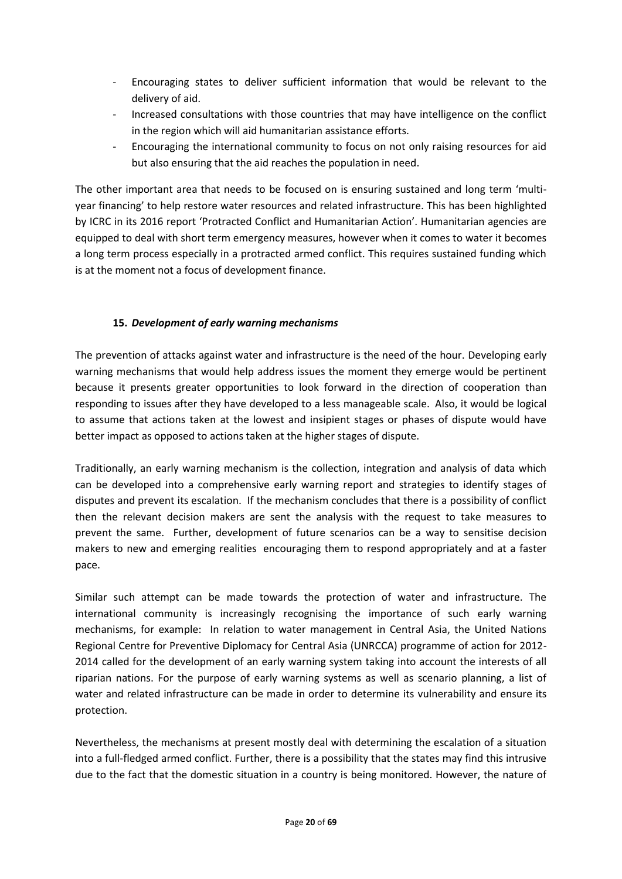- Encouraging states to deliver sufficient information that would be relevant to the delivery of aid.
- Increased consultations with those countries that may have intelligence on the conflict in the region which will aid humanitarian assistance efforts.
- Encouraging the international community to focus on not only raising resources for aid but also ensuring that the aid reaches the population in need.

The other important area that needs to be focused on is ensuring sustained and long term 'multi-year financing' to help restore water resources and related infrastructure. This has been highlighted by ICRC in its 2016 report 'Protracted Conflict and Humanitarian Action'. Humanitarian agencies are equipped to deal with short term emergency measures, however when it comes to water it becomes a long term process especially in a protracted armed conflict. This requires sustained funding which is at the moment not a focus of development finance.

## 15. ***Development of early warning mechanisms***

The prevention of attacks against water and infrastructure is the need of the hour. Developing early warning mechanisms that would help address issues the moment they emerge would be pertinent because it presents greater opportunities to look forward in the direction of cooperation than responding to issues after they have developed to a less manageable scale. Also, it would be logical to assume that actions taken at the lowest and insipient stages or phases of dispute would have better impact as opposed to actions taken at the higher stages of dispute.

Traditionally, an early warning mechanism is the collection, integration and analysis of data which can be developed into a comprehensive early warning report and strategies to identify stages of disputes and prevent its escalation. If the mechanism concludes that there is a possibility of conflict then the relevant decision makers are sent the analysis with the request to take measures to prevent the same. Further, development of future scenarios can be a way to sensitise decision makers to new and emerging realities encouraging them to respond appropriately and at a faster pace.

Similar such attempt can be made towards the protection of water and infrastructure. The international community is increasingly recognising the importance of such early warning mechanisms, for example: In relation to water management in Central Asia, the United Nations Regional Centre for Preventive Diplomacy for Central Asia (UNRCCA) programme of action for 2012-2014 called for the development of an early warning system taking into account the interests of all riparian nations. For the purpose of early warning systems as well as scenario planning, a list of water and related infrastructure can be made in order to determine its vulnerability and ensure its protection.

Nevertheless, the mechanisms at present mostly deal with determining the escalation of a situation into a full-fledged armed conflict. Further, there is a possibility that the states may find this intrusive due to the fact that the domestic situation in a country is being monitored. However, the nature of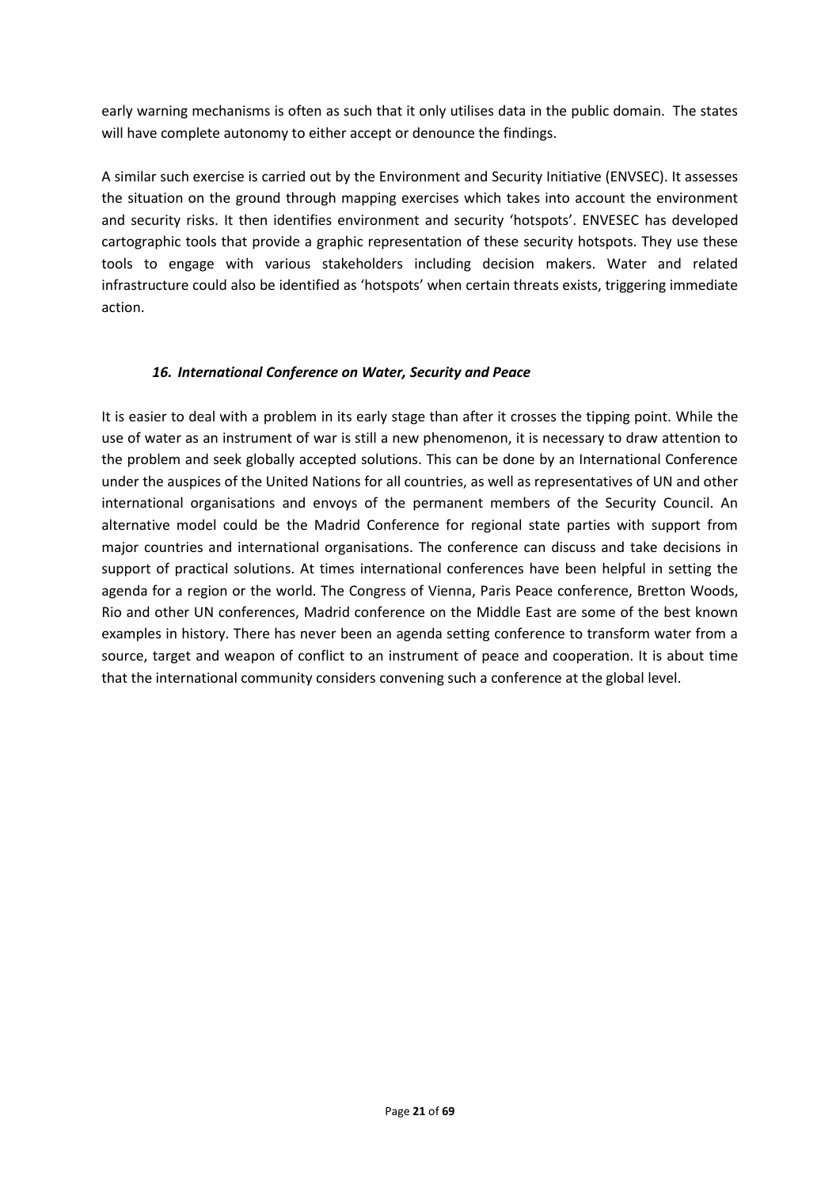early warning mechanisms is often as such that it only utilises data in the public domain. The states will have complete autonomy to either accept or denounce the findings.

A similar such exercise is carried out by the Environment and Security Initiative (ENVSEC). It assesses the situation on the ground through mapping exercises which takes into account the environment and security risks. It then identifies environment and security 'hotspots'. ENVESEC has developed cartographic tools that provide a graphic representation of these security hotspots. They use these tools to engage with various stakeholders including decision makers. Water and related infrastructure could also be identified as 'hotspots' when certain threats exists, triggering immediate action.

### *16. International Conference on Water, Security and Peace*

It is easier to deal with a problem in its early stage than after it crosses the tipping point. While the use of water as an instrument of war is still a new phenomenon, it is necessary to draw attention to the problem and seek globally accepted solutions. This can be done by an International Conference under the auspices of the United Nations for all countries, as well as representatives of UN and other international organisations and envoys of the permanent members of the Security Council. An alternative model could be the Madrid Conference for regional state parties with support from major countries and international organisations. The conference can discuss and take decisions in support of practical solutions. At times international conferences have been helpful in setting the agenda for a region or the world. The Congress of Vienna, Paris Peace conference, Bretton Woods, Rio and other UN conferences, Madrid conference on the Middle East are some of the best known examples in history. There has never been an agenda setting conference to transform water from a source, target and weapon of conflict to an instrument of peace and cooperation. It is about time that the international community considers convening such a conference at the global level.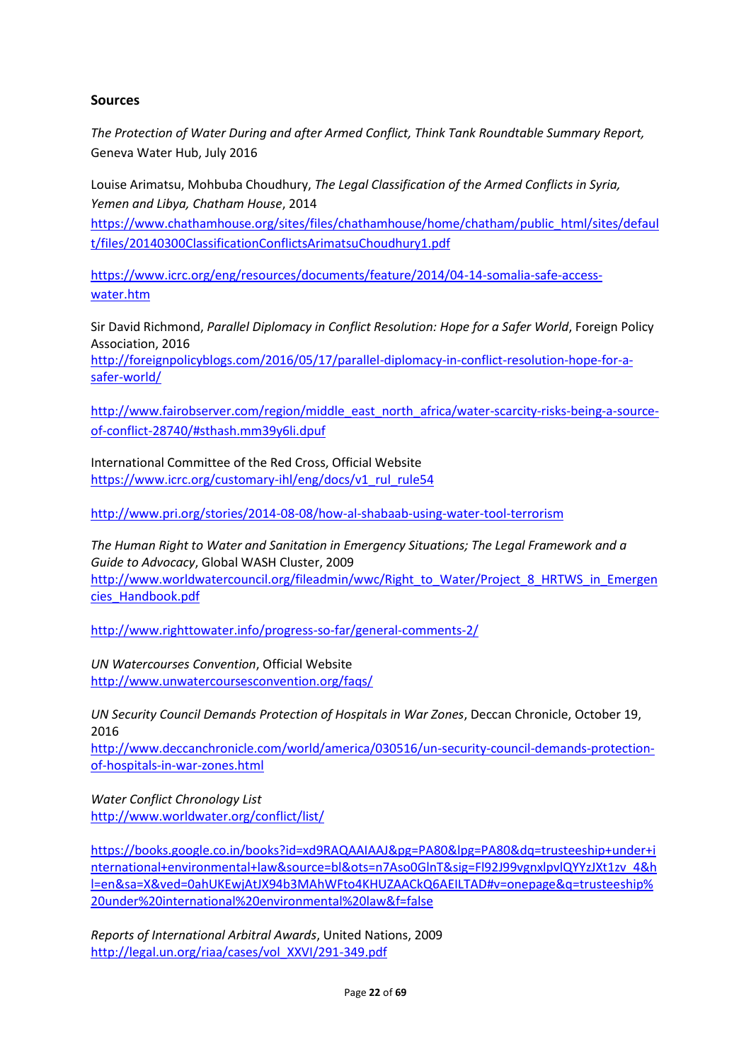**Sources**

*The Protection of Water During and after Armed Conflict, Think Tank Roundtable Summary Report,* Geneva Water Hub, July 2016

Louise Arimatsu, Mohbuba Choudhury, *The Legal Classification of the Armed Conflicts in Syria, Yemen and Libya, Chatham House*, 2014
https://www.chathamhouse.org/sites/files/chathamhouse/home/chatham/public_html/sites/default/files/20140300ClassificationConflictsArimatsuChoudhury1.pdf

https://www.icrc.org/eng/resources/documents/feature/2014/04-14-somalia-safe-access-water.htm

Sir David Richmond, *Parallel Diplomacy in Conflict Resolution: Hope for a Safer World*, Foreign Policy Association, 2016
http://foreignpolicyblogs.com/2016/05/17/parallel-diplomacy-in-conflict-resolution-hope-for-a-safer-world/

http://www.fairobserver.com/region/middle_east_north_africa/water-scarcity-risks-being-a-source-of-conflict-28740/#sthash.mm39y6li.dpuf

International Committee of the Red Cross, Official Website
https://www.icrc.org/customary-ihl/eng/docs/v1_rul_rule54

http://www.pri.org/stories/2014-08-08/how-al-shabaab-using-water-tool-terrorism

*The Human Right to Water and Sanitation in Emergency Situations; The Legal Framework and a Guide to Advocacy*, Global WASH Cluster, 2009
http://www.worldwatercouncil.org/fileadmin/wwc/Right_to_Water/Project_8_HRTWS_in_Emergencies_Handbook.pdf

http://www.righttowater.info/progress-so-far/general-comments-2/

*UN Watercourses Convention*, Official Website
http://www.unwatercoursesconvention.org/faqs/

*UN Security Council Demands Protection of Hospitals in War Zones*, Deccan Chronicle, October 19, 2016
http://www.deccanchronicle.com/world/america/030516/un-security-council-demands-protection-of-hospitals-in-war-zones.html

*Water Conflict Chronology List*
http://www.worldwater.org/conflict/list/

https://books.google.co.in/books?id=xd9RAQAAIAAJ&pg=PA80&lpg=PA80&dq=trusteeship+under+international+environmental+law&source=bl&ots=n7Aso0GlnT&sig=Fl92J99vgnxlpvlQYYzJXt1zv_4&hl=en&sa=X&ved=0ahUKEwjAtJX94b3MAhWFto4KHUZAACkQ6AEILTAD#v=onepage&q=trusteeship%20under%20international%20environmental%20law&f=false

*Reports of International Arbitral Awards*, United Nations, 2009
http://legal.un.org/riaa/cases/vol_XXVI/291-349.pdf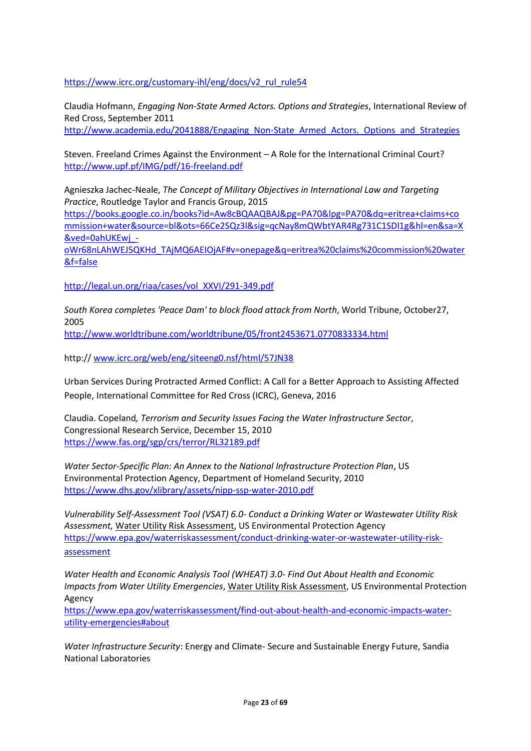https://www.icrc.org/customary-ihl/eng/docs/v2_rul_rule54

Claudia Hofmann, *Engaging Non-State Armed Actors. Options and Strategies*, International Review of Red Cross, September 2011
http://www.academia.edu/2041888/Engaging_Non-State_Armed_Actors._Options_and_Strategies

Steven. Freeland Crimes Against the Environment – A Role for the International Criminal Court?
http://www.upf.pf/IMG/pdf/16-freeland.pdf

Agnieszka Jachec-Neale, *The Concept of Military Objectives in International Law and Targeting Practice*, Routledge Taylor and Francis Group, 2015
https://books.google.co.in/books?id=Aw8cBQAAQBAJ&pg=PA70&lpg=PA70&dq=eritrea+claims+commission+water&source=bl&ots=66Ce2SQz3l&sig=qcNay8mQWbtYAR4Rg731C1SDl1g&hl=en&sa=X&ved=0ahUKEwj_-oWr68nLAhWEJ5QKHd_TAjMQ6AEIOjAF#v=onepage&q=eritrea%20claims%20commission%20water&f=false

http://legal.un.org/riaa/cases/vol_XXVI/291-349.pdf

*South Korea completes 'Peace Dam' to block flood attack from North*, World Tribune, October27, 2005
http://www.worldtribune.com/worldtribune/05/front2453671.0770833334.html

http:// www.icrc.org/web/eng/siteeng0.nsf/html/57JN38

Urban Services During Protracted Armed Conflict: A Call for a Better Approach to Assisting Affected People, International Committee for Red Cross (ICRC), Geneva, 2016

Claudia. Copeland*, Terrorism and Security Issues Facing the Water Infrastructure Sector*, Congressional Research Service, December 15, 2010
https://www.fas.org/sgp/crs/terror/RL32189.pdf

*Water Sector-Specific Plan: An Annex to the National Infrastructure Protection Plan*, US Environmental Protection Agency, Department of Homeland Security, 2010
https://www.dhs.gov/xlibrary/assets/nipp-ssp-water-2010.pdf

*Vulnerability Self-Assessment Tool (VSAT) 6.0- Conduct a Drinking Water or Wastewater Utility Risk Assessment,* Water Utility Risk Assessment, US Environmental Protection Agency
https://www.epa.gov/waterriskassessment/conduct-drinking-water-or-wastewater-utility-risk-assessment

*Water Health and Economic Analysis Tool (WHEAT) 3.0- Find Out About Health and Economic Impacts from Water Utility Emergencies*, Water Utility Risk Assessment, US Environmental Protection Agency
https://www.epa.gov/waterriskassessment/find-out-about-health-and-economic-impacts-water-utility-emergencies#about

*Water Infrastructure Security*: Energy and Climate- Secure and Sustainable Energy Future, Sandia National Laboratories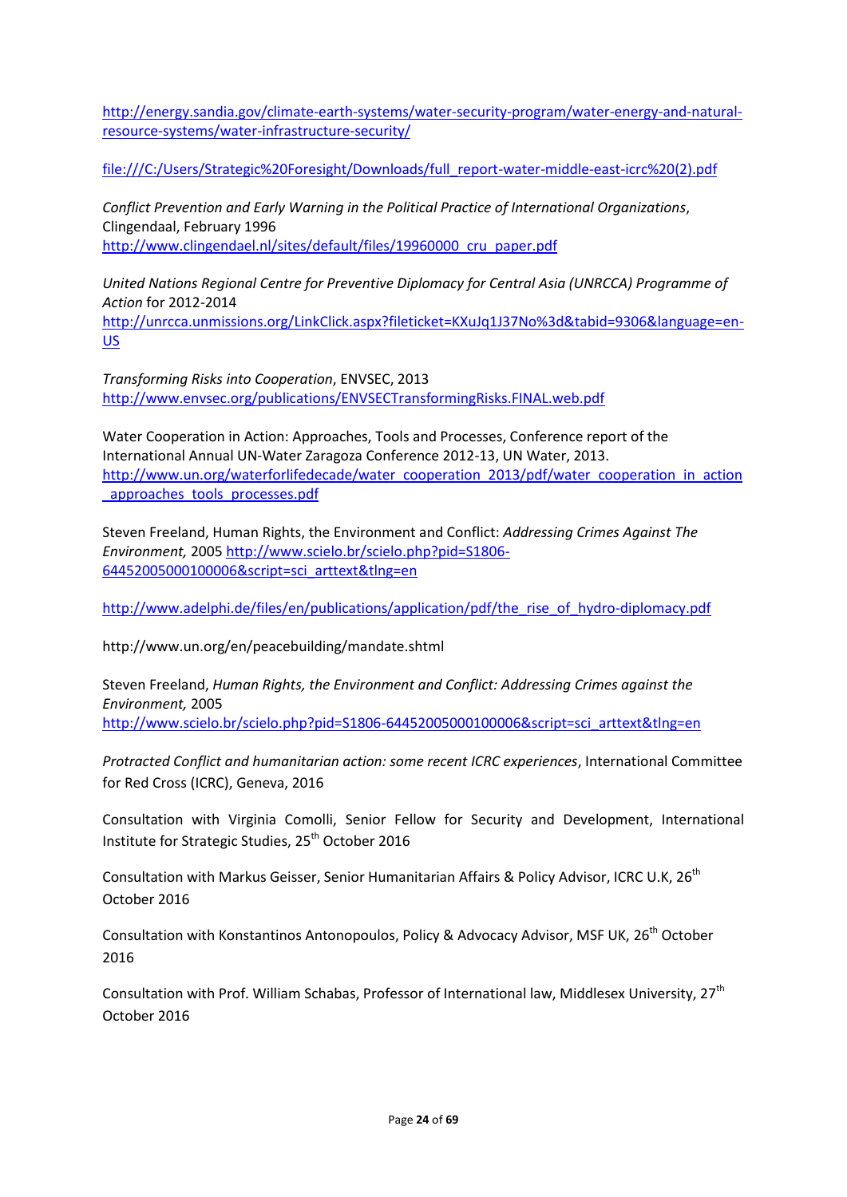http://energy.sandia.gov/climate-earth-systems/water-security-program/water-energy-and-natural-resource-systems/water-infrastructure-security/

file:///C:/Users/Strategic%20Foresight/Downloads/full_report-water-middle-east-icrc%20(2).pdf

*Conflict Prevention and Early Warning in the Political Practice of International Organizations*, Clingendaal, February 1996
http://www.clingendael.nl/sites/default/files/19960000_cru_paper.pdf

*United Nations Regional Centre for Preventive Diplomacy for Central Asia (UNRCCA) Programme of Action* for 2012-2014
http://unrcca.unmissions.org/LinkClick.aspx?fileticket=KXuJq1J37No%3d&tabid=9306&language=en-US

*Transforming Risks into Cooperation*, ENVSEC, 2013
http://www.envsec.org/publications/ENVSECTransformingRisks.FINAL.web.pdf

Water Cooperation in Action: Approaches, Tools and Processes, Conference report of the International Annual UN-Water Zaragoza Conference 2012-13, UN Water, 2013.
http://www.un.org/waterforlifedecade/water_cooperation_2013/pdf/water_cooperation_in_action_approaches_tools_processes.pdf

Steven Freeland, Human Rights, the Environment and Conflict: *Addressing Crimes Against The Environment,* 2005 http://www.scielo.br/scielo.php?pid=S1806-64452005000100006&script=sci_arttext&tlng=en

http://www.adelphi.de/files/en/publications/application/pdf/the_rise_of_hydro-diplomacy.pdf

http://www.un.org/en/peacebuilding/mandate.shtml

Steven Freeland, *Human Rights, the Environment and Conflict: Addressing Crimes against the Environment,* 2005
http://www.scielo.br/scielo.php?pid=S1806-64452005000100006&script=sci_arttext&tlng=en

*Protracted Conflict and humanitarian action: some recent ICRC experiences*, International Committee for Red Cross (ICRC), Geneva, 2016

Consultation with Virginia Comolli, Senior Fellow for Security and Development, International Institute for Strategic Studies, 25th October 2016

Consultation with Markus Geisser, Senior Humanitarian Affairs & Policy Advisor, ICRC U.K, 26th October 2016

Consultation with Konstantinos Antonopoulos, Policy & Advocacy Advisor, MSF UK, 26th October 2016

Consultation with Prof. William Schabas, Professor of International law, Middlesex University, 27th October 2016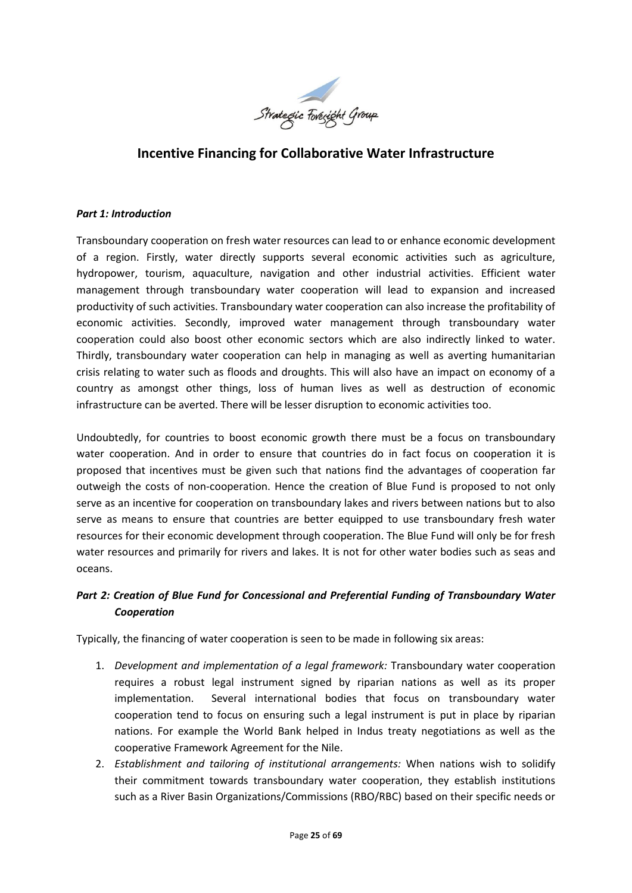## Incentive Financing for Collaborative Water Infrastructure

***Part 1: Introduction***

Transboundary cooperation on fresh water resources can lead to or enhance economic development of a region. Firstly, water directly supports several economic activities such as agriculture, hydropower, tourism, aquaculture, navigation and other industrial activities. Efficient water management through transboundary water cooperation will lead to expansion and increased productivity of such activities. Transboundary water cooperation can also increase the profitability of economic activities. Secondly, improved water management through transboundary water cooperation could also boost other economic sectors which are also indirectly linked to water. Thirdly, transboundary water cooperation can help in managing as well as averting humanitarian crisis relating to water such as floods and droughts. This will also have an impact on economy of a country as amongst other things, loss of human lives as well as destruction of economic infrastructure can be averted. There will be lesser disruption to economic activities too.

Undoubtedly, for countries to boost economic growth there must be a focus on transboundary water cooperation. And in order to ensure that countries do in fact focus on cooperation it is proposed that incentives must be given such that nations find the advantages of cooperation far outweigh the costs of non-cooperation. Hence the creation of Blue Fund is proposed to not only serve as an incentive for cooperation on transboundary lakes and rivers between nations but to also serve as means to ensure that countries are better equipped to use transboundary fresh water resources for their economic development through cooperation. The Blue Fund will only be for fresh water resources and primarily for rivers and lakes. It is not for other water bodies such as seas and oceans.

***Part 2: Creation of Blue Fund for Concessional and Preferential Funding of Transboundary Water Cooperation***

Typically, the financing of water cooperation is seen to be made in following six areas:

1. *Development and implementation of a legal framework:* Transboundary water cooperation requires a robust legal instrument signed by riparian nations as well as its proper implementation. Several international bodies that focus on transboundary water cooperation tend to focus on ensuring such a legal instrument is put in place by riparian nations. For example the World Bank helped in Indus treaty negotiations as well as the cooperative Framework Agreement for the Nile.
2. *Establishment and tailoring of institutional arrangements:* When nations wish to solidify their commitment towards transboundary water cooperation, they establish institutions such as a River Basin Organizations/Commissions (RBO/RBC) based on their specific needs or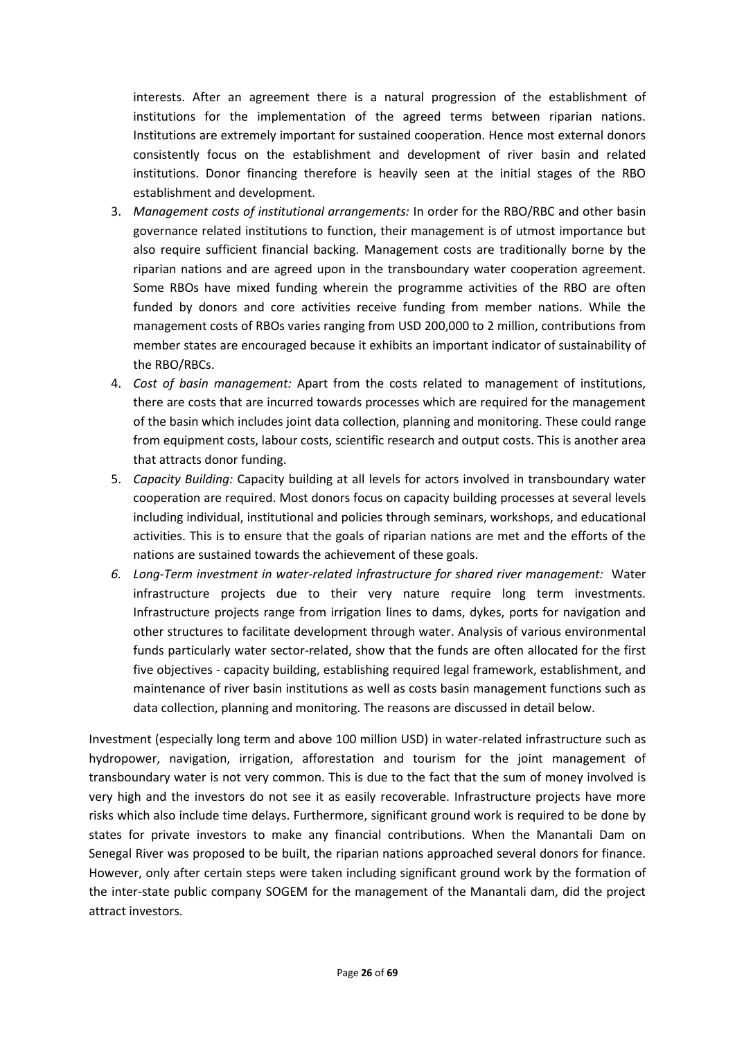interests. After an agreement there is a natural progression of the establishment of institutions for the implementation of the agreed terms between riparian nations. Institutions are extremely important for sustained cooperation. Hence most external donors consistently focus on the establishment and development of river basin and related institutions. Donor financing therefore is heavily seen at the initial stages of the RBO establishment and development.

3. *Management costs of institutional arrangements:* In order for the RBO/RBC and other basin governance related institutions to function, their management is of utmost importance but also require sufficient financial backing. Management costs are traditionally borne by the riparian nations and are agreed upon in the transboundary water cooperation agreement. Some RBOs have mixed funding wherein the programme activities of the RBO are often funded by donors and core activities receive funding from member nations. While the management costs of RBOs varies ranging from USD 200,000 to 2 million, contributions from member states are encouraged because it exhibits an important indicator of sustainability of the RBO/RBCs.
4. *Cost of basin management:* Apart from the costs related to management of institutions, there are costs that are incurred towards processes which are required for the management of the basin which includes joint data collection, planning and monitoring. These could range from equipment costs, labour costs, scientific research and output costs. This is another area that attracts donor funding.
5. *Capacity Building:* Capacity building at all levels for actors involved in transboundary water cooperation are required. Most donors focus on capacity building processes at several levels including individual, institutional and policies through seminars, workshops, and educational activities. This is to ensure that the goals of riparian nations are met and the efforts of the nations are sustained towards the achievement of these goals.
6. *Long-Term investment in water-related infrastructure for shared river management:* Water infrastructure projects due to their very nature require long term investments. Infrastructure projects range from irrigation lines to dams, dykes, ports for navigation and other structures to facilitate development through water. Analysis of various environmental funds particularly water sector-related, show that the funds are often allocated for the first five objectives - capacity building, establishing required legal framework, establishment, and maintenance of river basin institutions as well as costs basin management functions such as data collection, planning and monitoring. The reasons are discussed in detail below.

Investment (especially long term and above 100 million USD) in water-related infrastructure such as hydropower, navigation, irrigation, afforestation and tourism for the joint management of transboundary water is not very common. This is due to the fact that the sum of money involved is very high and the investors do not see it as easily recoverable. Infrastructure projects have more risks which also include time delays. Furthermore, significant ground work is required to be done by states for private investors to make any financial contributions. When the Manantali Dam on Senegal River was proposed to be built, the riparian nations approached several donors for finance. However, only after certain steps were taken including significant ground work by the formation of the inter-state public company SOGEM for the management of the Manantali dam, did the project attract investors.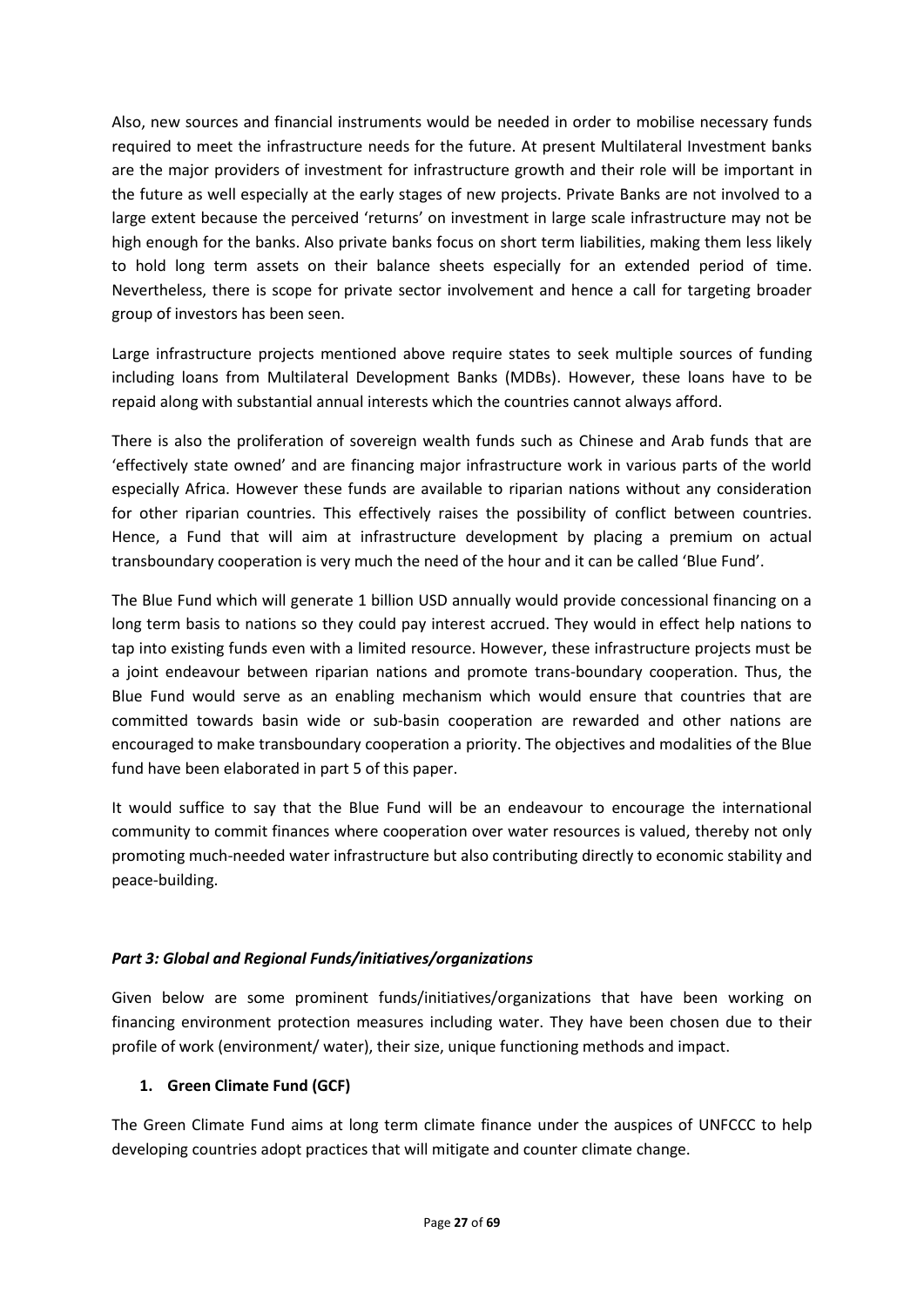Also, new sources and financial instruments would be needed in order to mobilise necessary funds required to meet the infrastructure needs for the future. At present Multilateral Investment banks are the major providers of investment for infrastructure growth and their role will be important in the future as well especially at the early stages of new projects. Private Banks are not involved to a large extent because the perceived 'returns' on investment in large scale infrastructure may not be high enough for the banks. Also private banks focus on short term liabilities, making them less likely to hold long term assets on their balance sheets especially for an extended period of time. Nevertheless, there is scope for private sector involvement and hence a call for targeting broader group of investors has been seen.

Large infrastructure projects mentioned above require states to seek multiple sources of funding including loans from Multilateral Development Banks (MDBs). However, these loans have to be repaid along with substantial annual interests which the countries cannot always afford.

There is also the proliferation of sovereign wealth funds such as Chinese and Arab funds that are 'effectively state owned' and are financing major infrastructure work in various parts of the world especially Africa. However these funds are available to riparian nations without any consideration for other riparian countries. This effectively raises the possibility of conflict between countries. Hence, a Fund that will aim at infrastructure development by placing a premium on actual transboundary cooperation is very much the need of the hour and it can be called 'Blue Fund'.

The Blue Fund which will generate 1 billion USD annually would provide concessional financing on a long term basis to nations so they could pay interest accrued. They would in effect help nations to tap into existing funds even with a limited resource. However, these infrastructure projects must be a joint endeavour between riparian nations and promote trans-boundary cooperation. Thus, the Blue Fund would serve as an enabling mechanism which would ensure that countries that are committed towards basin wide or sub-basin cooperation are rewarded and other nations are encouraged to make transboundary cooperation a priority. The objectives and modalities of the Blue fund have been elaborated in part 5 of this paper.

It would suffice to say that the Blue Fund will be an endeavour to encourage the international community to commit finances where cooperation over water resources is valued, thereby not only promoting much-needed water infrastructure but also contributing directly to economic stability and peace-building.

### *Part 3: Global and Regional Funds/initiatives/organizations*

Given below are some prominent funds/initiatives/organizations that have been working on financing environment protection measures including water. They have been chosen due to their profile of work (environment/ water), their size, unique functioning methods and impact.

1. **Green Climate Fund (GCF)**

The Green Climate Fund aims at long term climate finance under the auspices of UNFCCC to help developing countries adopt practices that will mitigate and counter climate change.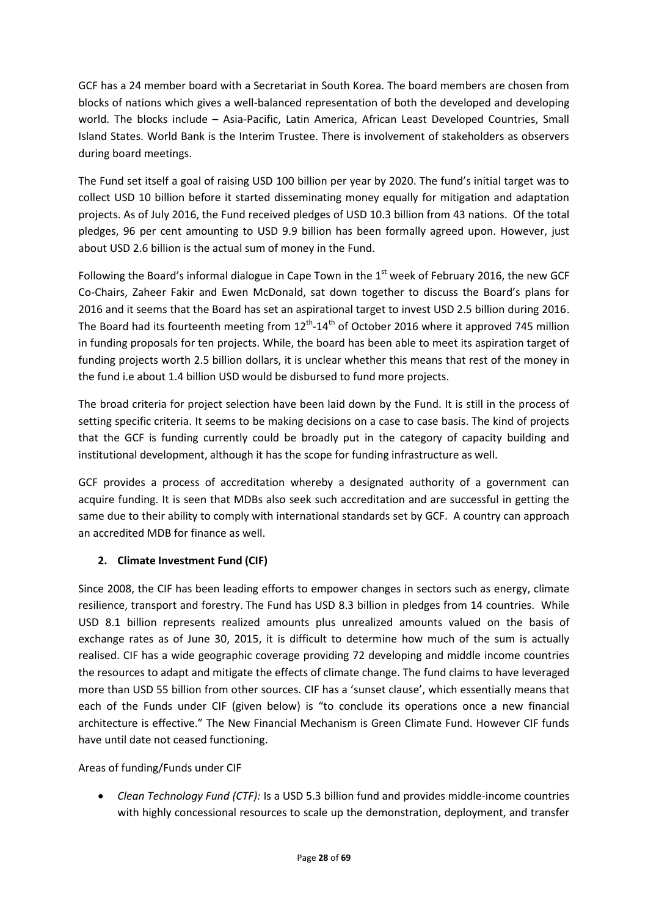GCF has a 24 member board with a Secretariat in South Korea. The board members are chosen from blocks of nations which gives a well-balanced representation of both the developed and developing world. The blocks include – Asia-Pacific, Latin America, African Least Developed Countries, Small Island States. World Bank is the Interim Trustee. There is involvement of stakeholders as observers during board meetings.

The Fund set itself a goal of raising USD 100 billion per year by 2020. The fund's initial target was to collect USD 10 billion before it started disseminating money equally for mitigation and adaptation projects. As of July 2016, the Fund received pledges of USD 10.3 billion from 43 nations. Of the total pledges, 96 per cent amounting to USD 9.9 billion has been formally agreed upon. However, just about USD 2.6 billion is the actual sum of money in the Fund.

Following the Board's informal dialogue in Cape Town in the 1st week of February 2016, the new GCF Co-Chairs, Zaheer Fakir and Ewen McDonald, sat down together to discuss the Board's plans for 2016 and it seems that the Board has set an aspirational target to invest USD 2.5 billion during 2016. The Board had its fourteenth meeting from 12th-14th of October 2016 where it approved 745 million in funding proposals for ten projects. While, the board has been able to meet its aspiration target of funding projects worth 2.5 billion dollars, it is unclear whether this means that rest of the money in the fund i.e about 1.4 billion USD would be disbursed to fund more projects.

The broad criteria for project selection have been laid down by the Fund. It is still in the process of setting specific criteria. It seems to be making decisions on a case to case basis. The kind of projects that the GCF is funding currently could be broadly put in the category of capacity building and institutional development, although it has the scope for funding infrastructure as well.

GCF provides a process of accreditation whereby a designated authority of a government can acquire funding. It is seen that MDBs also seek such accreditation and are successful in getting the same due to their ability to comply with international standards set by GCF. A country can approach an accredited MDB for finance as well.

## 2. Climate Investment Fund (CIF)

Since 2008, the CIF has been leading efforts to empower changes in sectors such as energy, climate resilience, transport and forestry. The Fund has USD 8.3 billion in pledges from 14 countries. While USD 8.1 billion represents realized amounts plus unrealized amounts valued on the basis of exchange rates as of June 30, 2015, it is difficult to determine how much of the sum is actually realised. CIF has a wide geographic coverage providing 72 developing and middle income countries the resources to adapt and mitigate the effects of climate change. The fund claims to have leveraged more than USD 55 billion from other sources. CIF has a 'sunset clause', which essentially means that each of the Funds under CIF (given below) is "to conclude its operations once a new financial architecture is effective." The New Financial Mechanism is Green Climate Fund. However CIF funds have until date not ceased functioning.

Areas of funding/Funds under CIF

- *Clean Technology Fund (CTF):* Is a USD 5.3 billion fund and provides middle-income countries with highly concessional resources to scale up the demonstration, deployment, and transfer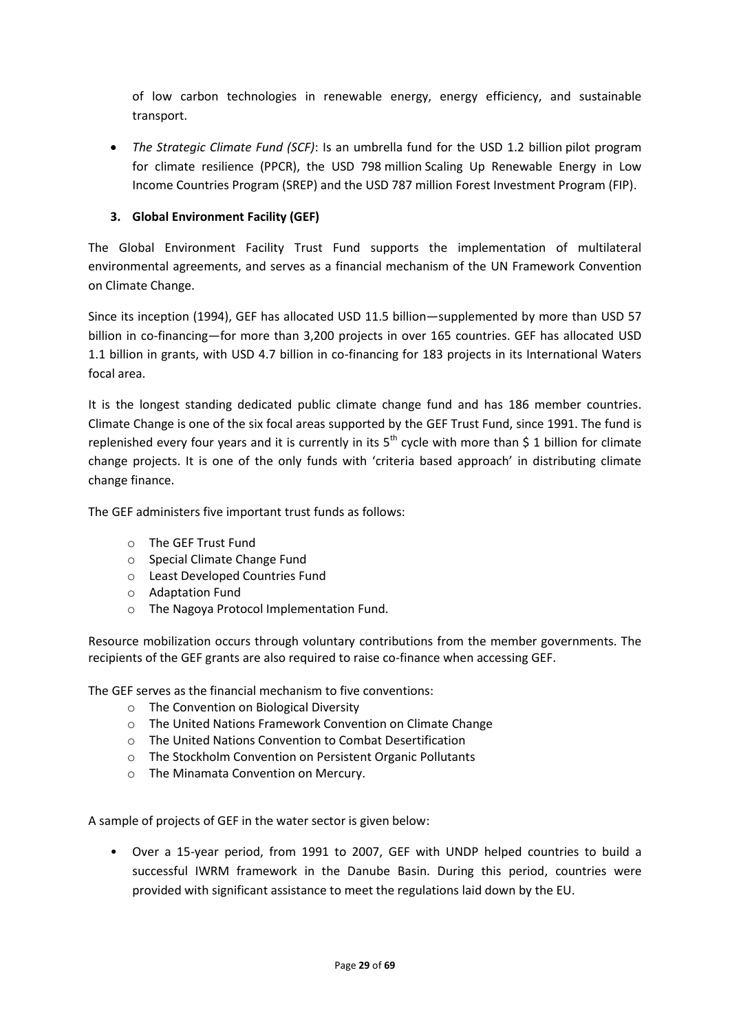of low carbon technologies in renewable energy, energy efficiency, and sustainable transport.

- *The Strategic Climate Fund (SCF)*: Is an umbrella fund for the USD 1.2 billion pilot program for climate resilience (PPCR), the USD 798 million Scaling Up Renewable Energy in Low Income Countries Program (SREP) and the USD 787 million Forest Investment Program (FIP).

**3. Global Environment Facility (GEF)**

The Global Environment Facility Trust Fund supports the implementation of multilateral environmental agreements, and serves as a financial mechanism of the UN Framework Convention on Climate Change.

Since its inception (1994), GEF has allocated USD 11.5 billion—supplemented by more than USD 57 billion in co-financing—for more than 3,200 projects in over 165 countries. GEF has allocated USD 1.1 billion in grants, with USD 4.7 billion in co-financing for 183 projects in its International Waters focal area.

It is the longest standing dedicated public climate change fund and has 186 member countries. Climate Change is one of the six focal areas supported by the GEF Trust Fund, since 1991. The fund is replenished every four years and it is currently in its 5$^{th}$ cycle with more than $ 1 billion for climate change projects. It is one of the only funds with 'criteria based approach' in distributing climate change finance.

The GEF administers five important trust funds as follows:

- The GEF Trust Fund
- Special Climate Change Fund
- Least Developed Countries Fund
- Adaptation Fund
- The Nagoya Protocol Implementation Fund.

Resource mobilization occurs through voluntary contributions from the member governments. The recipients of the GEF grants are also required to raise co-finance when accessing GEF.

The GEF serves as the financial mechanism to five conventions:

- The Convention on Biological Diversity
- The United Nations Framework Convention on Climate Change
- The United Nations Convention to Combat Desertification
- The Stockholm Convention on Persistent Organic Pollutants
- The Minamata Convention on Mercury.

A sample of projects of GEF in the water sector is given below:

- Over a 15-year period, from 1991 to 2007, GEF with UNDP helped countries to build a successful IWRM framework in the Danube Basin. During this period, countries were provided with significant assistance to meet the regulations laid down by the EU.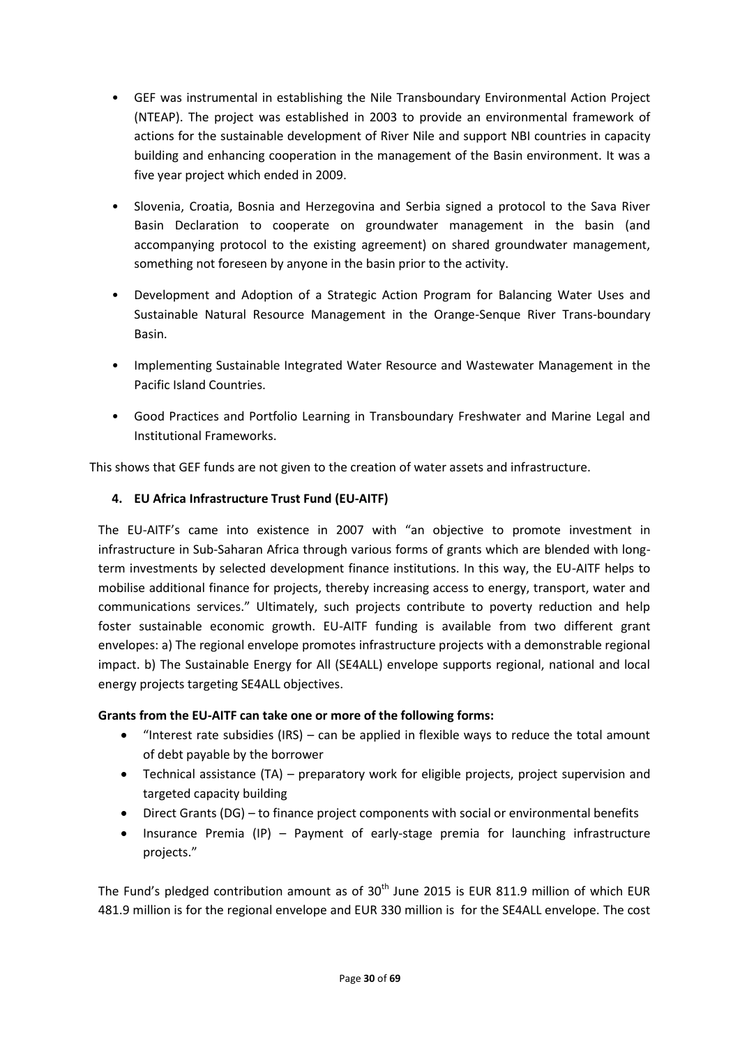- GEF was instrumental in establishing the Nile Transboundary Environmental Action Project (NTEAP). The project was established in 2003 to provide an environmental framework of actions for the sustainable development of River Nile and support NBI countries in capacity building and enhancing cooperation in the management of the Basin environment. It was a five year project which ended in 2009.
- Slovenia, Croatia, Bosnia and Herzegovina and Serbia signed a protocol to the Sava River Basin Declaration to cooperate on groundwater management in the basin (and accompanying protocol to the existing agreement) on shared groundwater management, something not foreseen by anyone in the basin prior to the activity.
- Development and Adoption of a Strategic Action Program for Balancing Water Uses and Sustainable Natural Resource Management in the Orange-Senque River Trans-boundary Basin.
- Implementing Sustainable Integrated Water Resource and Wastewater Management in the Pacific Island Countries.
- Good Practices and Portfolio Learning in Transboundary Freshwater and Marine Legal and Institutional Frameworks.

This shows that GEF funds are not given to the creation of water assets and infrastructure.

### 4. EU Africa Infrastructure Trust Fund (EU-AITF)

The EU-AITF's came into existence in 2007 with "an objective to promote investment in infrastructure in Sub-Saharan Africa through various forms of grants which are blended with long-term investments by selected development finance institutions. In this way, the EU-AITF helps to mobilise additional finance for projects, thereby increasing access to energy, transport, water and communications services." Ultimately, such projects contribute to poverty reduction and help foster sustainable economic growth. EU-AITF funding is available from two different grant envelopes: a) The regional envelope promotes infrastructure projects with a demonstrable regional impact. b) The Sustainable Energy for All (SE4ALL) envelope supports regional, national and local energy projects targeting SE4ALL objectives.

**Grants from the EU-AITF can take one or more of the following forms:**

- "Interest rate subsidies (IRS) – can be applied in flexible ways to reduce the total amount of debt payable by the borrower
- Technical assistance (TA) – preparatory work for eligible projects, project supervision and targeted capacity building
- Direct Grants (DG) – to finance project components with social or environmental benefits
- Insurance Premia (IP) – Payment of early-stage premia for launching infrastructure projects."

The Fund's pledged contribution amount as of 30th June 2015 is EUR 811.9 million of which EUR 481.9 million is for the regional envelope and EUR 330 million is for the SE4ALL envelope. The cost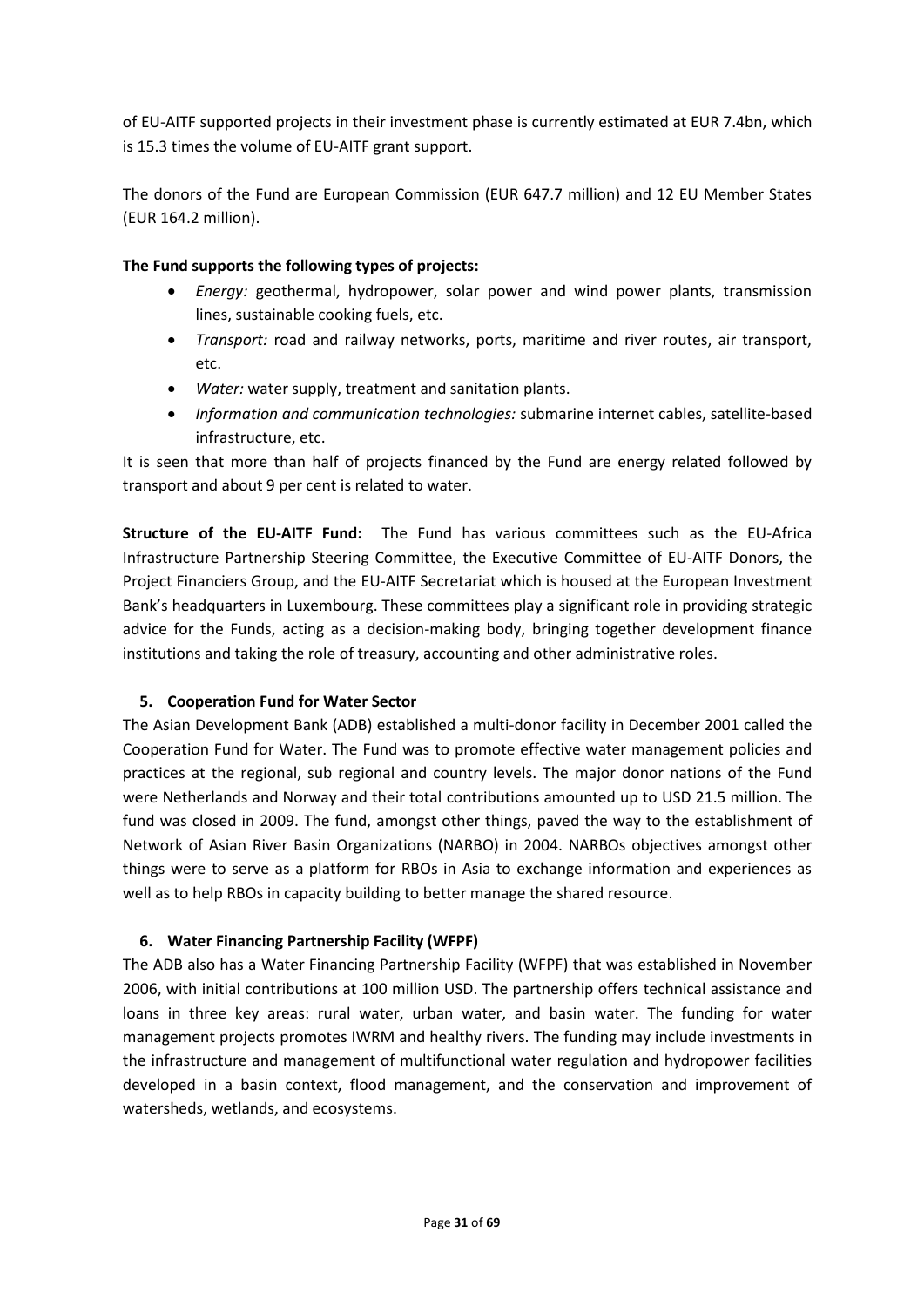of EU-AITF supported projects in their investment phase is currently estimated at EUR 7.4bn, which is 15.3 times the volume of EU-AITF grant support.

The donors of the Fund are European Commission (EUR 647.7 million) and 12 EU Member States (EUR 164.2 million).

**The Fund supports the following types of projects:**

- *Energy:* geothermal, hydropower, solar power and wind power plants, transmission lines, sustainable cooking fuels, etc.
- *Transport:* road and railway networks, ports, maritime and river routes, air transport, etc.
- *Water:* water supply, treatment and sanitation plants.
- *Information and communication technologies:* submarine internet cables, satellite-based infrastructure, etc.

It is seen that more than half of projects financed by the Fund are energy related followed by transport and about 9 per cent is related to water.

**Structure of the EU-AITF Fund:** The Fund has various committees such as the EU-Africa Infrastructure Partnership Steering Committee, the Executive Committee of EU-AITF Donors, the Project Financiers Group, and the EU-AITF Secretariat which is housed at the European Investment Bank's headquarters in Luxembourg. These committees play a significant role in providing strategic advice for the Funds, acting as a decision-making body, bringing together development finance institutions and taking the role of treasury, accounting and other administrative roles.

## 5. Cooperation Fund for Water Sector

The Asian Development Bank (ADB) established a multi-donor facility in December 2001 called the Cooperation Fund for Water. The Fund was to promote effective water management policies and practices at the regional, sub regional and country levels. The major donor nations of the Fund were Netherlands and Norway and their total contributions amounted up to USD 21.5 million. The fund was closed in 2009. The fund, amongst other things, paved the way to the establishment of Network of Asian River Basin Organizations (NARBO) in 2004. NARBOs objectives amongst other things were to serve as a platform for RBOs in Asia to exchange information and experiences as well as to help RBOs in capacity building to better manage the shared resource.

## 6. Water Financing Partnership Facility (WFPF)

The ADB also has a Water Financing Partnership Facility (WFPF) that was established in November 2006, with initial contributions at 100 million USD. The partnership offers technical assistance and loans in three key areas: rural water, urban water, and basin water. The funding for water management projects promotes IWRM and healthy rivers. The funding may include investments in the infrastructure and management of multifunctional water regulation and hydropower facilities developed in a basin context, flood management, and the conservation and improvement of watersheds, wetlands, and ecosystems.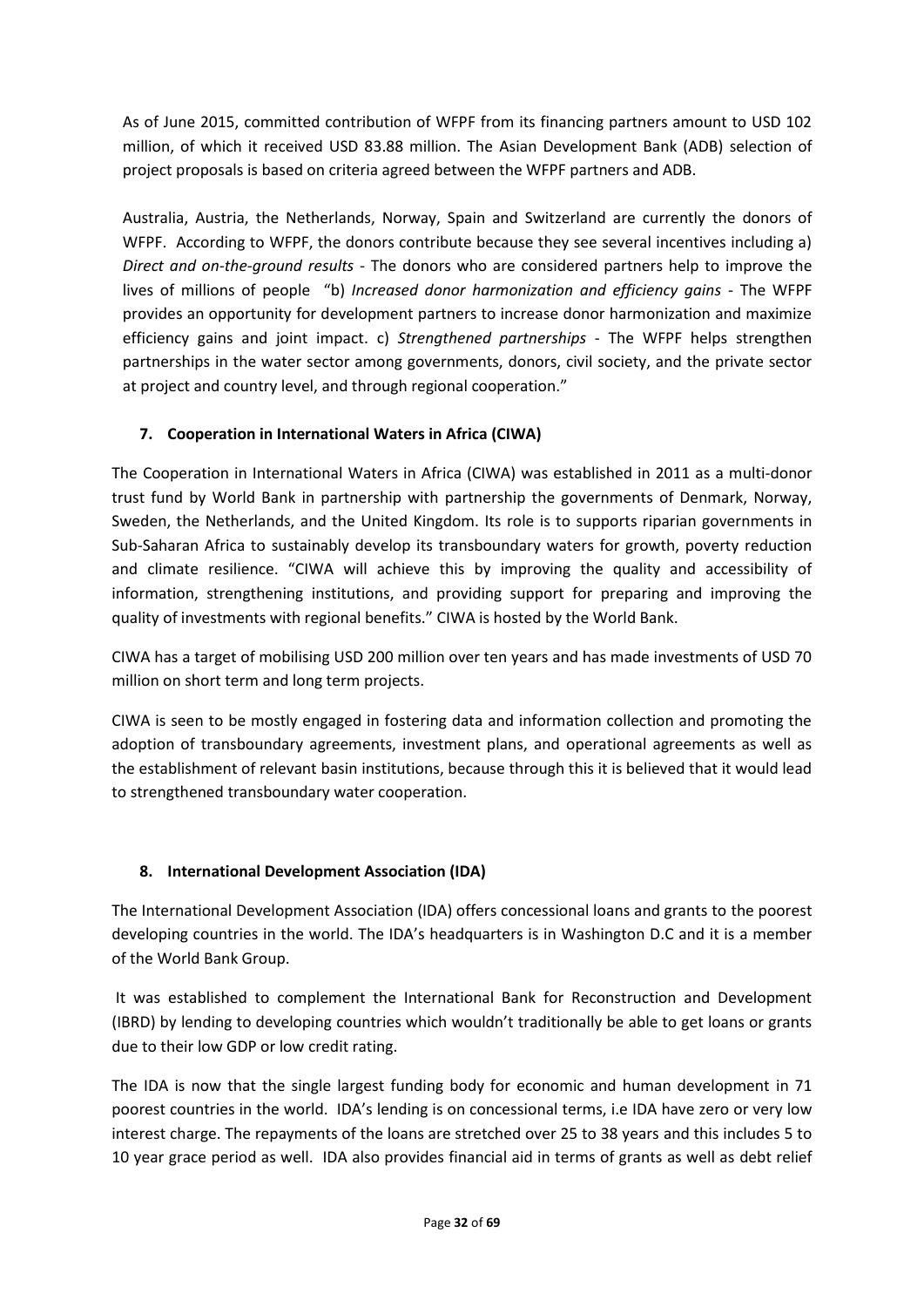As of June 2015, committed contribution of WFPF from its financing partners amount to USD 102 million, of which it received USD 83.88 million. The Asian Development Bank (ADB) selection of project proposals is based on criteria agreed between the WFPF partners and ADB.

Australia, Austria, the Netherlands, Norway, Spain and Switzerland are currently the donors of WFPF. According to WFPF, the donors contribute because they see several incentives including a) *Direct and on-the-ground results* - The donors who are considered partners help to improve the lives of millions of people "b) *Increased donor harmonization and efficiency gains* - The WFPF provides an opportunity for development partners to increase donor harmonization and maximize efficiency gains and joint impact. c) *Strengthened partnerships* - The WFPF helps strengthen partnerships in the water sector among governments, donors, civil society, and the private sector at project and country level, and through regional cooperation."

### 7. Cooperation in International Waters in Africa (CIWA)

The Cooperation in International Waters in Africa (CIWA) was established in 2011 as a multi-donor trust fund by World Bank in partnership with partnership the governments of Denmark, Norway, Sweden, the Netherlands, and the United Kingdom. Its role is to supports riparian governments in Sub-Saharan Africa to sustainably develop its transboundary waters for growth, poverty reduction and climate resilience. "CIWA will achieve this by improving the quality and accessibility of information, strengthening institutions, and providing support for preparing and improving the quality of investments with regional benefits." CIWA is hosted by the World Bank.

CIWA has a target of mobilising USD 200 million over ten years and has made investments of USD 70 million on short term and long term projects.

CIWA is seen to be mostly engaged in fostering data and information collection and promoting the adoption of transboundary agreements, investment plans, and operational agreements as well as the establishment of relevant basin institutions, because through this it is believed that it would lead to strengthened transboundary water cooperation.

### 8. International Development Association (IDA)

The International Development Association (IDA) offers concessional loans and grants to the poorest developing countries in the world. The IDA's headquarters is in Washington D.C and it is a member of the World Bank Group.

It was established to complement the International Bank for Reconstruction and Development (IBRD) by lending to developing countries which wouldn't traditionally be able to get loans or grants due to their low GDP or low credit rating.

The IDA is now that the single largest funding body for economic and human development in 71 poorest countries in the world. IDA's lending is on concessional terms, i.e IDA have zero or very low interest charge. The repayments of the loans are stretched over 25 to 38 years and this includes 5 to 10 year grace period as well. IDA also provides financial aid in terms of grants as well as debt relief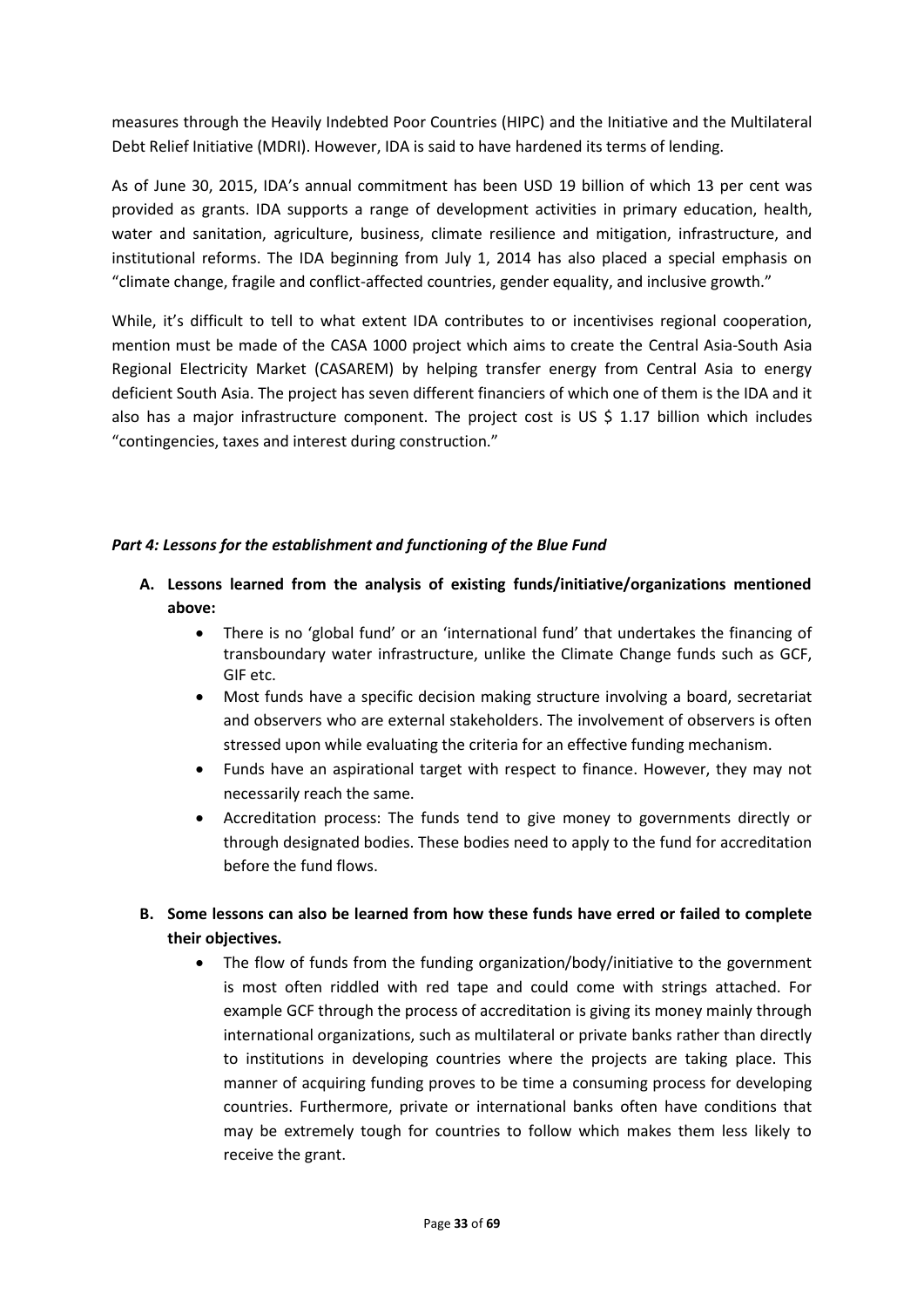measures through the Heavily Indebted Poor Countries (HIPC) and the Initiative and the Multilateral Debt Relief Initiative (MDRI). However, IDA is said to have hardened its terms of lending.

As of June 30, 2015, IDA's annual commitment has been USD 19 billion of which 13 per cent was provided as grants. IDA supports a range of development activities in primary education, health, water and sanitation, agriculture, business, climate resilience and mitigation, infrastructure, and institutional reforms. The IDA beginning from July 1, 2014 has also placed a special emphasis on "climate change, fragile and conflict-affected countries, gender equality, and inclusive growth."

While, it's difficult to tell to what extent IDA contributes to or incentivises regional cooperation, mention must be made of the CASA 1000 project which aims to create the Central Asia-South Asia Regional Electricity Market (CASAREM) by helping transfer energy from Central Asia to energy deficient South Asia. The project has seven different financiers of which one of them is the IDA and it also has a major infrastructure component. The project cost is US $ 1.17 billion which includes "contingencies, taxes and interest during construction."

### *Part 4: Lessons for the establishment and functioning of the Blue Fund*

**A. Lessons learned from the analysis of existing funds/initiative/organizations mentioned above:**

- There is no 'global fund' or an 'international fund' that undertakes the financing of transboundary water infrastructure, unlike the Climate Change funds such as GCF, GIF etc.
- Most funds have a specific decision making structure involving a board, secretariat and observers who are external stakeholders. The involvement of observers is often stressed upon while evaluating the criteria for an effective funding mechanism.
- Funds have an aspirational target with respect to finance. However, they may not necessarily reach the same.
- Accreditation process: The funds tend to give money to governments directly or through designated bodies. These bodies need to apply to the fund for accreditation before the fund flows.

**B. Some lessons can also be learned from how these funds have erred or failed to complete their objectives.**

- The flow of funds from the funding organization/body/initiative to the government is most often riddled with red tape and could come with strings attached. For example GCF through the process of accreditation is giving its money mainly through international organizations, such as multilateral or private banks rather than directly to institutions in developing countries where the projects are taking place. This manner of acquiring funding proves to be time a consuming process for developing countries. Furthermore, private or international banks often have conditions that may be extremely tough for countries to follow which makes them less likely to receive the grant.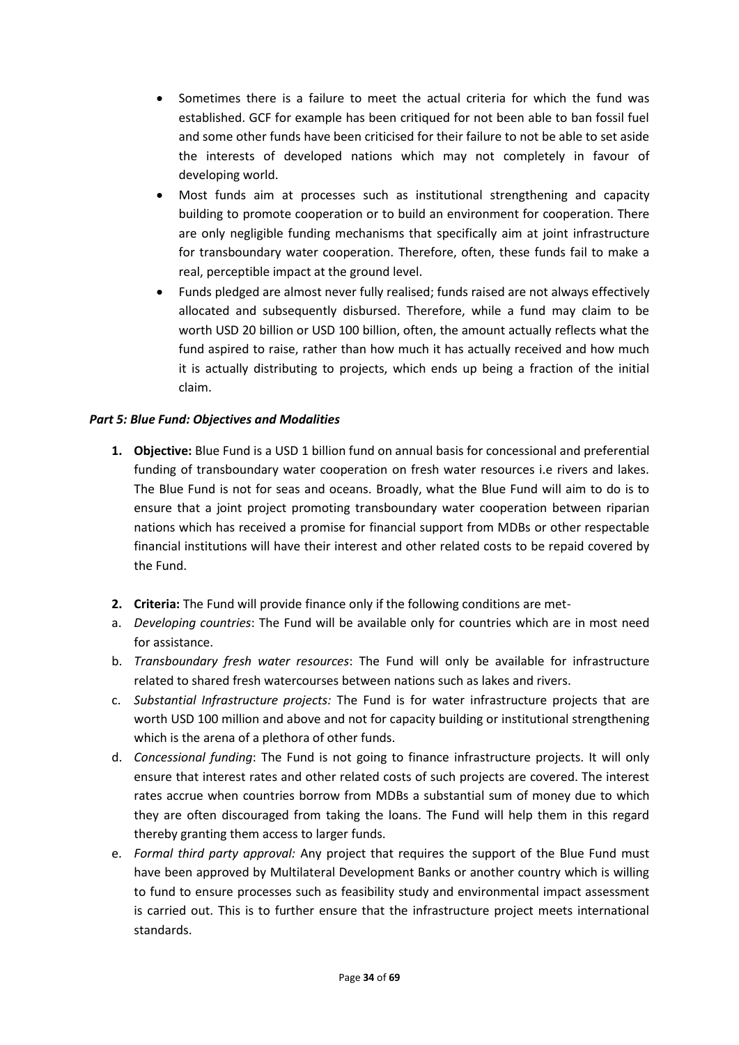- Sometimes there is a failure to meet the actual criteria for which the fund was established. GCF for example has been critiqued for not been able to ban fossil fuel and some other funds have been criticised for their failure to not be able to set aside the interests of developed nations which may not completely in favour of developing world.
- Most funds aim at processes such as institutional strengthening and capacity building to promote cooperation or to build an environment for cooperation. There are only negligible funding mechanisms that specifically aim at joint infrastructure for transboundary water cooperation. Therefore, often, these funds fail to make a real, perceptible impact at the ground level.
- Funds pledged are almost never fully realised; funds raised are not always effectively allocated and subsequently disbursed. Therefore, while a fund may claim to be worth USD 20 billion or USD 100 billion, often, the amount actually reflects what the fund aspired to raise, rather than how much it has actually received and how much it is actually distributing to projects, which ends up being a fraction of the initial claim.

***Part 5: Blue Fund: Objectives and Modalities***

1. **Objective:** Blue Fund is a USD 1 billion fund on annual basis for concessional and preferential funding of transboundary water cooperation on fresh water resources i.e rivers and lakes. The Blue Fund is not for seas and oceans. Broadly, what the Blue Fund will aim to do is to ensure that a joint project promoting transboundary water cooperation between riparian nations which has received a promise for financial support from MDBs or other respectable financial institutions will have their interest and other related costs to be repaid covered by the Fund.

2. **Criteria:** The Fund will provide finance only if the following conditions are met-

a. *Developing countries*: The Fund will be available only for countries which are in most need for assistance.

b. *Transboundary fresh water resources*: The Fund will only be available for infrastructure related to shared fresh watercourses between nations such as lakes and rivers.

c. *Substantial Infrastructure projects:* The Fund is for water infrastructure projects that are worth USD 100 million and above and not for capacity building or institutional strengthening which is the arena of a plethora of other funds.

d. *Concessional funding*: The Fund is not going to finance infrastructure projects. It will only ensure that interest rates and other related costs of such projects are covered. The interest rates accrue when countries borrow from MDBs a substantial sum of money due to which they are often discouraged from taking the loans. The Fund will help them in this regard thereby granting them access to larger funds.

e. *Formal third party approval:* Any project that requires the support of the Blue Fund must have been approved by Multilateral Development Banks or another country which is willing to fund to ensure processes such as feasibility study and environmental impact assessment is carried out. This is to further ensure that the infrastructure project meets international standards.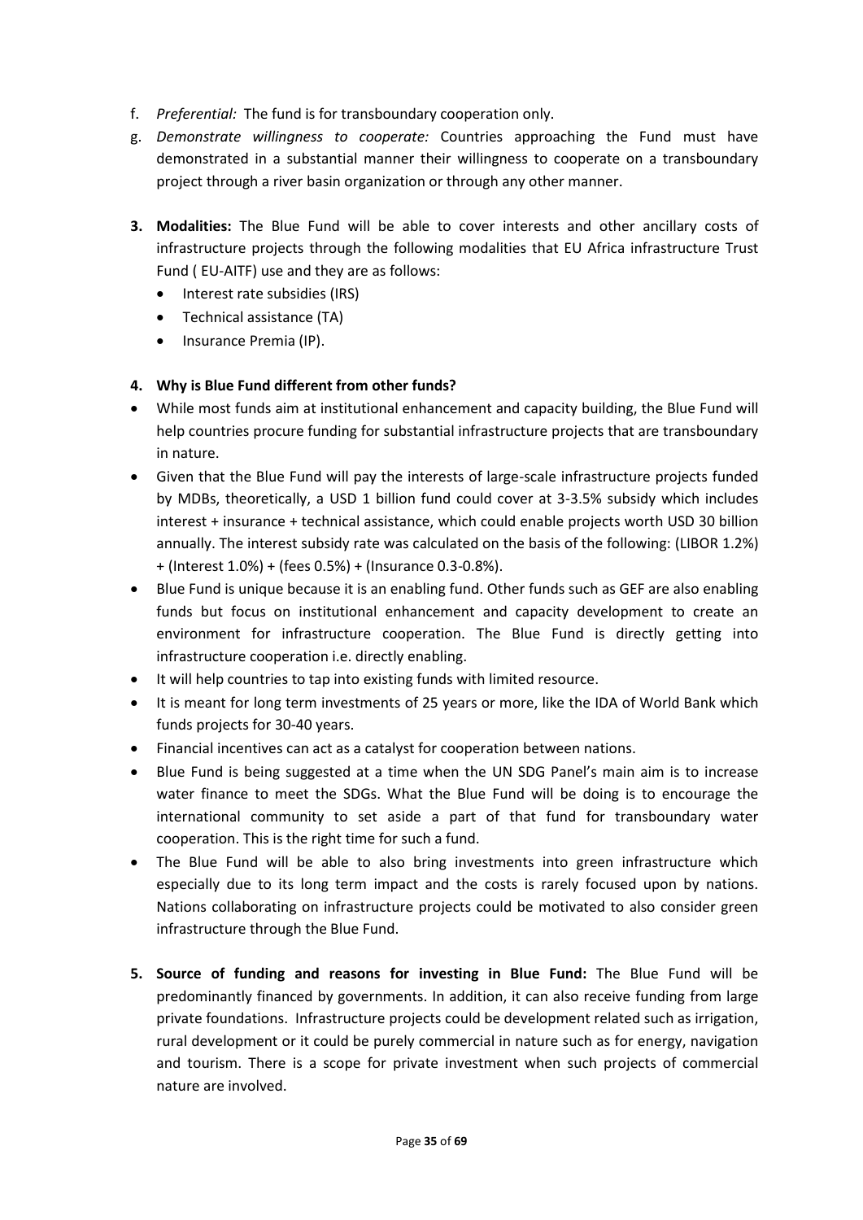f. *Preferential:* The fund is for transboundary cooperation only.

g. *Demonstrate willingness to cooperate:* Countries approaching the Fund must have demonstrated in a substantial manner their willingness to cooperate on a transboundary project through a river basin organization or through any other manner.

3. **Modalities:** The Blue Fund will be able to cover interests and other ancillary costs of infrastructure projects through the following modalities that EU Africa infrastructure Trust Fund ( EU-AITF) use and they are as follows:
    - Interest rate subsidies (IRS)
    - Technical assistance (TA)
    - Insurance Premia (IP).

4. **Why is Blue Fund different from other funds?**

- While most funds aim at institutional enhancement and capacity building, the Blue Fund will help countries procure funding for substantial infrastructure projects that are transboundary in nature.
- Given that the Blue Fund will pay the interests of large-scale infrastructure projects funded by MDBs, theoretically, a USD 1 billion fund could cover at 3-3.5% subsidy which includes interest + insurance + technical assistance, which could enable projects worth USD 30 billion annually. The interest subsidy rate was calculated on the basis of the following: (LIBOR 1.2%) + (Interest 1.0%) + (fees 0.5%) + (Insurance 0.3-0.8%).
- Blue Fund is unique because it is an enabling fund. Other funds such as GEF are also enabling funds but focus on institutional enhancement and capacity development to create an environment for infrastructure cooperation. The Blue Fund is directly getting into infrastructure cooperation i.e. directly enabling.
- It will help countries to tap into existing funds with limited resource.
- It is meant for long term investments of 25 years or more, like the IDA of World Bank which funds projects for 30-40 years.
- Financial incentives can act as a catalyst for cooperation between nations.
- Blue Fund is being suggested at a time when the UN SDG Panel's main aim is to increase water finance to meet the SDGs. What the Blue Fund will be doing is to encourage the international community to set aside a part of that fund for transboundary water cooperation. This is the right time for such a fund.
- The Blue Fund will be able to also bring investments into green infrastructure which especially due to its long term impact and the costs is rarely focused upon by nations. Nations collaborating on infrastructure projects could be motivated to also consider green infrastructure through the Blue Fund.

5. **Source of funding and reasons for investing in Blue Fund:** The Blue Fund will be predominantly financed by governments. In addition, it can also receive funding from large private foundations. Infrastructure projects could be development related such as irrigation, rural development or it could be purely commercial in nature such as for energy, navigation and tourism. There is a scope for private investment when such projects of commercial nature are involved.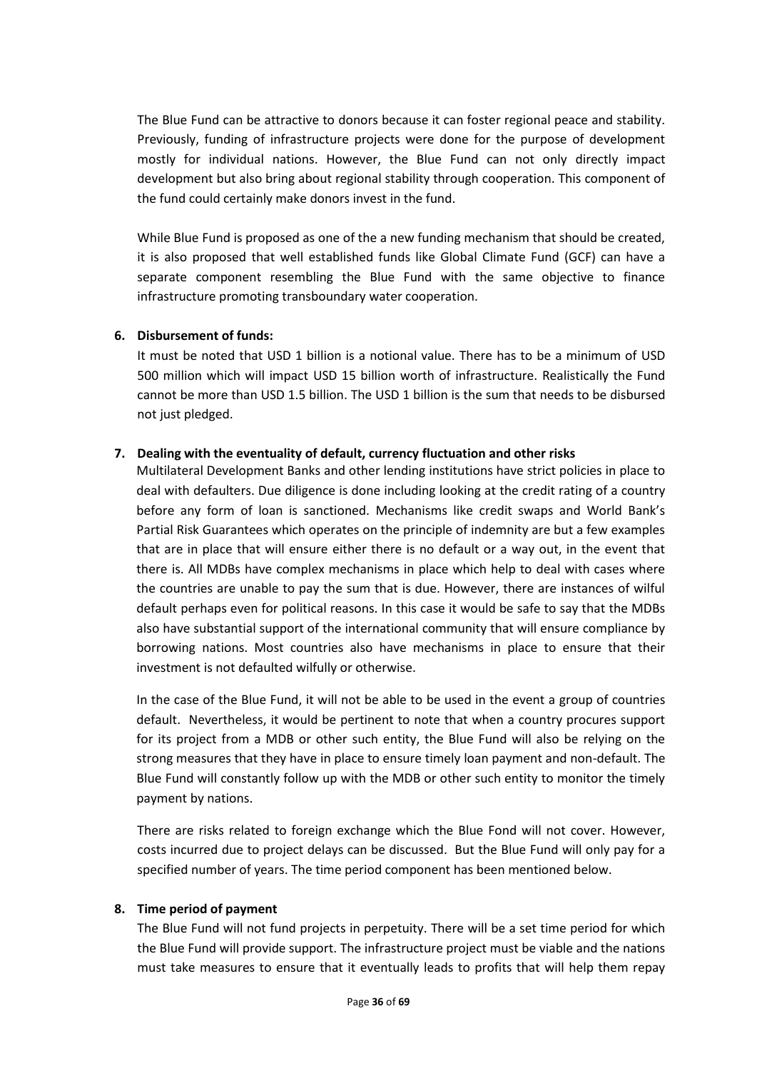The Blue Fund can be attractive to donors because it can foster regional peace and stability. Previously, funding of infrastructure projects were done for the purpose of development mostly for individual nations. However, the Blue Fund can not only directly impact development but also bring about regional stability through cooperation. This component of the fund could certainly make donors invest in the fund.

While Blue Fund is proposed as one of the a new funding mechanism that should be created, it is also proposed that well established funds like Global Climate Fund (GCF) can have a separate component resembling the Blue Fund with the same objective to finance infrastructure promoting transboundary water cooperation.

6. **Disbursement of funds:**

   It must be noted that USD 1 billion is a notional value. There has to be a minimum of USD 500 million which will impact USD 15 billion worth of infrastructure. Realistically the Fund cannot be more than USD 1.5 billion. The USD 1 billion is the sum that needs to be disbursed not just pledged.

7. **Dealing with the eventuality of default, currency fluctuation and other risks**

   Multilateral Development Banks and other lending institutions have strict policies in place to deal with defaulters. Due diligence is done including looking at the credit rating of a country before any form of loan is sanctioned. Mechanisms like credit swaps and World Bank's Partial Risk Guarantees which operates on the principle of indemnity are but a few examples that are in place that will ensure either there is no default or a way out, in the event that there is. All MDBs have complex mechanisms in place which help to deal with cases where the countries are unable to pay the sum that is due. However, there are instances of wilful default perhaps even for political reasons. In this case it would be safe to say that the MDBs also have substantial support of the international community that will ensure compliance by borrowing nations. Most countries also have mechanisms in place to ensure that their investment is not defaulted wilfully or otherwise.

   In the case of the Blue Fund, it will not be able to be used in the event a group of countries default. Nevertheless, it would be pertinent to note that when a country procures support for its project from a MDB or other such entity, the Blue Fund will also be relying on the strong measures that they have in place to ensure timely loan payment and non-default. The Blue Fund will constantly follow up with the MDB or other such entity to monitor the timely payment by nations.

   There are risks related to foreign exchange which the Blue Fond will not cover. However, costs incurred due to project delays can be discussed. But the Blue Fund will only pay for a specified number of years. The time period component has been mentioned below.

8. **Time period of payment**

   The Blue Fund will not fund projects in perpetuity. There will be a set time period for which the Blue Fund will provide support. The infrastructure project must be viable and the nations must take measures to ensure that it eventually leads to profits that will help them repay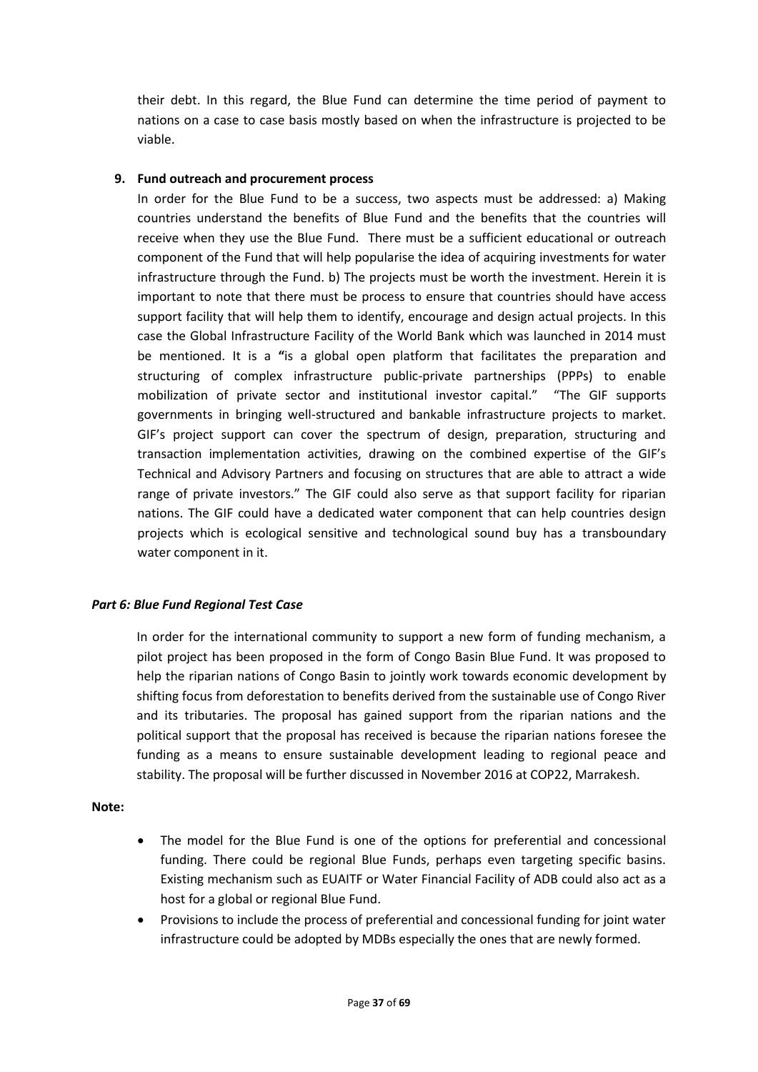their debt. In this regard, the Blue Fund can determine the time period of payment to nations on a case to case basis mostly based on when the infrastructure is projected to be viable.

**9. Fund outreach and procurement process**

In order for the Blue Fund to be a success, two aspects must be addressed: a) Making countries understand the benefits of Blue Fund and the benefits that the countries will receive when they use the Blue Fund. There must be a sufficient educational or outreach component of the Fund that will help popularise the idea of acquiring investments for water infrastructure through the Fund. b) The projects must be worth the investment. Herein it is important to note that there must be process to ensure that countries should have access support facility that will help them to identify, encourage and design actual projects. In this case the Global Infrastructure Facility of the World Bank which was launched in 2014 must be mentioned. It is a **"**is a global open platform that facilitates the preparation and structuring of complex infrastructure public-private partnerships (PPPs) to enable mobilization of private sector and institutional investor capital." "The GIF supports governments in bringing well-structured and bankable infrastructure projects to market. GIF's project support can cover the spectrum of design, preparation, structuring and transaction implementation activities, drawing on the combined expertise of the GIF's Technical and Advisory Partners and focusing on structures that are able to attract a wide range of private investors." The GIF could also serve as that support facility for riparian nations. The GIF could have a dedicated water component that can help countries design projects which is ecological sensitive and technological sound buy has a transboundary water component in it.

***Part 6: Blue Fund Regional Test Case***

In order for the international community to support a new form of funding mechanism, a pilot project has been proposed in the form of Congo Basin Blue Fund. It was proposed to help the riparian nations of Congo Basin to jointly work towards economic development by shifting focus from deforestation to benefits derived from the sustainable use of Congo River and its tributaries. The proposal has gained support from the riparian nations and the political support that the proposal has received is because the riparian nations foresee the funding as a means to ensure sustainable development leading to regional peace and stability. The proposal will be further discussed in November 2016 at COP22, Marrakesh.

**Note:**

- The model for the Blue Fund is one of the options for preferential and concessional funding. There could be regional Blue Funds, perhaps even targeting specific basins. Existing mechanism such as EUAITF or Water Financial Facility of ADB could also act as a host for a global or regional Blue Fund.
- Provisions to include the process of preferential and concessional funding for joint water infrastructure could be adopted by MDBs especially the ones that are newly formed.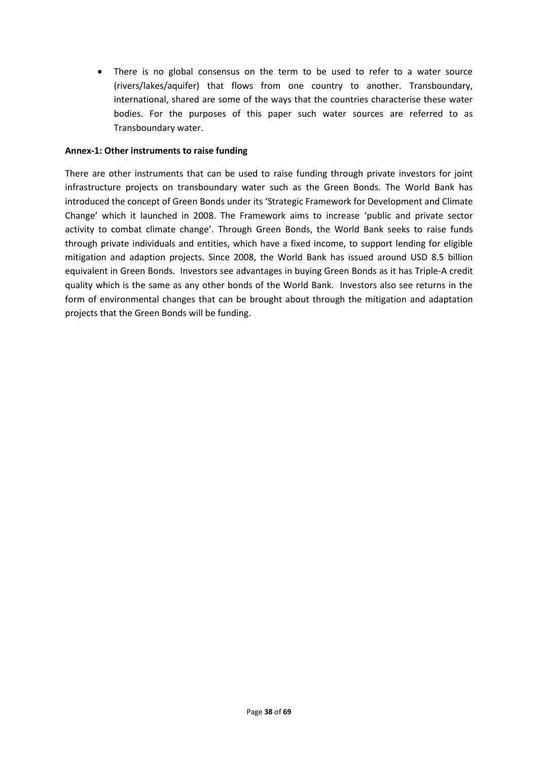- There is no global consensus on the term to be used to refer to a water source (rivers/lakes/aquifer) that flows from one country to another. Transboundary, international, shared are some of the ways that the countries characterise these water bodies. For the purposes of this paper such water sources are referred to as Transboundary water.

**Annex-1: Other instruments to raise funding**

There are other instruments that can be used to raise funding through private investors for joint infrastructure projects on transboundary water such as the Green Bonds. The World Bank has introduced the concept of Green Bonds under its 'Strategic Framework for Development and Climate Change' which it launched in 2008. The Framework aims to increase 'public and private sector activity to combat climate change'. Through Green Bonds, the World Bank seeks to raise funds through private individuals and entities, which have a fixed income, to support lending for eligible mitigation and adaption projects. Since 2008, the World Bank has issued around USD 8.5 billion equivalent in Green Bonds. Investors see advantages in buying Green Bonds as it has Triple-A credit quality which is the same as any other bonds of the World Bank. Investors also see returns in the form of environmental changes that can be brought about through the mitigation and adaptation projects that the Green Bonds will be funding.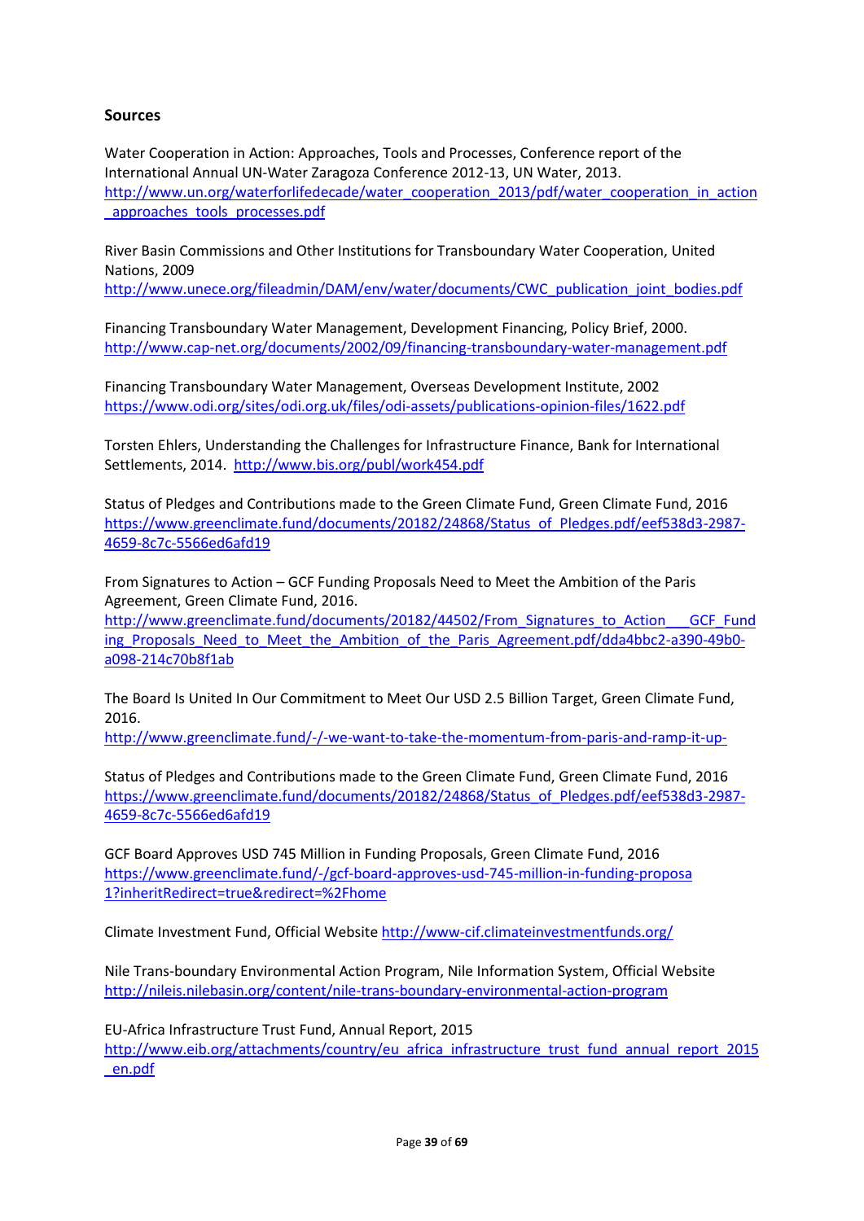## Sources

Water Cooperation in Action: Approaches, Tools and Processes, Conference report of the International Annual UN-Water Zaragoza Conference 2012-13, UN Water, 2013.
http://www.un.org/waterforlifedecade/water_cooperation_2013/pdf/water_cooperation_in_action_approaches_tools_processes.pdf

River Basin Commissions and Other Institutions for Transboundary Water Cooperation, United Nations, 2009
http://www.unece.org/fileadmin/DAM/env/water/documents/CWC_publication_joint_bodies.pdf

Financing Transboundary Water Management, Development Financing, Policy Brief, 2000.
http://www.cap-net.org/documents/2002/09/financing-transboundary-water-management.pdf

Financing Transboundary Water Management, Overseas Development Institute, 2002
https://www.odi.org/sites/odi.org.uk/files/odi-assets/publications-opinion-files/1622.pdf

Torsten Ehlers, Understanding the Challenges for Infrastructure Finance, Bank for International Settlements, 2014. http://www.bis.org/publ/work454.pdf

Status of Pledges and Contributions made to the Green Climate Fund, Green Climate Fund, 2016
https://www.greenclimate.fund/documents/20182/24868/Status_of_Pledges.pdf/eef538d3-2987-4659-8c7c-5566ed6afd19

From Signatures to Action – GCF Funding Proposals Need to Meet the Ambition of the Paris Agreement, Green Climate Fund, 2016.
http://www.greenclimate.fund/documents/20182/44502/From_Signatures_to_Action___GCF_Funding_Proposals_Need_to_Meet_the_Ambition_of_the_Paris_Agreement.pdf/dda4bbc2-a390-49b0-a098-214c70b8f1ab

The Board Is United In Our Commitment to Meet Our USD 2.5 Billion Target, Green Climate Fund, 2016.
http://www.greenclimate.fund/-/-we-want-to-take-the-momentum-from-paris-and-ramp-it-up-

Status of Pledges and Contributions made to the Green Climate Fund, Green Climate Fund, 2016
https://www.greenclimate.fund/documents/20182/24868/Status_of_Pledges.pdf/eef538d3-2987-4659-8c7c-5566ed6afd19

GCF Board Approves USD 745 Million in Funding Proposals, Green Climate Fund, 2016
https://www.greenclimate.fund/-/gcf-board-approves-usd-745-million-in-funding-proposal?inheritRedirect=true&redirect=%2Fhome

Climate Investment Fund, Official Website http://www-cif.climateinvestmentfunds.org/

Nile Trans-boundary Environmental Action Program, Nile Information System, Official Website
http://nileis.nilebasin.org/content/nile-trans-boundary-environmental-action-program

EU-Africa Infrastructure Trust Fund, Annual Report, 2015
http://www.eib.org/attachments/country/eu_africa_infrastructure_trust_fund_annual_report_2015_en.pdf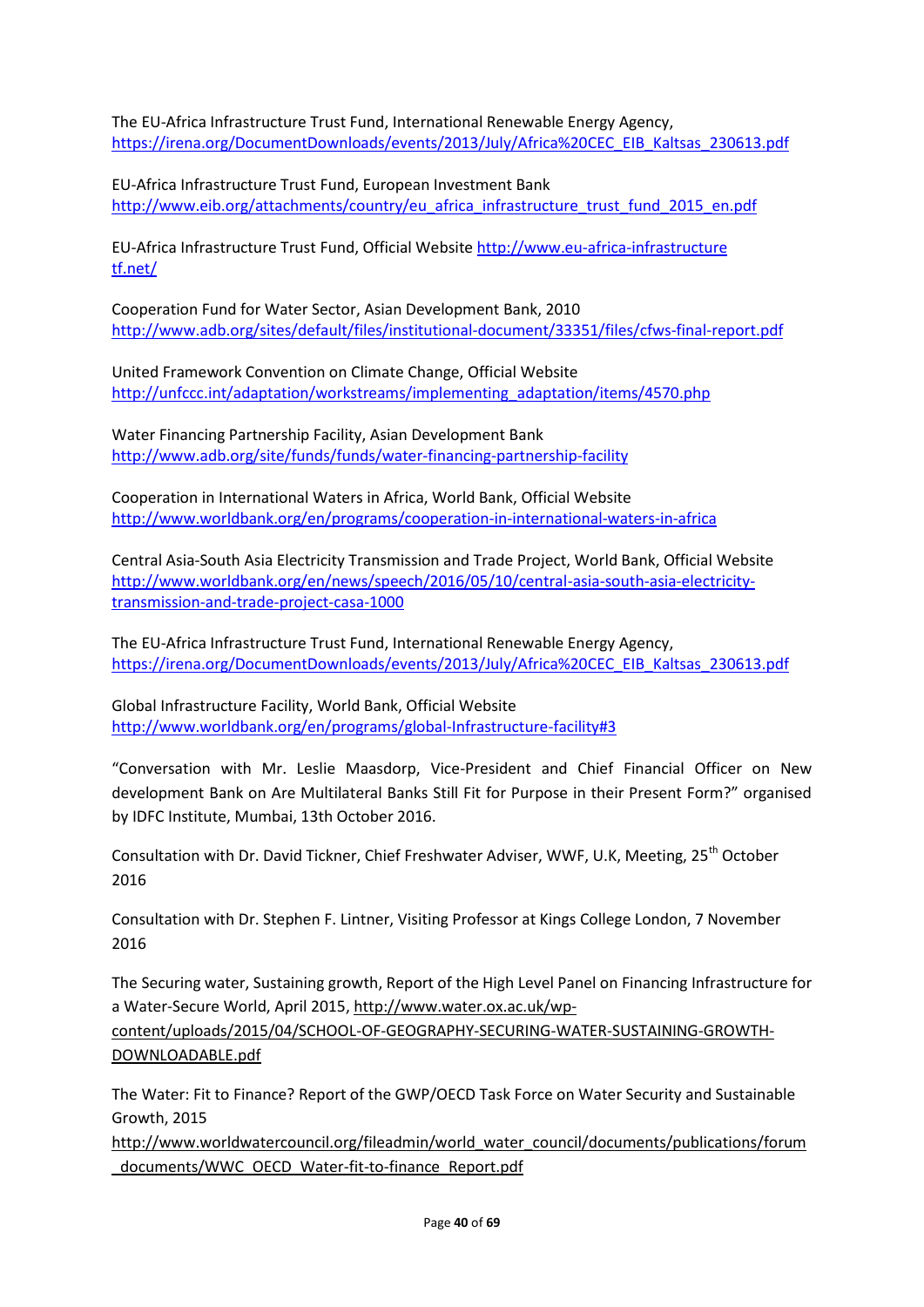The EU-Africa Infrastructure Trust Fund, International Renewable Energy Agency, https://irena.org/DocumentDownloads/events/2013/July/Africa%20CEC_EIB_Kaltsas_230613.pdf

EU-Africa Infrastructure Trust Fund, European Investment Bank http://www.eib.org/attachments/country/eu_africa_infrastructure_trust_fund_2015_en.pdf

EU-Africa Infrastructure Trust Fund, Official Website http://www.eu-africa-infrastructure tf.net/

Cooperation Fund for Water Sector, Asian Development Bank, 2010 http://www.adb.org/sites/default/files/institutional-document/33351/files/cfws-final-report.pdf

United Framework Convention on Climate Change, Official Website http://unfccc.int/adaptation/workstreams/implementing_adaptation/items/4570.php

Water Financing Partnership Facility, Asian Development Bank http://www.adb.org/site/funds/funds/water-financing-partnership-facility

Cooperation in International Waters in Africa, World Bank, Official Website http://www.worldbank.org/en/programs/cooperation-in-international-waters-in-africa

Central Asia-South Asia Electricity Transmission and Trade Project, World Bank, Official Website http://www.worldbank.org/en/news/speech/2016/05/10/central-asia-south-asia-electricity-transmission-and-trade-project-casa-1000

The EU-Africa Infrastructure Trust Fund, International Renewable Energy Agency, https://irena.org/DocumentDownloads/events/2013/July/Africa%20CEC_EIB_Kaltsas_230613.pdf

Global Infrastructure Facility, World Bank, Official Website http://www.worldbank.org/en/programs/global-Infrastructure-facility#3

"Conversation with Mr. Leslie Maasdorp, Vice-President and Chief Financial Officer on New development Bank on Are Multilateral Banks Still Fit for Purpose in their Present Form?" organised by IDFC Institute, Mumbai, 13th October 2016.

Consultation with Dr. David Tickner, Chief Freshwater Adviser, WWF, U.K, Meeting, 25th October 2016

Consultation with Dr. Stephen F. Lintner, Visiting Professor at Kings College London, 7 November 2016

The Securing water, Sustaining growth, Report of the High Level Panel on Financing Infrastructure for a Water-Secure World, April 2015, http://www.water.ox.ac.uk/wp-content/uploads/2015/04/SCHOOL-OF-GEOGRAPHY-SECURING-WATER-SUSTAINING-GROWTH-DOWNLOADABLE.pdf

The Water: Fit to Finance? Report of the GWP/OECD Task Force on Water Security and Sustainable Growth, 2015 http://www.worldwatercouncil.org/fileadmin/world_water_council/documents/publications/forum_documents/WWC_OECD_Water-fit-to-finance_Report.pdf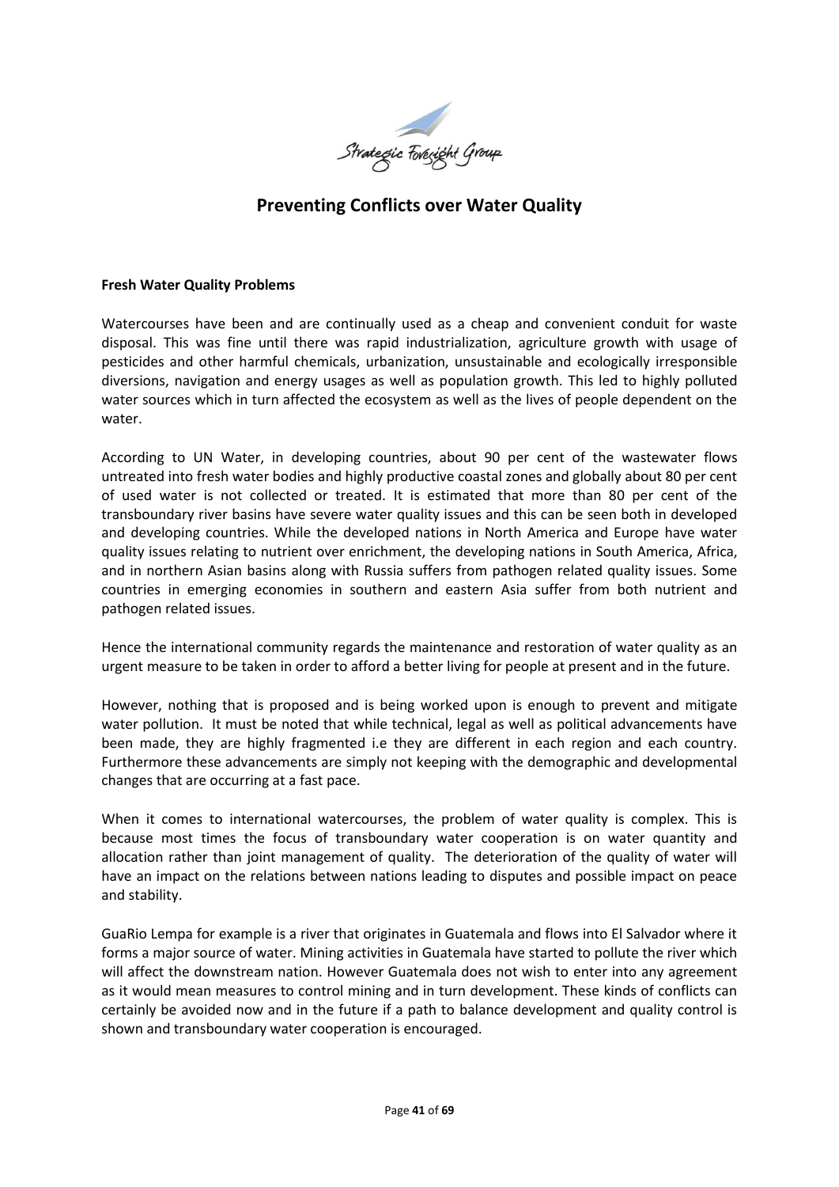# Preventing Conflicts over Water Quality

**Fresh Water Quality Problems**

Watercourses have been and are continually used as a cheap and convenient conduit for waste disposal. This was fine until there was rapid industrialization, agriculture growth with usage of pesticides and other harmful chemicals, urbanization, unsustainable and ecologically irresponsible diversions, navigation and energy usages as well as population growth. This led to highly polluted water sources which in turn affected the ecosystem as well as the lives of people dependent on the water.

According to UN Water, in developing countries, about 90 per cent of the wastewater flows untreated into fresh water bodies and highly productive coastal zones and globally about 80 per cent of used water is not collected or treated. It is estimated that more than 80 per cent of the transboundary river basins have severe water quality issues and this can be seen both in developed and developing countries. While the developed nations in North America and Europe have water quality issues relating to nutrient over enrichment, the developing nations in South America, Africa, and in northern Asian basins along with Russia suffers from pathogen related quality issues. Some countries in emerging economies in southern and eastern Asia suffer from both nutrient and pathogen related issues.

Hence the international community regards the maintenance and restoration of water quality as an urgent measure to be taken in order to afford a better living for people at present and in the future.

However, nothing that is proposed and is being worked upon is enough to prevent and mitigate water pollution. It must be noted that while technical, legal as well as political advancements have been made, they are highly fragmented i.e they are different in each region and each country. Furthermore these advancements are simply not keeping with the demographic and developmental changes that are occurring at a fast pace.

When it comes to international watercourses, the problem of water quality is complex. This is because most times the focus of transboundary water cooperation is on water quantity and allocation rather than joint management of quality. The deterioration of the quality of water will have an impact on the relations between nations leading to disputes and possible impact on peace and stability.

GuaRio Lempa for example is a river that originates in Guatemala and flows into El Salvador where it forms a major source of water. Mining activities in Guatemala have started to pollute the river which will affect the downstream nation. However Guatemala does not wish to enter into any agreement as it would mean measures to control mining and in turn development. These kinds of conflicts can certainly be avoided now and in the future if a path to balance development and quality control is shown and transboundary water cooperation is encouraged.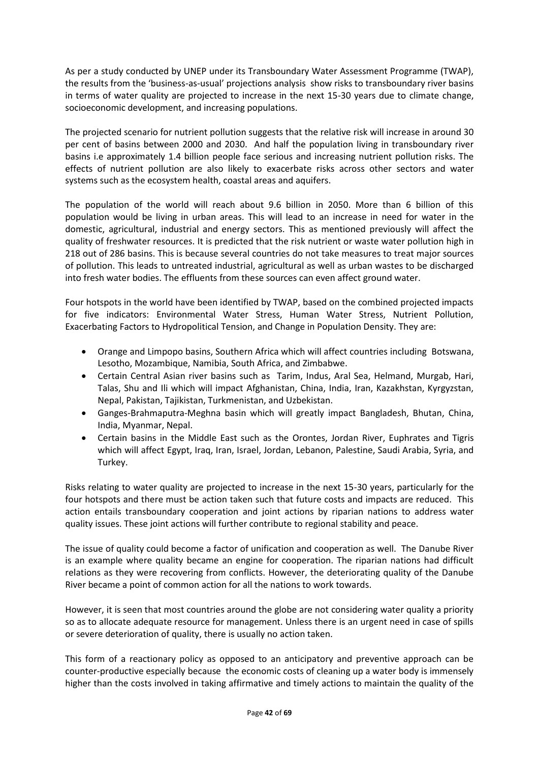As per a study conducted by UNEP under its Transboundary Water Assessment Programme (TWAP), the results from the 'business-as-usual' projections analysis show risks to transboundary river basins in terms of water quality are projected to increase in the next 15-30 years due to climate change, socioeconomic development, and increasing populations.

The projected scenario for nutrient pollution suggests that the relative risk will increase in around 30 per cent of basins between 2000 and 2030. And half the population living in transboundary river basins i.e approximately 1.4 billion people face serious and increasing nutrient pollution risks. The effects of nutrient pollution are also likely to exacerbate risks across other sectors and water systems such as the ecosystem health, coastal areas and aquifers.

The population of the world will reach about 9.6 billion in 2050. More than 6 billion of this population would be living in urban areas. This will lead to an increase in need for water in the domestic, agricultural, industrial and energy sectors. This as mentioned previously will affect the quality of freshwater resources. It is predicted that the risk nutrient or waste water pollution high in 218 out of 286 basins. This is because several countries do not take measures to treat major sources of pollution. This leads to untreated industrial, agricultural as well as urban wastes to be discharged into fresh water bodies. The effluents from these sources can even affect ground water.

Four hotspots in the world have been identified by TWAP, based on the combined projected impacts for five indicators: Environmental Water Stress, Human Water Stress, Nutrient Pollution, Exacerbating Factors to Hydropolitical Tension, and Change in Population Density. They are:

- Orange and Limpopo basins, Southern Africa which will affect countries including Botswana, Lesotho, Mozambique, Namibia, South Africa, and Zimbabwe.
- Certain Central Asian river basins such as Tarim, Indus, Aral Sea, Helmand, Murgab, Hari, Talas, Shu and Ili which will impact Afghanistan, China, India, Iran, Kazakhstan, Kyrgyzstan, Nepal, Pakistan, Tajikistan, Turkmenistan, and Uzbekistan.
- Ganges-Brahmaputra-Meghna basin which will greatly impact Bangladesh, Bhutan, China, India, Myanmar, Nepal.
- Certain basins in the Middle East such as the Orontes, Jordan River, Euphrates and Tigris which will affect Egypt, Iraq, Iran, Israel, Jordan, Lebanon, Palestine, Saudi Arabia, Syria, and Turkey.

Risks relating to water quality are projected to increase in the next 15-30 years, particularly for the four hotspots and there must be action taken such that future costs and impacts are reduced. This action entails transboundary cooperation and joint actions by riparian nations to address water quality issues. These joint actions will further contribute to regional stability and peace.

The issue of quality could become a factor of unification and cooperation as well. The Danube River is an example where quality became an engine for cooperation. The riparian nations had difficult relations as they were recovering from conflicts. However, the deteriorating quality of the Danube River became a point of common action for all the nations to work towards.

However, it is seen that most countries around the globe are not considering water quality a priority so as to allocate adequate resource for management. Unless there is an urgent need in case of spills or severe deterioration of quality, there is usually no action taken.

This form of a reactionary policy as opposed to an anticipatory and preventive approach can be counter-productive especially because the economic costs of cleaning up a water body is immensely higher than the costs involved in taking affirmative and timely actions to maintain the quality of the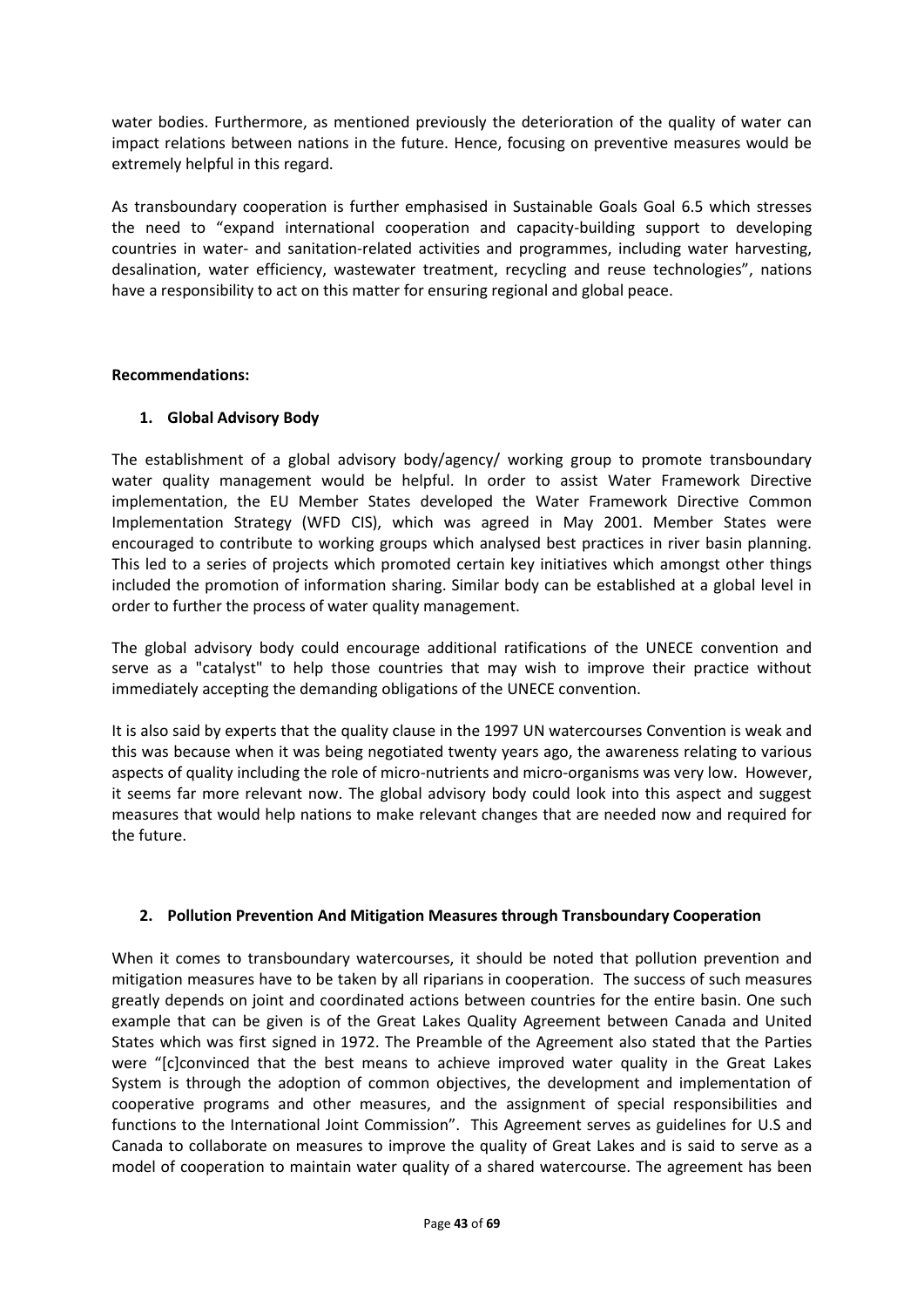water bodies. Furthermore, as mentioned previously the deterioration of the quality of water can impact relations between nations in the future. Hence, focusing on preventive measures would be extremely helpful in this regard.

As transboundary cooperation is further emphasised in Sustainable Goals Goal 6.5 which stresses the need to "expand international cooperation and capacity-building support to developing countries in water- and sanitation-related activities and programmes, including water harvesting, desalination, water efficiency, wastewater treatment, recycling and reuse technologies", nations have a responsibility to act on this matter for ensuring regional and global peace.

**Recommendations:**

**1. Global Advisory Body**

The establishment of a global advisory body/agency/ working group to promote transboundary water quality management would be helpful. In order to assist Water Framework Directive implementation, the EU Member States developed the Water Framework Directive Common Implementation Strategy (WFD CIS), which was agreed in May 2001. Member States were encouraged to contribute to working groups which analysed best practices in river basin planning. This led to a series of projects which promoted certain key initiatives which amongst other things included the promotion of information sharing. Similar body can be established at a global level in order to further the process of water quality management.

The global advisory body could encourage additional ratifications of the UNECE convention and serve as a "catalyst" to help those countries that may wish to improve their practice without immediately accepting the demanding obligations of the UNECE convention.

It is also said by experts that the quality clause in the 1997 UN watercourses Convention is weak and this was because when it was being negotiated twenty years ago, the awareness relating to various aspects of quality including the role of micro-nutrients and micro-organisms was very low. However, it seems far more relevant now. The global advisory body could look into this aspect and suggest measures that would help nations to make relevant changes that are needed now and required for the future.

**2. Pollution Prevention And Mitigation Measures through Transboundary Cooperation**

When it comes to transboundary watercourses, it should be noted that pollution prevention and mitigation measures have to be taken by all riparians in cooperation. The success of such measures greatly depends on joint and coordinated actions between countries for the entire basin. One such example that can be given is of the Great Lakes Quality Agreement between Canada and United States which was first signed in 1972. The Preamble of the Agreement also stated that the Parties were "[c]convinced that the best means to achieve improved water quality in the Great Lakes System is through the adoption of common objectives, the development and implementation of cooperative programs and other measures, and the assignment of special responsibilities and functions to the International Joint Commission". This Agreement serves as guidelines for U.S and Canada to collaborate on measures to improve the quality of Great Lakes and is said to serve as a model of cooperation to maintain water quality of a shared watercourse. The agreement has been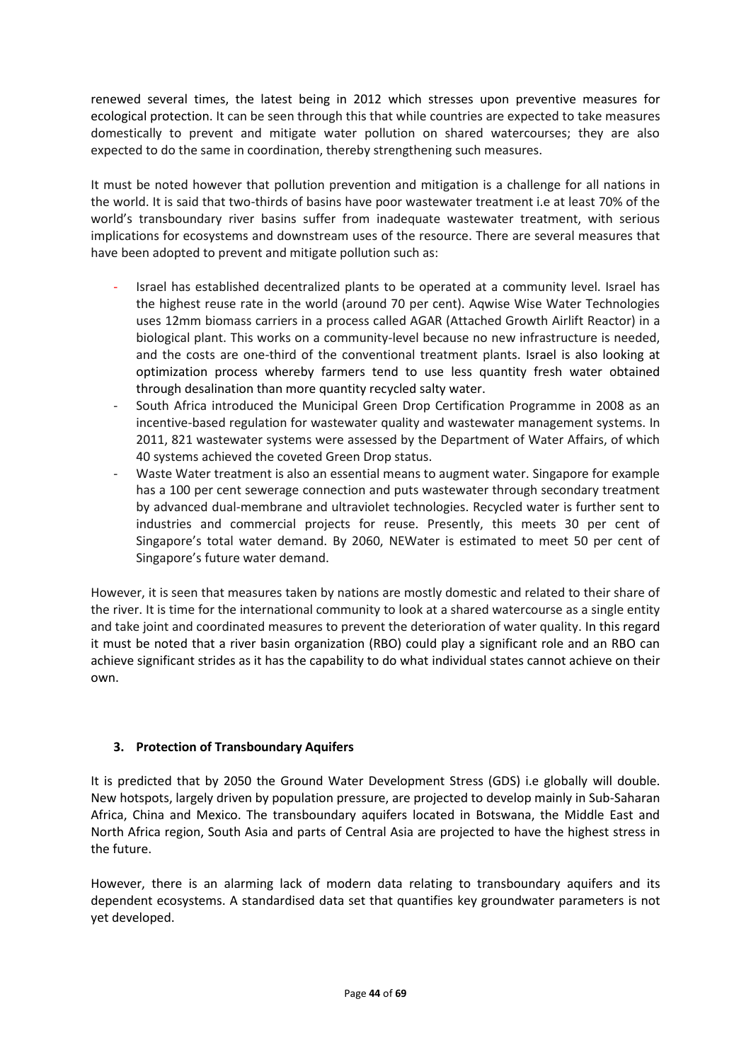renewed several times, the latest being in 2012 which stresses upon preventive measures for ecological protection. It can be seen through this that while countries are expected to take measures domestically to prevent and mitigate water pollution on shared watercourses; they are also expected to do the same in coordination, thereby strengthening such measures.

It must be noted however that pollution prevention and mitigation is a challenge for all nations in the world. It is said that two-thirds of basins have poor wastewater treatment i.e at least 70% of the world's transboundary river basins suffer from inadequate wastewater treatment, with serious implications for ecosystems and downstream uses of the resource. There are several measures that have been adopted to prevent and mitigate pollution such as:

- Israel has established decentralized plants to be operated at a community level. Israel has the highest reuse rate in the world (around 70 per cent). Aqwise Wise Water Technologies uses 12mm biomass carriers in a process called AGAR (Attached Growth Airlift Reactor) in a biological plant. This works on a community-level because no new infrastructure is needed, and the costs are one-third of the conventional treatment plants. Israel is also looking at optimization process whereby farmers tend to use less quantity fresh water obtained through desalination than more quantity recycled salty water.
- South Africa introduced the Municipal Green Drop Certification Programme in 2008 as an incentive-based regulation for wastewater quality and wastewater management systems. In 2011, 821 wastewater systems were assessed by the Department of Water Affairs, of which 40 systems achieved the coveted Green Drop status.
- Waste Water treatment is also an essential means to augment water. Singapore for example has a 100 per cent sewerage connection and puts wastewater through secondary treatment by advanced dual-membrane and ultraviolet technologies. Recycled water is further sent to industries and commercial projects for reuse. Presently, this meets 30 per cent of Singapore's total water demand. By 2060, NEWater is estimated to meet 50 per cent of Singapore's future water demand.

However, it is seen that measures taken by nations are mostly domestic and related to their share of the river. It is time for the international community to look at a shared watercourse as a single entity and take joint and coordinated measures to prevent the deterioration of water quality. In this regard it must be noted that a river basin organization (RBO) could play a significant role and an RBO can achieve significant strides as it has the capability to do what individual states cannot achieve on their own.

### 3. Protection of Transboundary Aquifers

It is predicted that by 2050 the Ground Water Development Stress (GDS) i.e globally will double. New hotspots, largely driven by population pressure, are projected to develop mainly in Sub-Saharan Africa, China and Mexico. The transboundary aquifers located in Botswana, the Middle East and North Africa region, South Asia and parts of Central Asia are projected to have the highest stress in the future.

However, there is an alarming lack of modern data relating to transboundary aquifers and its dependent ecosystems. A standardised data set that quantifies key groundwater parameters is not yet developed.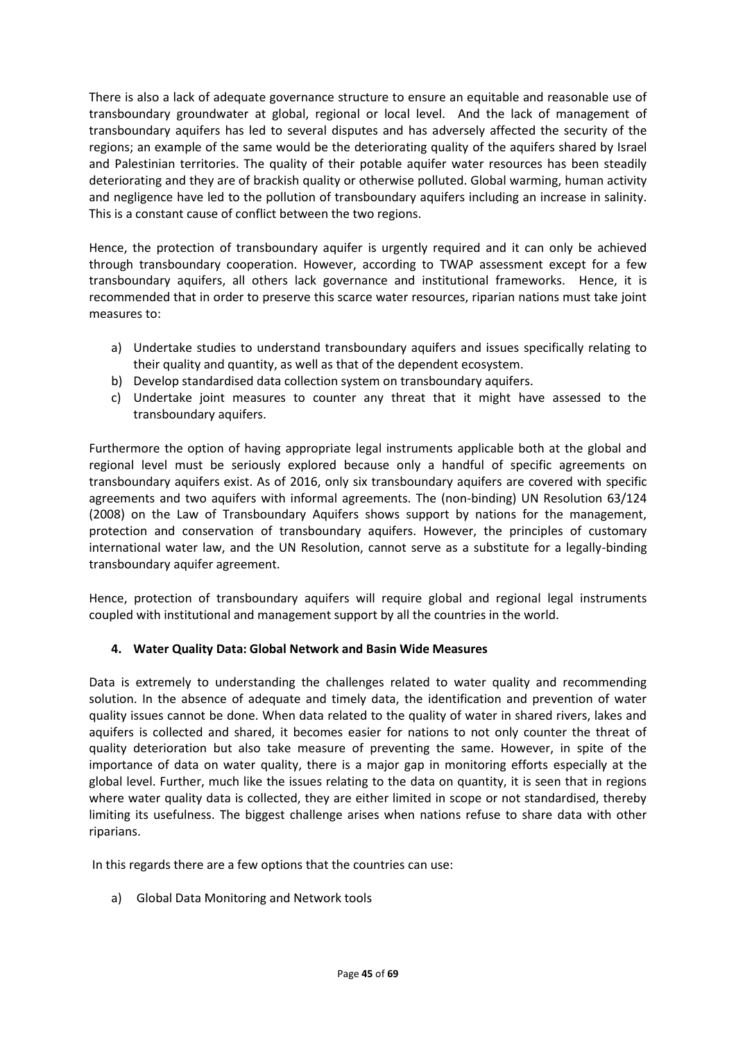There is also a lack of adequate governance structure to ensure an equitable and reasonable use of transboundary groundwater at global, regional or local level. And the lack of management of transboundary aquifers has led to several disputes and has adversely affected the security of the regions; an example of the same would be the deteriorating quality of the aquifers shared by Israel and Palestinian territories. The quality of their potable aquifer water resources has been steadily deteriorating and they are of brackish quality or otherwise polluted. Global warming, human activity and negligence have led to the pollution of transboundary aquifers including an increase in salinity. This is a constant cause of conflict between the two regions.

Hence, the protection of transboundary aquifer is urgently required and it can only be achieved through transboundary cooperation. However, according to TWAP assessment except for a few transboundary aquifers, all others lack governance and institutional frameworks. Hence, it is recommended that in order to preserve this scarce water resources, riparian nations must take joint measures to:

a) Undertake studies to understand transboundary aquifers and issues specifically relating to their quality and quantity, as well as that of the dependent ecosystem.
b) Develop standardised data collection system on transboundary aquifers.
c) Undertake joint measures to counter any threat that it might have assessed to the transboundary aquifers.

Furthermore the option of having appropriate legal instruments applicable both at the global and regional level must be seriously explored because only a handful of specific agreements on transboundary aquifers exist. As of 2016, only six transboundary aquifers are covered with specific agreements and two aquifers with informal agreements. The (non-binding) UN Resolution 63/124 (2008) on the Law of Transboundary Aquifers shows support by nations for the management, protection and conservation of transboundary aquifers. However, the principles of customary international water law, and the UN Resolution, cannot serve as a substitute for a legally-binding transboundary aquifer agreement.

Hence, protection of transboundary aquifers will require global and regional legal instruments coupled with institutional and management support by all the countries in the world.

## 4. Water Quality Data: Global Network and Basin Wide Measures

Data is extremely to understanding the challenges related to water quality and recommending solution. In the absence of adequate and timely data, the identification and prevention of water quality issues cannot be done. When data related to the quality of water in shared rivers, lakes and aquifers is collected and shared, it becomes easier for nations to not only counter the threat of quality deterioration but also take measure of preventing the same. However, in spite of the importance of data on water quality, there is a major gap in monitoring efforts especially at the global level. Further, much like the issues relating to the data on quantity, it is seen that in regions where water quality data is collected, they are either limited in scope or not standardised, thereby limiting its usefulness. The biggest challenge arises when nations refuse to share data with other riparians.

In this regards there are a few options that the countries can use:

a) Global Data Monitoring and Network tools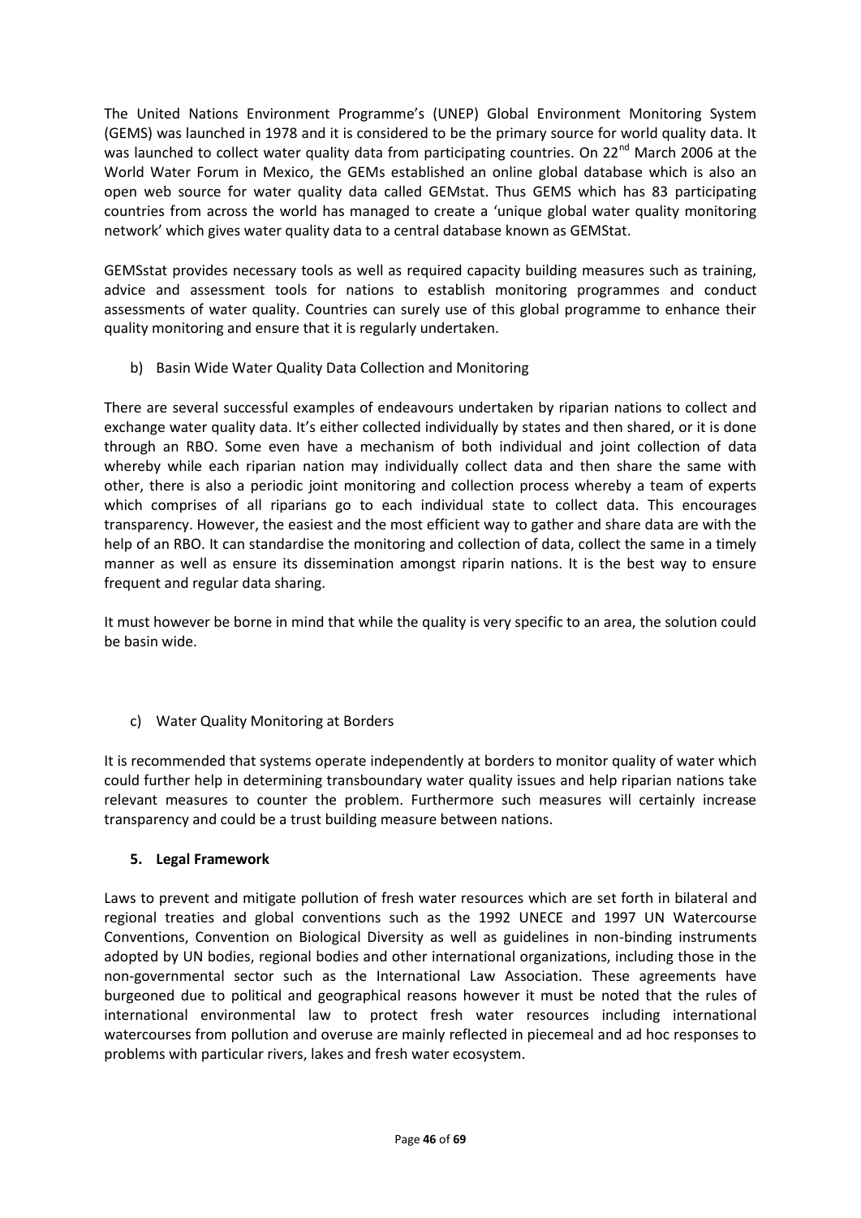The United Nations Environment Programme's (UNEP) Global Environment Monitoring System (GEMS) was launched in 1978 and it is considered to be the primary source for world quality data. It was launched to collect water quality data from participating countries. On 22[nd] March 2006 at the World Water Forum in Mexico, the GEMs established an online global database which is also an open web source for water quality data called GEMstat. Thus GEMS which has 83 participating countries from across the world has managed to create a 'unique global water quality monitoring network' which gives water quality data to a central database known as GEMStat.

GEMSstat provides necessary tools as well as required capacity building measures such as training, advice and assessment tools for nations to establish monitoring programmes and conduct assessments of water quality. Countries can surely use of this global programme to enhance their quality monitoring and ensure that it is regularly undertaken.

b) Basin Wide Water Quality Data Collection and Monitoring

There are several successful examples of endeavours undertaken by riparian nations to collect and exchange water quality data. It's either collected individually by states and then shared, or it is done through an RBO. Some even have a mechanism of both individual and joint collection of data whereby while each riparian nation may individually collect data and then share the same with other, there is also a periodic joint monitoring and collection process whereby a team of experts which comprises of all riparians go to each individual state to collect data. This encourages transparency. However, the easiest and the most efficient way to gather and share data are with the help of an RBO. It can standardise the monitoring and collection of data, collect the same in a timely manner as well as ensure its dissemination amongst riparin nations. It is the best way to ensure frequent and regular data sharing.

It must however be borne in mind that while the quality is very specific to an area, the solution could be basin wide.

c) Water Quality Monitoring at Borders

It is recommended that systems operate independently at borders to monitor quality of water which could further help in determining transboundary water quality issues and help riparian nations take relevant measures to counter the problem. Furthermore such measures will certainly increase transparency and could be a trust building measure between nations.

**5. Legal Framework**

Laws to prevent and mitigate pollution of fresh water resources which are set forth in bilateral and regional treaties and global conventions such as the 1992 UNECE and 1997 UN Watercourse Conventions, Convention on Biological Diversity as well as guidelines in non-binding instruments adopted by UN bodies, regional bodies and other international organizations, including those in the non-governmental sector such as the International Law Association. These agreements have burgeoned due to political and geographical reasons however it must be noted that the rules of international environmental law to protect fresh water resources including international watercourses from pollution and overuse are mainly reflected in piecemeal and ad hoc responses to problems with particular rivers, lakes and fresh water ecosystem.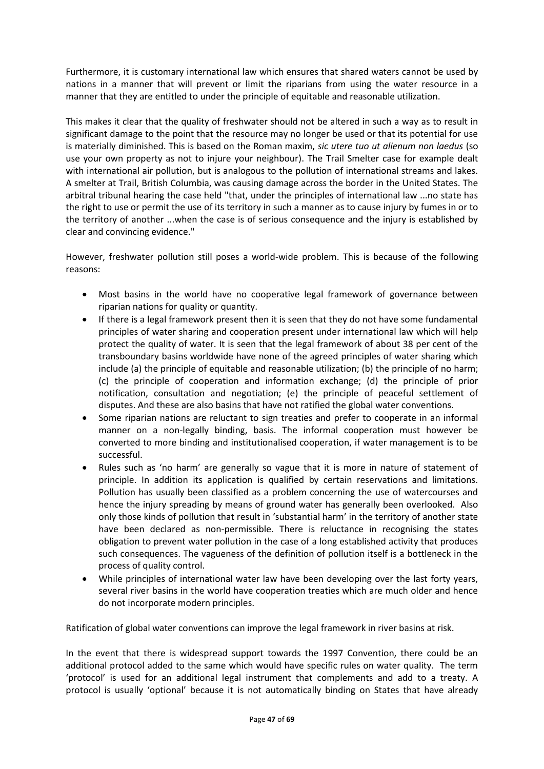Furthermore, it is customary international law which ensures that shared waters cannot be used by nations in a manner that will prevent or limit the riparians from using the water resource in a manner that they are entitled to under the principle of equitable and reasonable utilization.

This makes it clear that the quality of freshwater should not be altered in such a way as to result in significant damage to the point that the resource may no longer be used or that its potential for use is materially diminished. This is based on the Roman maxim, *sic utere tuo ut alienum non laedus* (so use your own property as not to injure your neighbour). The Trail Smelter case for example dealt with international air pollution, but is analogous to the pollution of international streams and lakes. A smelter at Trail, British Columbia, was causing damage across the border in the United States. The arbitral tribunal hearing the case held "that, under the principles of international law ...no state has the right to use or permit the use of its territory in such a manner as to cause injury by fumes in or to the territory of another ...when the case is of serious consequence and the injury is established by clear and convincing evidence."

However, freshwater pollution still poses a world-wide problem. This is because of the following reasons:

- Most basins in the world have no cooperative legal framework of governance between riparian nations for quality or quantity.
- If there is a legal framework present then it is seen that they do not have some fundamental principles of water sharing and cooperation present under international law which will help protect the quality of water. It is seen that the legal framework of about 38 per cent of the transboundary basins worldwide have none of the agreed principles of water sharing which include (a) the principle of equitable and reasonable utilization; (b) the principle of no harm; (c) the principle of cooperation and information exchange; (d) the principle of prior notification, consultation and negotiation; (e) the principle of peaceful settlement of disputes. And these are also basins that have not ratified the global water conventions.
- Some riparian nations are reluctant to sign treaties and prefer to cooperate in an informal manner on a non-legally binding, basis. The informal cooperation must however be converted to more binding and institutionalised cooperation, if water management is to be successful.
- Rules such as 'no harm' are generally so vague that it is more in nature of statement of principle. In addition its application is qualified by certain reservations and limitations. Pollution has usually been classified as a problem concerning the use of watercourses and hence the injury spreading by means of ground water has generally been overlooked. Also only those kinds of pollution that result in 'substantial harm' in the territory of another state have been declared as non-permissible. There is reluctance in recognising the states obligation to prevent water pollution in the case of a long established activity that produces such consequences. The vagueness of the definition of pollution itself is a bottleneck in the process of quality control.
- While principles of international water law have been developing over the last forty years, several river basins in the world have cooperation treaties which are much older and hence do not incorporate modern principles.

Ratification of global water conventions can improve the legal framework in river basins at risk.

In the event that there is widespread support towards the 1997 Convention, there could be an additional protocol added to the same which would have specific rules on water quality. The term 'protocol' is used for an additional legal instrument that complements and add to a treaty. A protocol is usually 'optional' because it is not automatically binding on States that have already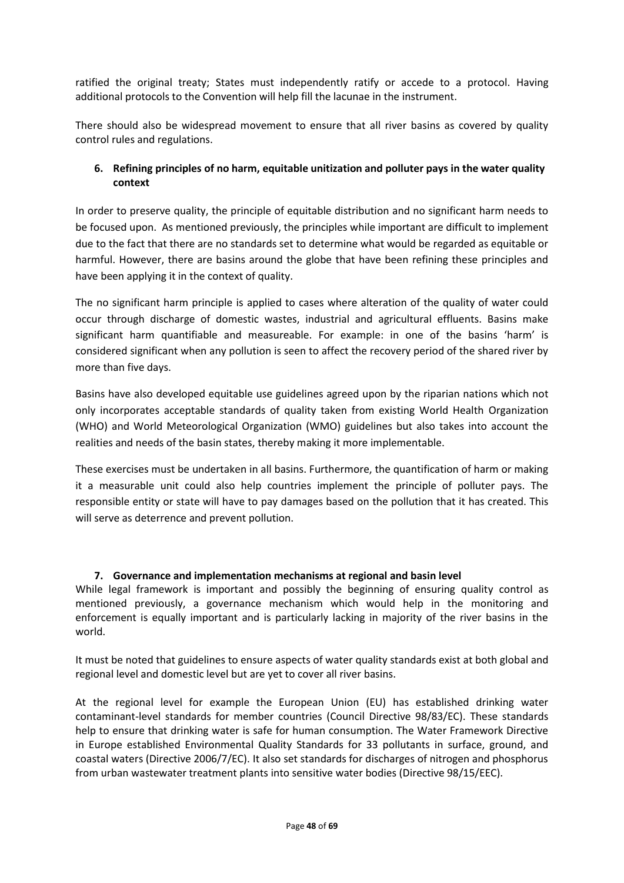ratified the original treaty; States must independently ratify or accede to a protocol. Having additional protocols to the Convention will help fill the lacunae in the instrument.

There should also be widespread movement to ensure that all river basins as covered by quality control rules and regulations.

### 6. Refining principles of no harm, equitable unitization and polluter pays in the water quality context

In order to preserve quality, the principle of equitable distribution and no significant harm needs to be focused upon. As mentioned previously, the principles while important are difficult to implement due to the fact that there are no standards set to determine what would be regarded as equitable or harmful. However, there are basins around the globe that have been refining these principles and have been applying it in the context of quality.

The no significant harm principle is applied to cases where alteration of the quality of water could occur through discharge of domestic wastes, industrial and agricultural effluents. Basins make significant harm quantifiable and measureable. For example: in one of the basins 'harm' is considered significant when any pollution is seen to affect the recovery period of the shared river by more than five days.

Basins have also developed equitable use guidelines agreed upon by the riparian nations which not only incorporates acceptable standards of quality taken from existing World Health Organization (WHO) and World Meteorological Organization (WMO) guidelines but also takes into account the realities and needs of the basin states, thereby making it more implementable.

These exercises must be undertaken in all basins. Furthermore, the quantification of harm or making it a measurable unit could also help countries implement the principle of polluter pays. The responsible entity or state will have to pay damages based on the pollution that it has created. This will serve as deterrence and prevent pollution.

### 7. Governance and implementation mechanisms at regional and basin level

While legal framework is important and possibly the beginning of ensuring quality control as mentioned previously, a governance mechanism which would help in the monitoring and enforcement is equally important and is particularly lacking in majority of the river basins in the world.

It must be noted that guidelines to ensure aspects of water quality standards exist at both global and regional level and domestic level but are yet to cover all river basins.

At the regional level for example the European Union (EU) has established drinking water contaminant-level standards for member countries (Council Directive 98/83/EC). These standards help to ensure that drinking water is safe for human consumption. The Water Framework Directive in Europe established Environmental Quality Standards for 33 pollutants in surface, ground, and coastal waters (Directive 2006/7/EC). It also set standards for discharges of nitrogen and phosphorus from urban wastewater treatment plants into sensitive water bodies (Directive 98/15/EEC).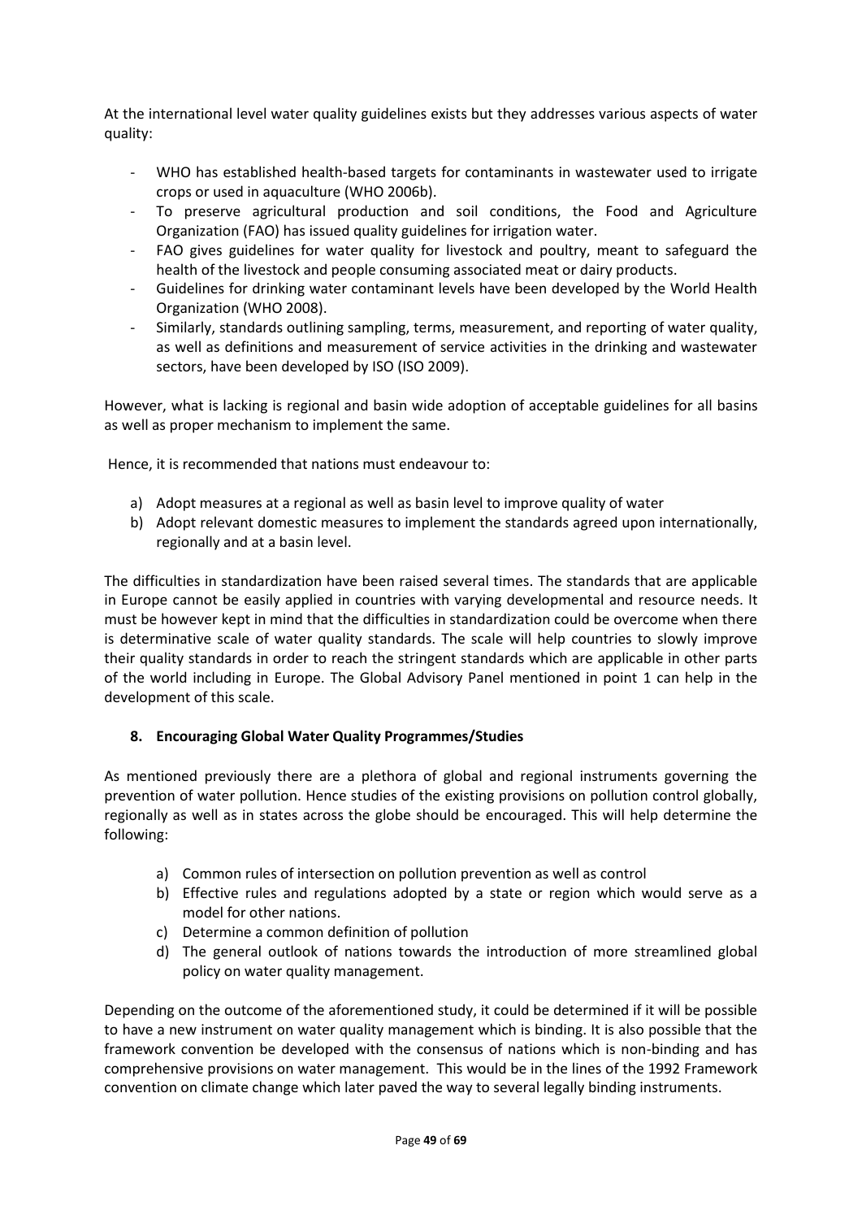At the international level water quality guidelines exists but they addresses various aspects of water quality:

- WHO has established health-based targets for contaminants in wastewater used to irrigate crops or used in aquaculture (WHO 2006b).
- To preserve agricultural production and soil conditions, the Food and Agriculture Organization (FAO) has issued quality guidelines for irrigation water.
- FAO gives guidelines for water quality for livestock and poultry, meant to safeguard the health of the livestock and people consuming associated meat or dairy products.
- Guidelines for drinking water contaminant levels have been developed by the World Health Organization (WHO 2008).
- Similarly, standards outlining sampling, terms, measurement, and reporting of water quality, as well as definitions and measurement of service activities in the drinking and wastewater sectors, have been developed by ISO (ISO 2009).

However, what is lacking is regional and basin wide adoption of acceptable guidelines for all basins as well as proper mechanism to implement the same.

Hence, it is recommended that nations must endeavour to:

a) Adopt measures at a regional as well as basin level to improve quality of water
b) Adopt relevant domestic measures to implement the standards agreed upon internationally, regionally and at a basin level.

The difficulties in standardization have been raised several times. The standards that are applicable in Europe cannot be easily applied in countries with varying developmental and resource needs. It must be however kept in mind that the difficulties in standardization could be overcome when there is determinative scale of water quality standards. The scale will help countries to slowly improve their quality standards in order to reach the stringent standards which are applicable in other parts of the world including in Europe. The Global Advisory Panel mentioned in point 1 can help in the development of this scale.

## 8. Encouraging Global Water Quality Programmes/Studies

As mentioned previously there are a plethora of global and regional instruments governing the prevention of water pollution. Hence studies of the existing provisions on pollution control globally, regionally as well as in states across the globe should be encouraged. This will help determine the following:

a) Common rules of intersection on pollution prevention as well as control
b) Effective rules and regulations adopted by a state or region which would serve as a model for other nations.
c) Determine a common definition of pollution
d) The general outlook of nations towards the introduction of more streamlined global policy on water quality management.

Depending on the outcome of the aforementioned study, it could be determined if it will be possible to have a new instrument on water quality management which is binding. It is also possible that the framework convention be developed with the consensus of nations which is non-binding and has comprehensive provisions on water management. This would be in the lines of the 1992 Framework convention on climate change which later paved the way to several legally binding instruments.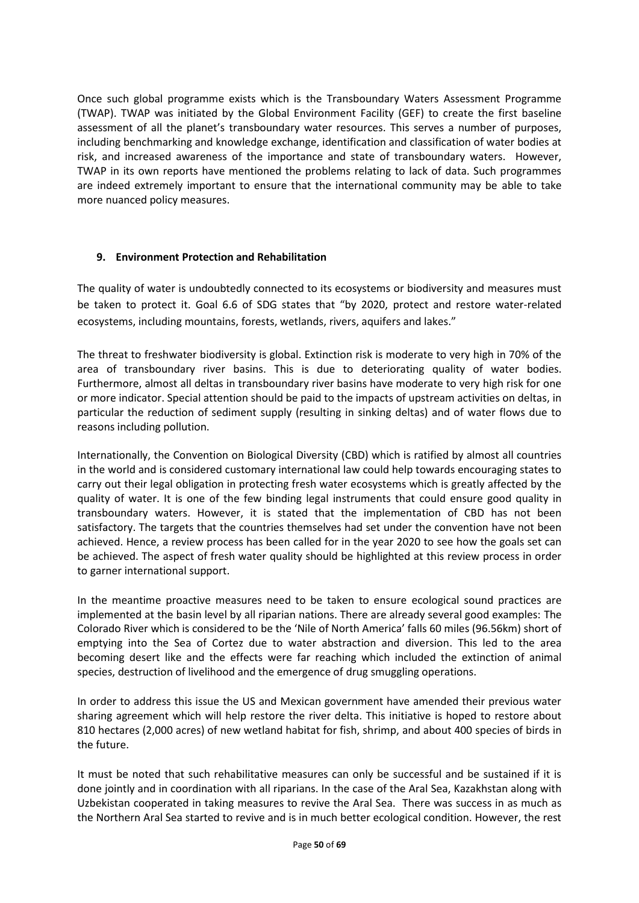Once such global programme exists which is the Transboundary Waters Assessment Programme (TWAP). TWAP was initiated by the Global Environment Facility (GEF) to create the first baseline assessment of all the planet's transboundary water resources. This serves a number of purposes, including benchmarking and knowledge exchange, identification and classification of water bodies at risk, and increased awareness of the importance and state of transboundary waters. However, TWAP in its own reports have mentioned the problems relating to lack of data. Such programmes are indeed extremely important to ensure that the international community may be able to take more nuanced policy measures.

## 9. Environment Protection and Rehabilitation

The quality of water is undoubtedly connected to its ecosystems or biodiversity and measures must be taken to protect it. Goal 6.6 of SDG states that "by 2020, protect and restore water-related ecosystems, including mountains, forests, wetlands, rivers, aquifers and lakes."

The threat to freshwater biodiversity is global. Extinction risk is moderate to very high in 70% of the area of transboundary river basins. This is due to deteriorating quality of water bodies. Furthermore, almost all deltas in transboundary river basins have moderate to very high risk for one or more indicator. Special attention should be paid to the impacts of upstream activities on deltas, in particular the reduction of sediment supply (resulting in sinking deltas) and of water flows due to reasons including pollution.

Internationally, the Convention on Biological Diversity (CBD) which is ratified by almost all countries in the world and is considered customary international law could help towards encouraging states to carry out their legal obligation in protecting fresh water ecosystems which is greatly affected by the quality of water. It is one of the few binding legal instruments that could ensure good quality in transboundary waters. However, it is stated that the implementation of CBD has not been satisfactory. The targets that the countries themselves had set under the convention have not been achieved. Hence, a review process has been called for in the year 2020 to see how the goals set can be achieved. The aspect of fresh water quality should be highlighted at this review process in order to garner international support.

In the meantime proactive measures need to be taken to ensure ecological sound practices are implemented at the basin level by all riparian nations. There are already several good examples: The Colorado River which is considered to be the 'Nile of North America' falls 60 miles (96.56km) short of emptying into the Sea of Cortez due to water abstraction and diversion. This led to the area becoming desert like and the effects were far reaching which included the extinction of animal species, destruction of livelihood and the emergence of drug smuggling operations.

In order to address this issue the US and Mexican government have amended their previous water sharing agreement which will help restore the river delta. This initiative is hoped to restore about 810 hectares (2,000 acres) of new wetland habitat for fish, shrimp, and about 400 species of birds in the future.

It must be noted that such rehabilitative measures can only be successful and be sustained if it is done jointly and in coordination with all riparians. In the case of the Aral Sea, Kazakhstan along with Uzbekistan cooperated in taking measures to revive the Aral Sea. There was success in as much as the Northern Aral Sea started to revive and is in much better ecological condition. However, the rest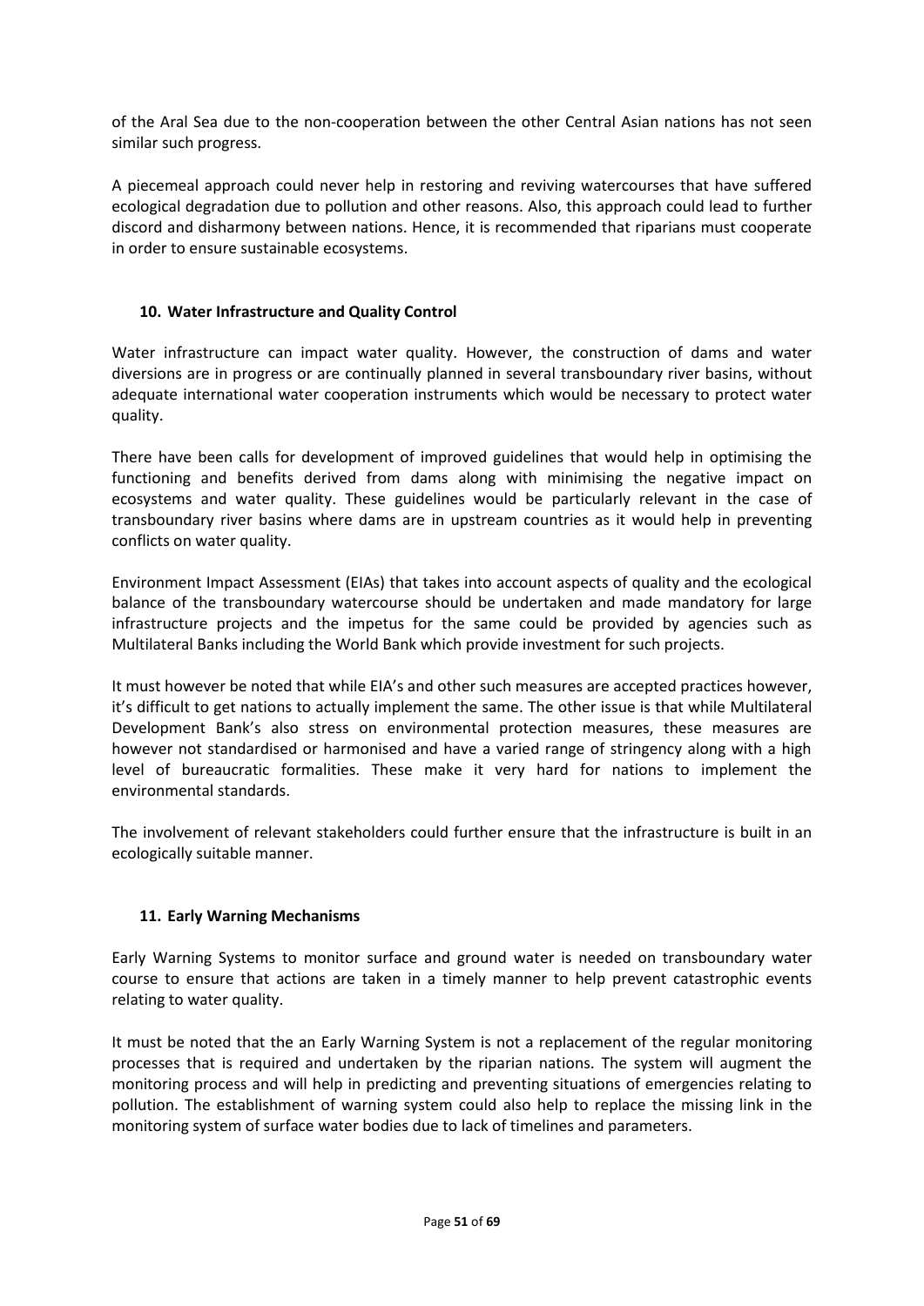of the Aral Sea due to the non-cooperation between the other Central Asian nations has not seen similar such progress.

A piecemeal approach could never help in restoring and reviving watercourses that have suffered ecological degradation due to pollution and other reasons. Also, this approach could lead to further discord and disharmony between nations. Hence, it is recommended that riparians must cooperate in order to ensure sustainable ecosystems.

### 10. Water Infrastructure and Quality Control

Water infrastructure can impact water quality. However, the construction of dams and water diversions are in progress or are continually planned in several transboundary river basins, without adequate international water cooperation instruments which would be necessary to protect water quality.

There have been calls for development of improved guidelines that would help in optimising the functioning and benefits derived from dams along with minimising the negative impact on ecosystems and water quality. These guidelines would be particularly relevant in the case of transboundary river basins where dams are in upstream countries as it would help in preventing conflicts on water quality.

Environment Impact Assessment (EIAs) that takes into account aspects of quality and the ecological balance of the transboundary watercourse should be undertaken and made mandatory for large infrastructure projects and the impetus for the same could be provided by agencies such as Multilateral Banks including the World Bank which provide investment for such projects.

It must however be noted that while EIA's and other such measures are accepted practices however, it's difficult to get nations to actually implement the same. The other issue is that while Multilateral Development Bank's also stress on environmental protection measures, these measures are however not standardised or harmonised and have a varied range of stringency along with a high level of bureaucratic formalities. These make it very hard for nations to implement the environmental standards.

The involvement of relevant stakeholders could further ensure that the infrastructure is built in an ecologically suitable manner.

### 11. Early Warning Mechanisms

Early Warning Systems to monitor surface and ground water is needed on transboundary water course to ensure that actions are taken in a timely manner to help prevent catastrophic events relating to water quality.

It must be noted that the an Early Warning System is not a replacement of the regular monitoring processes that is required and undertaken by the riparian nations. The system will augment the monitoring process and will help in predicting and preventing situations of emergencies relating to pollution. The establishment of warning system could also help to replace the missing link in the monitoring system of surface water bodies due to lack of timelines and parameters.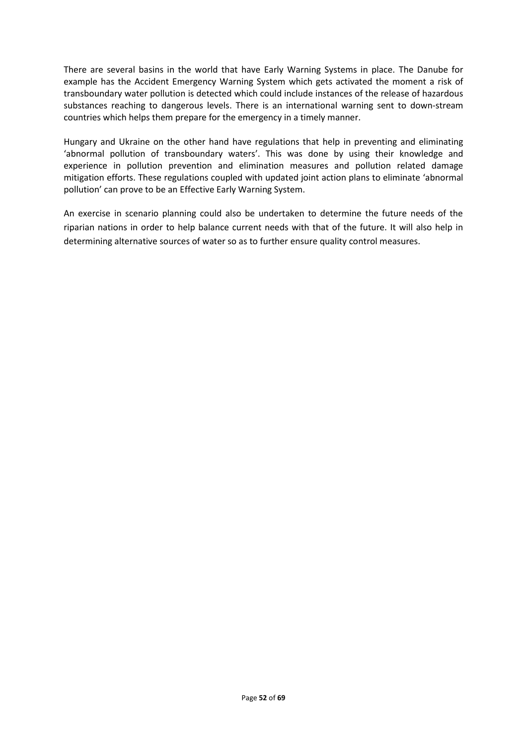There are several basins in the world that have Early Warning Systems in place. The Danube for example has the Accident Emergency Warning System which gets activated the moment a risk of transboundary water pollution is detected which could include instances of the release of hazardous substances reaching to dangerous levels. There is an international warning sent to down-stream countries which helps them prepare for the emergency in a timely manner.

Hungary and Ukraine on the other hand have regulations that help in preventing and eliminating 'abnormal pollution of transboundary waters'. This was done by using their knowledge and experience in pollution prevention and elimination measures and pollution related damage mitigation efforts. These regulations coupled with updated joint action plans to eliminate 'abnormal pollution' can prove to be an Effective Early Warning System.

An exercise in scenario planning could also be undertaken to determine the future needs of the riparian nations in order to help balance current needs with that of the future. It will also help in determining alternative sources of water so as to further ensure quality control measures.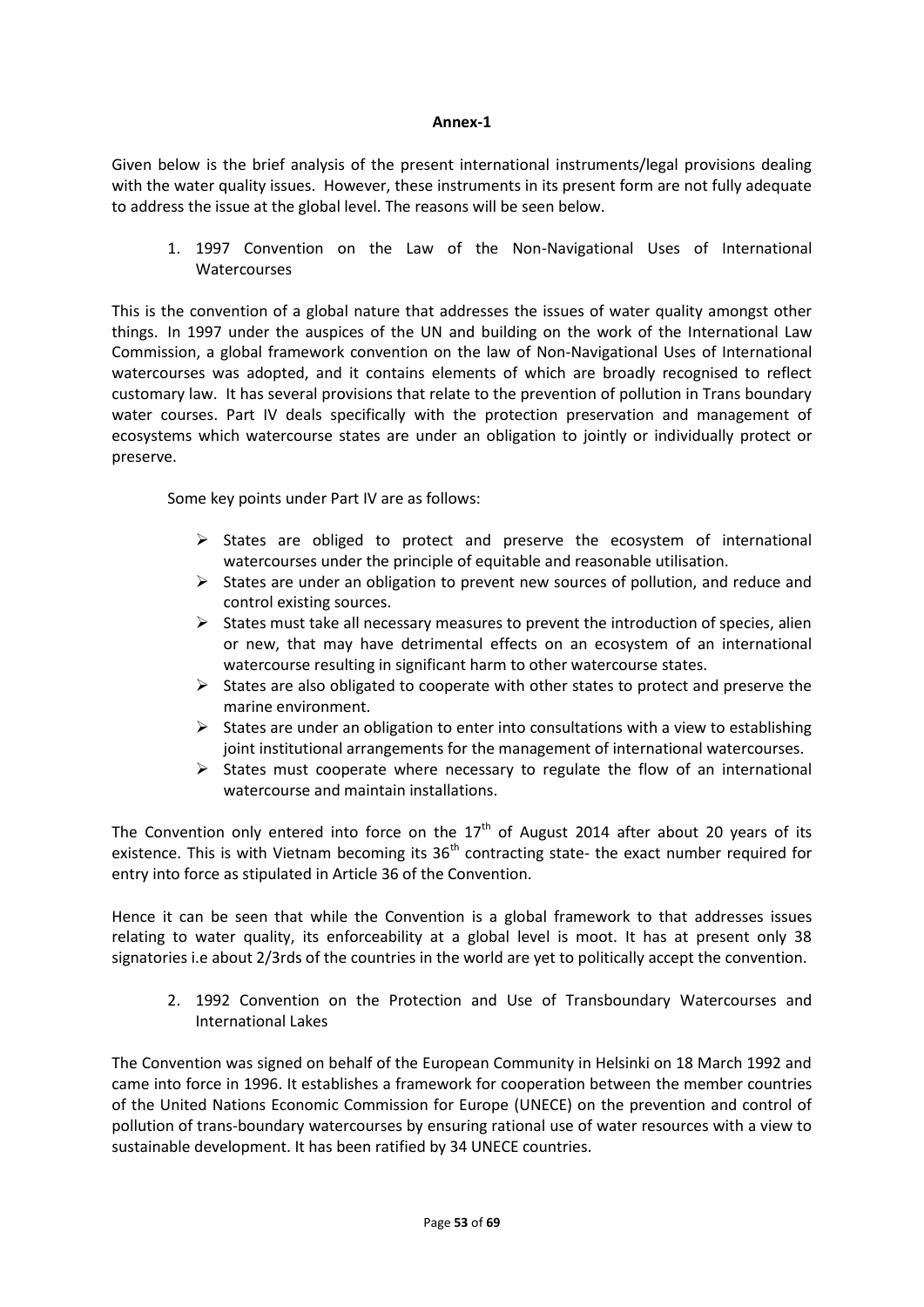**Annex-1**

Given below is the brief analysis of the present international instruments/legal provisions dealing with the water quality issues. However, these instruments in its present form are not fully adequate to address the issue at the global level. The reasons will be seen below.

1. 1997 Convention on the Law of the Non-Navigational Uses of International Watercourses

This is the convention of a global nature that addresses the issues of water quality amongst other things. In 1997 under the auspices of the UN and building on the work of the International Law Commission, a global framework convention on the law of Non-Navigational Uses of International watercourses was adopted, and it contains elements of which are broadly recognised to reflect customary law. It has several provisions that relate to the prevention of pollution in Trans boundary water courses. Part IV deals specifically with the protection preservation and management of ecosystems which watercourse states are under an obligation to jointly or individually protect or preserve.

Some key points under Part IV are as follows:

- States are obliged to protect and preserve the ecosystem of international watercourses under the principle of equitable and reasonable utilisation.
- States are under an obligation to prevent new sources of pollution, and reduce and control existing sources.
- States must take all necessary measures to prevent the introduction of species, alien or new, that may have detrimental effects on an ecosystem of an international watercourse resulting in significant harm to other watercourse states.
- States are also obligated to cooperate with other states to protect and preserve the marine environment.
- States are under an obligation to enter into consultations with a view to establishing joint institutional arrangements for the management of international watercourses.
- States must cooperate where necessary to regulate the flow of an international watercourse and maintain installations.

The Convention only entered into force on the 17th of August 2014 after about 20 years of its existence. This is with Vietnam becoming its 36th contracting state- the exact number required for entry into force as stipulated in Article 36 of the Convention.

Hence it can be seen that while the Convention is a global framework to that addresses issues relating to water quality, its enforceability at a global level is moot. It has at present only 38 signatories i.e about 2/3rds of the countries in the world are yet to politically accept the convention.

2. 1992 Convention on the Protection and Use of Transboundary Watercourses and International Lakes

The Convention was signed on behalf of the European Community in Helsinki on 18 March 1992 and came into force in 1996. It establishes a framework for cooperation between the member countries of the United Nations Economic Commission for Europe (UNECE) on the prevention and control of pollution of trans-boundary watercourses by ensuring rational use of water resources with a view to sustainable development. It has been ratified by 34 UNECE countries.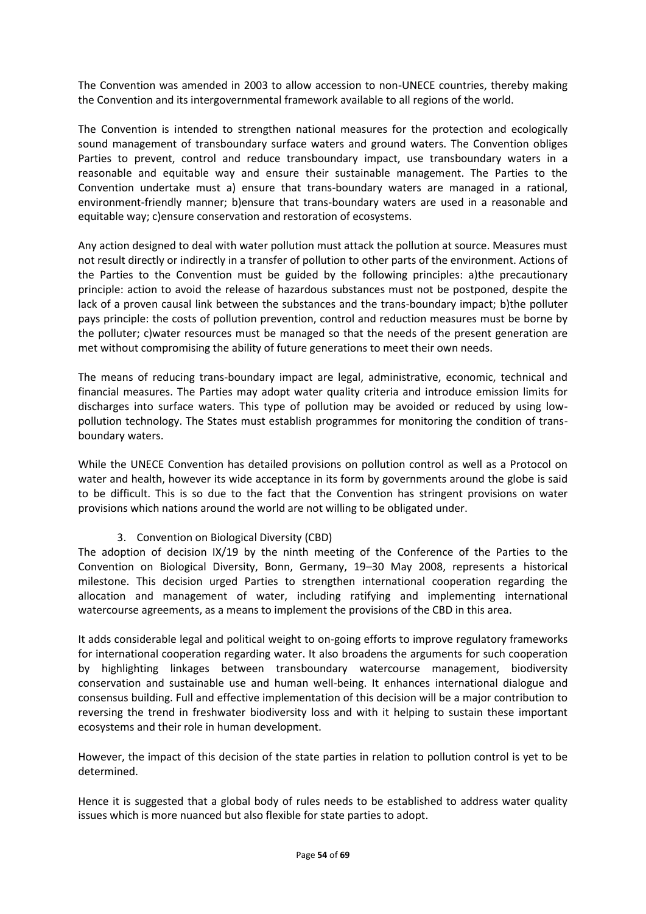The Convention was amended in 2003 to allow accession to non-UNECE countries, thereby making the Convention and its intergovernmental framework available to all regions of the world.

The Convention is intended to strengthen national measures for the protection and ecologically sound management of transboundary surface waters and ground waters. The Convention obliges Parties to prevent, control and reduce transboundary impact, use transboundary waters in a reasonable and equitable way and ensure their sustainable management. The Parties to the Convention undertake must a) ensure that trans-boundary waters are managed in a rational, environment-friendly manner; b)ensure that trans-boundary waters are used in a reasonable and equitable way; c)ensure conservation and restoration of ecosystems.

Any action designed to deal with water pollution must attack the pollution at source. Measures must not result directly or indirectly in a transfer of pollution to other parts of the environment. Actions of the Parties to the Convention must be guided by the following principles: a)the precautionary principle: action to avoid the release of hazardous substances must not be postponed, despite the lack of a proven causal link between the substances and the trans-boundary impact; b)the polluter pays principle: the costs of pollution prevention, control and reduction measures must be borne by the polluter; c)water resources must be managed so that the needs of the present generation are met without compromising the ability of future generations to meet their own needs.

The means of reducing trans-boundary impact are legal, administrative, economic, technical and financial measures. The Parties may adopt water quality criteria and introduce emission limits for discharges into surface waters. This type of pollution may be avoided or reduced by using low-pollution technology. The States must establish programmes for monitoring the condition of trans-boundary waters.

While the UNECE Convention has detailed provisions on pollution control as well as a Protocol on water and health, however its wide acceptance in its form by governments around the globe is said to be difficult. This is so due to the fact that the Convention has stringent provisions on water provisions which nations around the world are not willing to be obligated under.

3. Convention on Biological Diversity (CBD)

The adoption of decision IX/19 by the ninth meeting of the Conference of the Parties to the Convention on Biological Diversity, Bonn, Germany, 19–30 May 2008, represents a historical milestone. This decision urged Parties to strengthen international cooperation regarding the allocation and management of water, including ratifying and implementing international watercourse agreements, as a means to implement the provisions of the CBD in this area.

It adds considerable legal and political weight to on-going efforts to improve regulatory frameworks for international cooperation regarding water. It also broadens the arguments for such cooperation by highlighting linkages between transboundary watercourse management, biodiversity conservation and sustainable use and human well-being. It enhances international dialogue and consensus building. Full and effective implementation of this decision will be a major contribution to reversing the trend in freshwater biodiversity loss and with it helping to sustain these important ecosystems and their role in human development.

However, the impact of this decision of the state parties in relation to pollution control is yet to be determined.

Hence it is suggested that a global body of rules needs to be established to address water quality issues which is more nuanced but also flexible for state parties to adopt.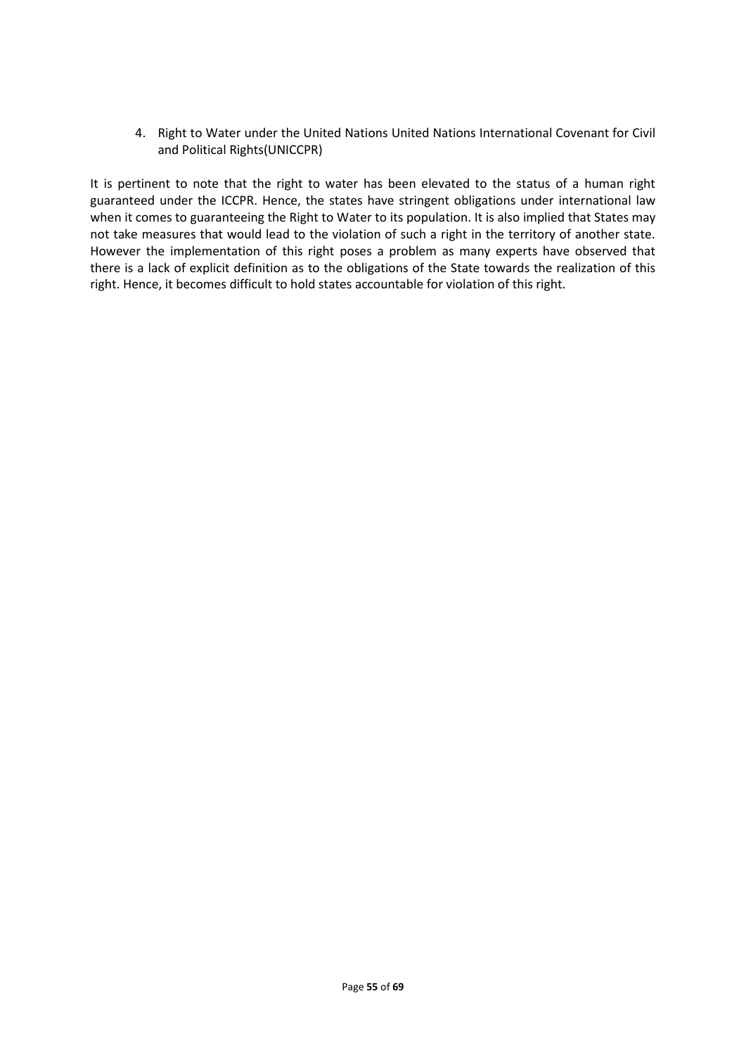4. Right to Water under the United Nations United Nations International Covenant for Civil and Political Rights(UNICCPR)

It is pertinent to note that the right to water has been elevated to the status of a human right guaranteed under the ICCPR. Hence, the states have stringent obligations under international law when it comes to guaranteeing the Right to Water to its population. It is also implied that States may not take measures that would lead to the violation of such a right in the territory of another state. However the implementation of this right poses a problem as many experts have observed that there is a lack of explicit definition as to the obligations of the State towards the realization of this right. Hence, it becomes difficult to hold states accountable for violation of this right.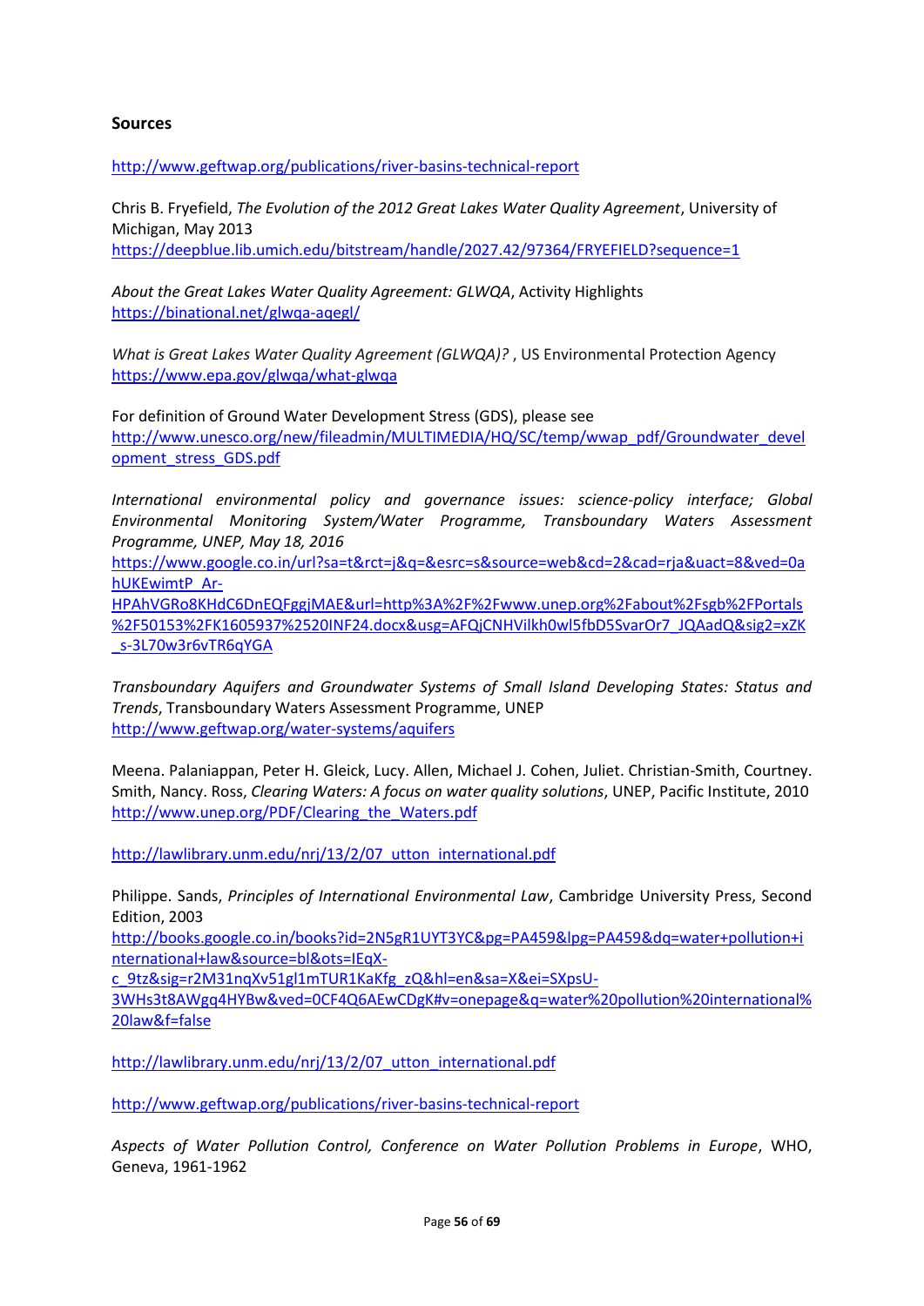**Sources**

http://www.geftwap.org/publications/river-basins-technical-report

Chris B. Fryefield, *The Evolution of the 2012 Great Lakes Water Quality Agreement*, University of Michigan, May 2013
https://deepblue.lib.umich.edu/bitstream/handle/2027.42/97364/FRYEFIELD?sequence=1

*About the Great Lakes Water Quality Agreement: GLWQA*, Activity Highlights
https://binational.net/glwqa-aqegl/

*What is Great Lakes Water Quality Agreement (GLWQA)?* , US Environmental Protection Agency
https://www.epa.gov/glwqa/what-glwqa

For definition of Ground Water Development Stress (GDS), please see
http://www.unesco.org/new/fileadmin/MULTIMEDIA/HQ/SC/temp/wwap_pdf/Groundwater_development_stress_GDS.pdf

*International environmental policy and governance issues: science-policy interface; Global Environmental Monitoring System/Water Programme, Transboundary Waters Assessment Programme, UNEP, May 18, 2016*
https://www.google.co.in/url?sa=t&rct=j&q=&esrc=s&source=web&cd=2&cad=rja&uact=8&ved=0ahUKEwimtP_Ar-HPAhVGRo8KHdC6DnEQFggjMAE&url=http%3A%2F%2Fwww.unep.org%2Fabout%2Fsgb%2FPortals%2F50153%2FK1605937%2520INF24.docx&usg=AFQjCNHVilkh0wl5fbD5SvarOr7_JQAadQ&sig2=xZK_s-3L70w3r6vTR6qYGA

*Transboundary Aquifers and Groundwater Systems of Small Island Developing States: Status and Trends*, Transboundary Waters Assessment Programme, UNEP
http://www.geftwap.org/water-systems/aquifers

Meena. Palaniappan, Peter H. Gleick, Lucy. Allen, Michael J. Cohen, Juliet. Christian-Smith, Courtney. Smith, Nancy. Ross, *Clearing Waters: A focus on water quality solutions*, UNEP, Pacific Institute, 2010
http://www.unep.org/PDF/Clearing_the_Waters.pdf

http://lawlibrary.unm.edu/nrj/13/2/07_utton_international.pdf

Philippe. Sands, *Principles of International Environmental Law*, Cambridge University Press, Second Edition, 2003
http://books.google.co.in/books?id=2N5gR1UYT3YC&pg=PA459&lpg=PA459&dq=water+pollution+international+law&source=bl&ots=IEqX-c_9tz&sig=r2M31nqXv51gl1mTUR1KaKfg_zQ&hl=en&sa=X&ei=SXpsU-3WHs3t8AWgq4HYBw&ved=0CF4Q6AEwCDgK#v=onepage&q=water%20pollution%20international%20law&f=false

http://lawlibrary.unm.edu/nrj/13/2/07_utton_international.pdf

http://www.geftwap.org/publications/river-basins-technical-report

*Aspects of Water Pollution Control, Conference on Water Pollution Problems in Europe*, WHO, Geneva, 1961-1962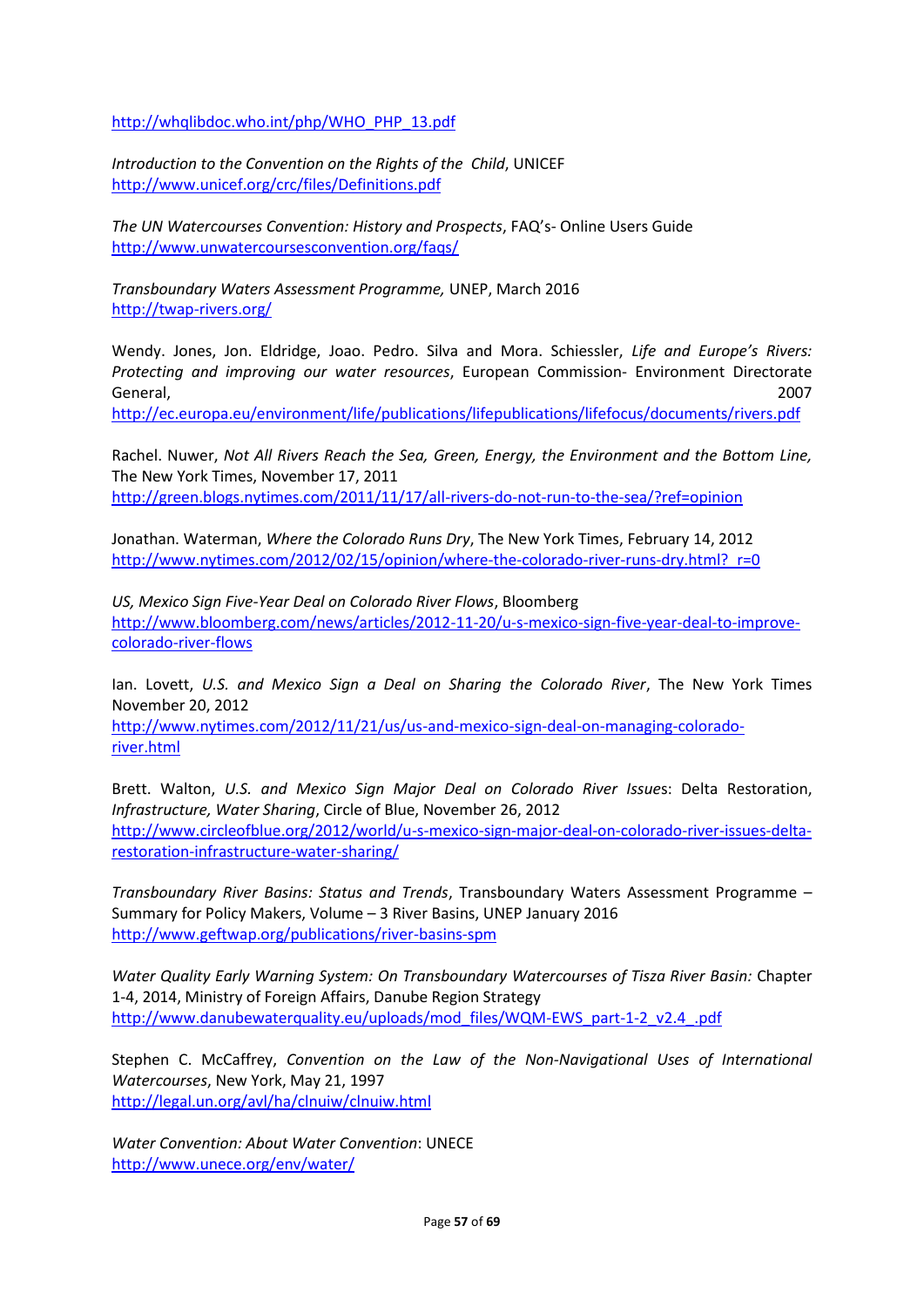http://whqlibdoc.who.int/php/WHO_PHP_13.pdf

*Introduction to the Convention on the Rights of the Child*, UNICEF
http://www.unicef.org/crc/files/Definitions.pdf

*The UN Watercourses Convention: History and Prospects*, FAQ's- Online Users Guide
http://www.unwatercoursesconvention.org/faqs/

*Transboundary Waters Assessment Programme,* UNEP, March 2016
http://twap-rivers.org/

Wendy. Jones, Jon. Eldridge, Joao. Pedro. Silva and Mora. Schiessler, *Life and Europe's Rivers: Protecting and improving our water resources*, European Commission- Environment Directorate General, 2007
http://ec.europa.eu/environment/life/publications/lifepublications/lifefocus/documents/rivers.pdf

Rachel. Nuwer, *Not All Rivers Reach the Sea, Green, Energy, the Environment and the Bottom Line,* The New York Times, November 17, 2011
http://green.blogs.nytimes.com/2011/11/17/all-rivers-do-not-run-to-the-sea/?ref=opinion

Jonathan. Waterman, *Where the Colorado Runs Dry*, The New York Times, February 14, 2012
http://www.nytimes.com/2012/02/15/opinion/where-the-colorado-river-runs-dry.html?_r=0

*US, Mexico Sign Five-Year Deal on Colorado River Flows*, Bloomberg
http://www.bloomberg.com/news/articles/2012-11-20/u-s-mexico-sign-five-year-deal-to-improve-colorado-river-flows

Ian. Lovett, *U.S. and Mexico Sign a Deal on Sharing the Colorado River*, The New York Times November 20, 2012
http://www.nytimes.com/2012/11/21/us/us-and-mexico-sign-deal-on-managing-colorado-river.html

Brett. Walton, *U.S. and Mexico Sign Major Deal on Colorado River Issue*s: Delta Restoration, *Infrastructure, Water Sharing*, Circle of Blue, November 26, 2012
http://www.circleofblue.org/2012/world/u-s-mexico-sign-major-deal-on-colorado-river-issues-delta-restoration-infrastructure-water-sharing/

*Transboundary River Basins: Status and Trends*, Transboundary Waters Assessment Programme – Summary for Policy Makers, Volume – 3 River Basins, UNEP January 2016
http://www.geftwap.org/publications/river-basins-spm

*Water Quality Early Warning System: On Transboundary Watercourses of Tisza River Basin:* Chapter 1-4, 2014, Ministry of Foreign Affairs, Danube Region Strategy
http://www.danubewaterquality.eu/uploads/mod_files/WQM-EWS_part-1-2_v2.4_.pdf

Stephen C. McCaffrey, *Convention on the Law of the Non-Navigational Uses of International Watercourses*, New York, May 21, 1997
http://legal.un.org/avl/ha/clnuiw/clnuiw.html

*Water Convention: About Water Convention*: UNECE
http://www.unece.org/env/water/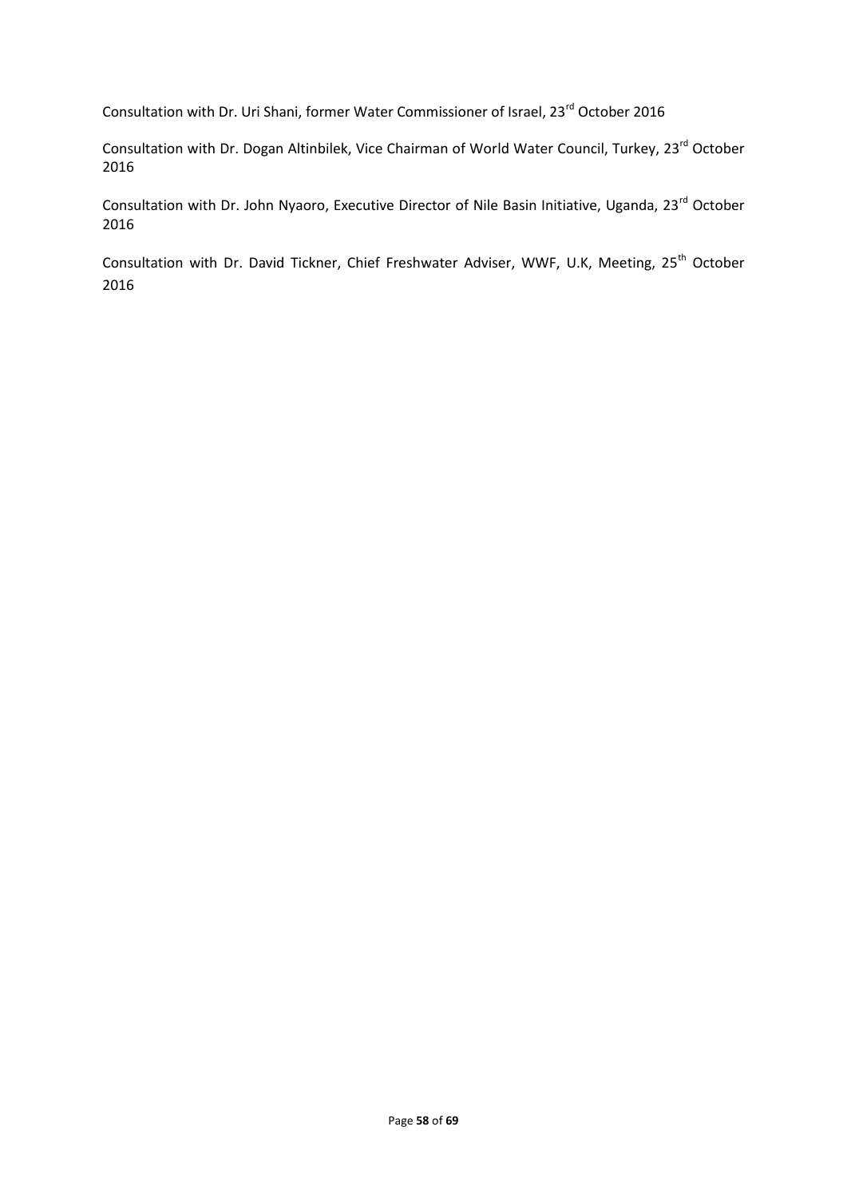Consultation with Dr. Uri Shani, former Water Commissioner of Israel, 23rd October 2016

Consultation with Dr. Dogan Altinbilek, Vice Chairman of World Water Council, Turkey, 23rd October 2016

Consultation with Dr. John Nyaoro, Executive Director of Nile Basin Initiative, Uganda, 23rd October 2016

Consultation with Dr. David Tickner, Chief Freshwater Adviser, WWF, U.K, Meeting, 25th October 2016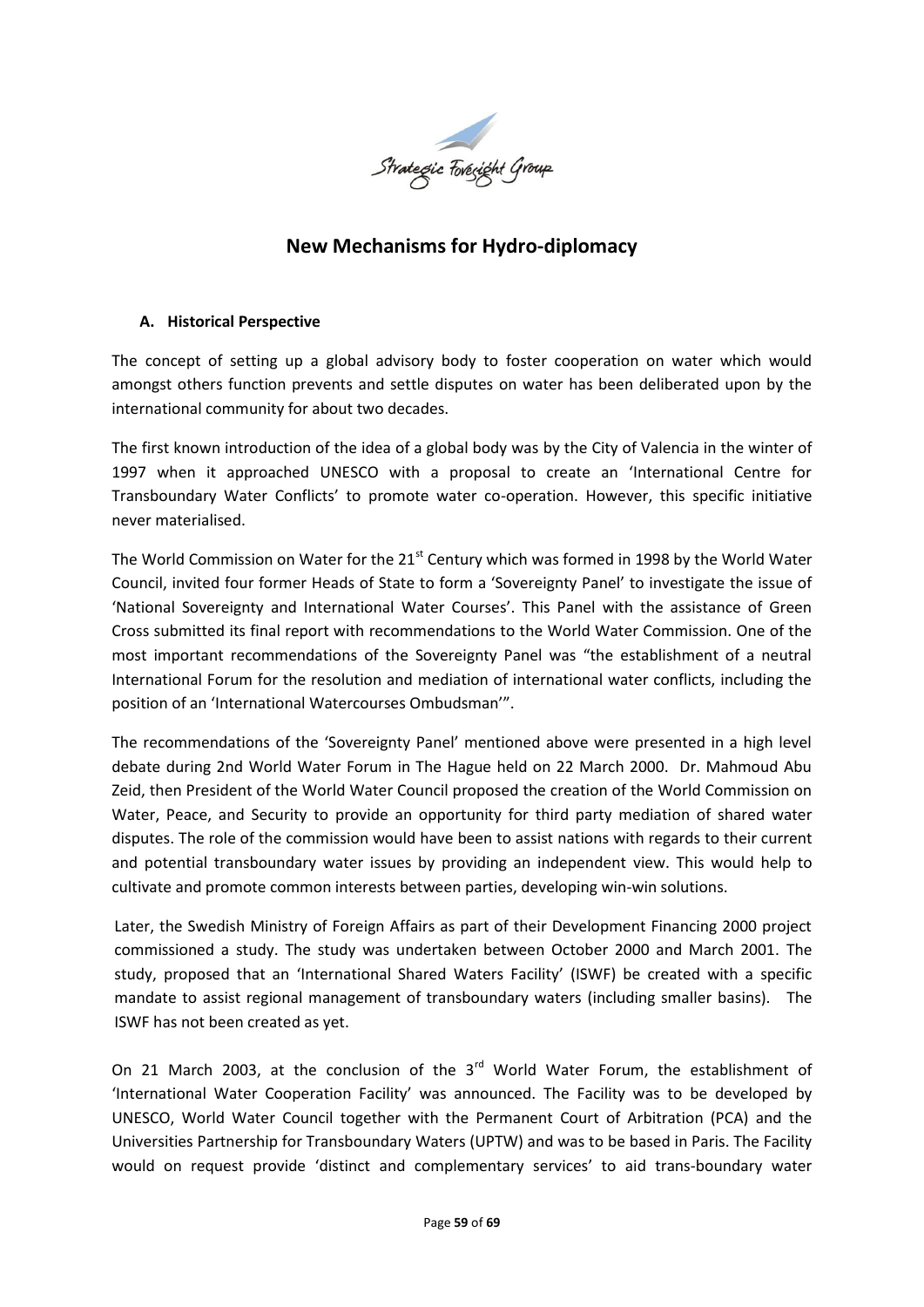# New Mechanisms for Hydro-diplomacy

## A. Historical Perspective

The concept of setting up a global advisory body to foster cooperation on water which would amongst others function prevents and settle disputes on water has been deliberated upon by the international community for about two decades.

The first known introduction of the idea of a global body was by the City of Valencia in the winter of 1997 when it approached UNESCO with a proposal to create an 'International Centre for Transboundary Water Conflicts' to promote water co-operation. However, this specific initiative never materialised.

The World Commission on Water for the 21st Century which was formed in 1998 by the World Water Council, invited four former Heads of State to form a 'Sovereignty Panel' to investigate the issue of 'National Sovereignty and International Water Courses'. This Panel with the assistance of Green Cross submitted its final report with recommendations to the World Water Commission. One of the most important recommendations of the Sovereignty Panel was "the establishment of a neutral International Forum for the resolution and mediation of international water conflicts, including the position of an 'International Watercourses Ombudsman'".

The recommendations of the 'Sovereignty Panel' mentioned above were presented in a high level debate during 2nd World Water Forum in The Hague held on 22 March 2000. Dr. Mahmoud Abu Zeid, then President of the World Water Council proposed the creation of the World Commission on Water, Peace, and Security to provide an opportunity for third party mediation of shared water disputes. The role of the commission would have been to assist nations with regards to their current and potential transboundary water issues by providing an independent view. This would help to cultivate and promote common interests between parties, developing win-win solutions.

Later, the Swedish Ministry of Foreign Affairs as part of their Development Financing 2000 project commissioned a study. The study was undertaken between October 2000 and March 2001. The study, proposed that an 'International Shared Waters Facility' (ISWF) be created with a specific mandate to assist regional management of transboundary waters (including smaller basins). The ISWF has not been created as yet.

On 21 March 2003, at the conclusion of the 3rd World Water Forum, the establishment of 'International Water Cooperation Facility' was announced. The Facility was to be developed by UNESCO, World Water Council together with the Permanent Court of Arbitration (PCA) and the Universities Partnership for Transboundary Waters (UPTW) and was to be based in Paris. The Facility would on request provide 'distinct and complementary services' to aid trans-boundary water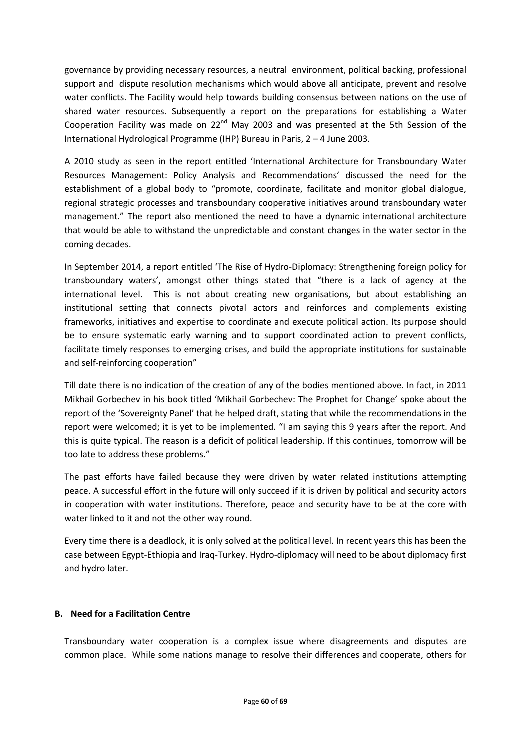governance by providing necessary resources, a neutral environment, political backing, professional support and dispute resolution mechanisms which would above all anticipate, prevent and resolve water conflicts. The Facility would help towards building consensus between nations on the use of shared water resources. Subsequently a report on the preparations for establishing a Water Cooperation Facility was made on 22nd May 2003 and was presented at the 5th Session of the International Hydrological Programme (IHP) Bureau in Paris, 2 – 4 June 2003.

A 2010 study as seen in the report entitled 'International Architecture for Transboundary Water Resources Management: Policy Analysis and Recommendations' discussed the need for the establishment of a global body to "promote, coordinate, facilitate and monitor global dialogue, regional strategic processes and transboundary cooperative initiatives around transboundary water management." The report also mentioned the need to have a dynamic international architecture that would be able to withstand the unpredictable and constant changes in the water sector in the coming decades.

In September 2014, a report entitled 'The Rise of Hydro-Diplomacy: Strengthening foreign policy for transboundary waters', amongst other things stated that "there is a lack of agency at the international level. This is not about creating new organisations, but about establishing an institutional setting that connects pivotal actors and reinforces and complements existing frameworks, initiatives and expertise to coordinate and execute political action. Its purpose should be to ensure systematic early warning and to support coordinated action to prevent conflicts, facilitate timely responses to emerging crises, and build the appropriate institutions for sustainable and self-reinforcing cooperation"

Till date there is no indication of the creation of any of the bodies mentioned above. In fact, in 2011 Mikhail Gorbechev in his book titled 'Mikhail Gorbechev: The Prophet for Change' spoke about the report of the 'Sovereignty Panel' that he helped draft, stating that while the recommendations in the report were welcomed; it is yet to be implemented. "I am saying this 9 years after the report. And this is quite typical. The reason is a deficit of political leadership. If this continues, tomorrow will be too late to address these problems."

The past efforts have failed because they were driven by water related institutions attempting peace. A successful effort in the future will only succeed if it is driven by political and security actors in cooperation with water institutions. Therefore, peace and security have to be at the core with water linked to it and not the other way round.

Every time there is a deadlock, it is only solved at the political level. In recent years this has been the case between Egypt-Ethiopia and Iraq-Turkey. Hydro-diplomacy will need to be about diplomacy first and hydro later.

## B. Need for a Facilitation Centre

Transboundary water cooperation is a complex issue where disagreements and disputes are common place. While some nations manage to resolve their differences and cooperate, others for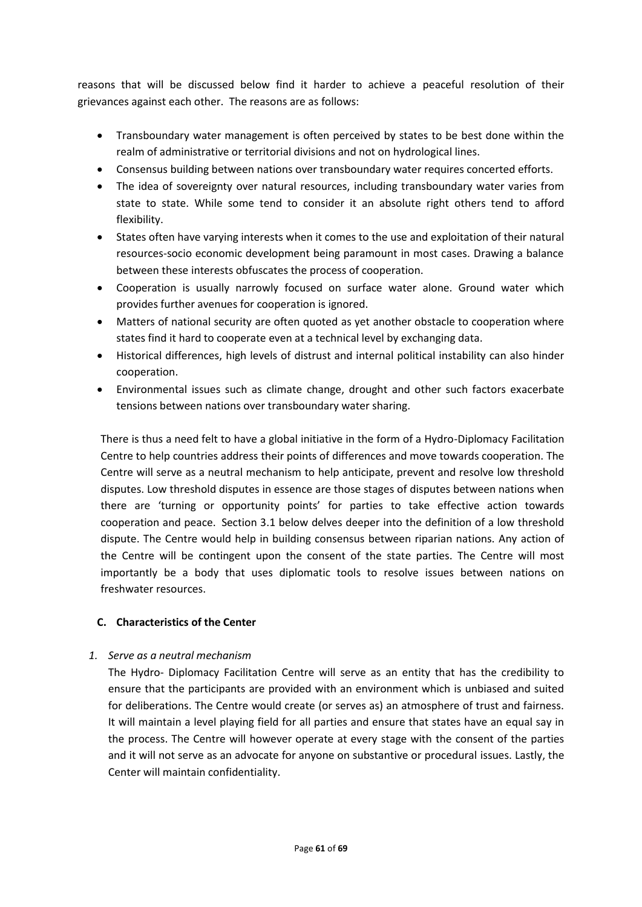reasons that will be discussed below find it harder to achieve a peaceful resolution of their grievances against each other. The reasons are as follows:

- Transboundary water management is often perceived by states to be best done within the realm of administrative or territorial divisions and not on hydrological lines.
- Consensus building between nations over transboundary water requires concerted efforts.
- The idea of sovereignty over natural resources, including transboundary water varies from state to state. While some tend to consider it an absolute right others tend to afford flexibility.
- States often have varying interests when it comes to the use and exploitation of their natural resources-socio economic development being paramount in most cases. Drawing a balance between these interests obfuscates the process of cooperation.
- Cooperation is usually narrowly focused on surface water alone. Ground water which provides further avenues for cooperation is ignored.
- Matters of national security are often quoted as yet another obstacle to cooperation where states find it hard to cooperate even at a technical level by exchanging data.
- Historical differences, high levels of distrust and internal political instability can also hinder cooperation.
- Environmental issues such as climate change, drought and other such factors exacerbate tensions between nations over transboundary water sharing.

There is thus a need felt to have a global initiative in the form of a Hydro-Diplomacy Facilitation Centre to help countries address their points of differences and move towards cooperation. The Centre will serve as a neutral mechanism to help anticipate, prevent and resolve low threshold disputes. Low threshold disputes in essence are those stages of disputes between nations when there are 'turning or opportunity points' for parties to take effective action towards cooperation and peace. Section 3.1 below delves deeper into the definition of a low threshold dispute. The Centre would help in building consensus between riparian nations. Any action of the Centre will be contingent upon the consent of the state parties. The Centre will most importantly be a body that uses diplomatic tools to resolve issues between nations on freshwater resources.

### C. Characteristics of the Center

1. *Serve as a neutral mechanism*

   The Hydro- Diplomacy Facilitation Centre will serve as an entity that has the credibility to ensure that the participants are provided with an environment which is unbiased and suited for deliberations. The Centre would create (or serves as) an atmosphere of trust and fairness. It will maintain a level playing field for all parties and ensure that states have an equal say in the process. The Centre will however operate at every stage with the consent of the parties and it will not serve as an advocate for anyone on substantive or procedural issues. Lastly, the Center will maintain confidentiality.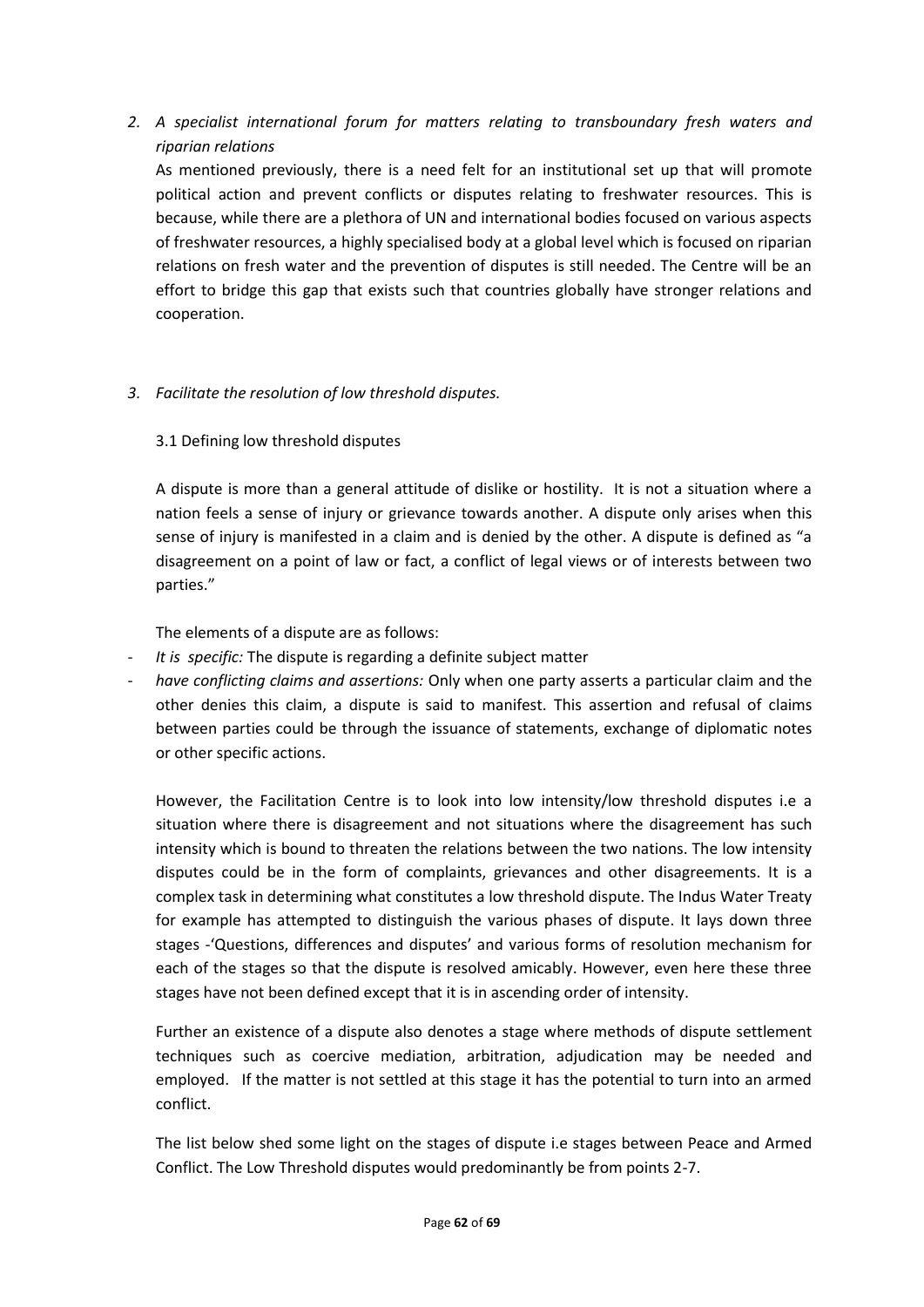*2. A specialist international forum for matters relating to transboundary fresh waters and riparian relations*

As mentioned previously, there is a need felt for an institutional set up that will promote political action and prevent conflicts or disputes relating to freshwater resources. This is because, while there are a plethora of UN and international bodies focused on various aspects of freshwater resources, a highly specialised body at a global level which is focused on riparian relations on fresh water and the prevention of disputes is still needed. The Centre will be an effort to bridge this gap that exists such that countries globally have stronger relations and cooperation.

*3. Facilitate the resolution of low threshold disputes.*

3.1 Defining low threshold disputes

A dispute is more than a general attitude of dislike or hostility. It is not a situation where a nation feels a sense of injury or grievance towards another. A dispute only arises when this sense of injury is manifested in a claim and is denied by the other. A dispute is defined as "a disagreement on a point of law or fact, a conflict of legal views or of interests between two parties."

The elements of a dispute are as follows:

- *It is specific:* The dispute is regarding a definite subject matter
- *have conflicting claims and assertions:* Only when one party asserts a particular claim and the other denies this claim, a dispute is said to manifest. This assertion and refusal of claims between parties could be through the issuance of statements, exchange of diplomatic notes or other specific actions.

However, the Facilitation Centre is to look into low intensity/low threshold disputes i.e a situation where there is disagreement and not situations where the disagreement has such intensity which is bound to threaten the relations between the two nations. The low intensity disputes could be in the form of complaints, grievances and other disagreements. It is a complex task in determining what constitutes a low threshold dispute. The Indus Water Treaty for example has attempted to distinguish the various phases of dispute. It lays down three stages -'Questions, differences and disputes' and various forms of resolution mechanism for each of the stages so that the dispute is resolved amicably. However, even here these three stages have not been defined except that it is in ascending order of intensity.

Further an existence of a dispute also denotes a stage where methods of dispute settlement techniques such as coercive mediation, arbitration, adjudication may be needed and employed. If the matter is not settled at this stage it has the potential to turn into an armed conflict.

The list below shed some light on the stages of dispute i.e stages between Peace and Armed Conflict. The Low Threshold disputes would predominantly be from points 2-7.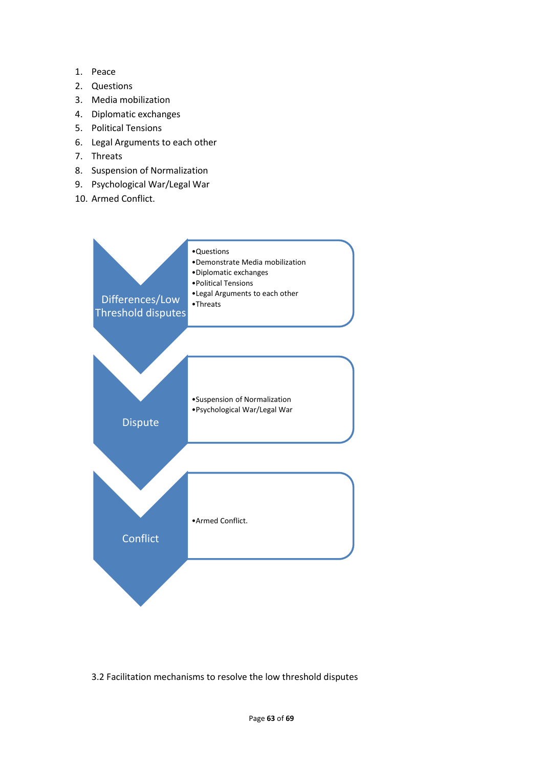1. Peace
2. Questions
3. Media mobilization
4. Diplomatic exchanges
5. Political Tensions
6. Legal Arguments to each other
7. Threats
8. Suspension of Normalization
9. Psychological War/Legal War
10. Armed Conflict.

**Differences/Low Threshold disputes**

- Questions
- Demonstrate Media mobilization
- Diplomatic exchanges
- Political Tensions
- Legal Arguments to each other
- Threats

**Dispute**

- Suspension of Normalization
- Psychological War/Legal War

**Conflict**

- Armed Conflict.

3.2 Facilitation mechanisms to resolve the low threshold disputes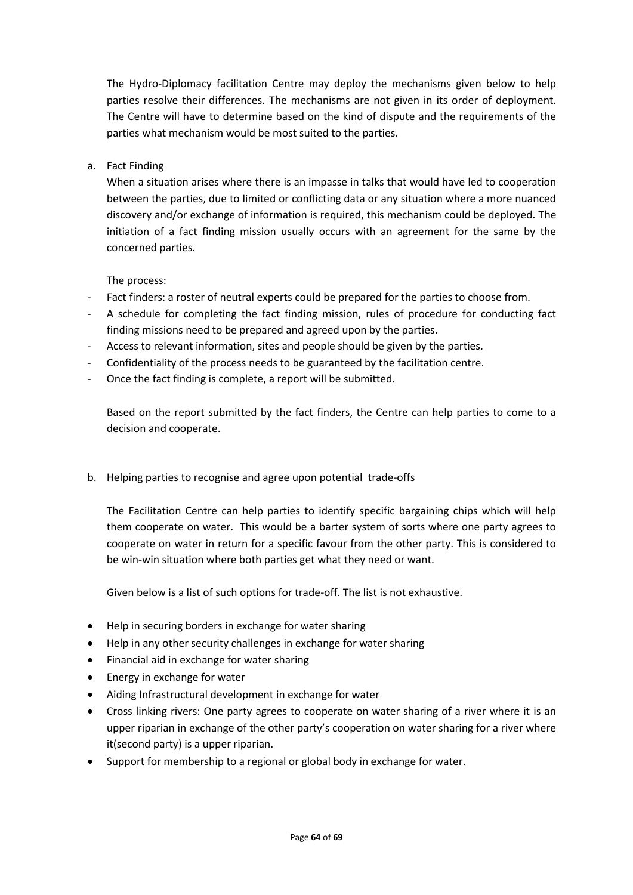The Hydro-Diplomacy facilitation Centre may deploy the mechanisms given below to help parties resolve their differences. The mechanisms are not given in its order of deployment. The Centre will have to determine based on the kind of dispute and the requirements of the parties what mechanism would be most suited to the parties.

a. Fact Finding

When a situation arises where there is an impasse in talks that would have led to cooperation between the parties, due to limited or conflicting data or any situation where a more nuanced discovery and/or exchange of information is required, this mechanism could be deployed. The initiation of a fact finding mission usually occurs with an agreement for the same by the concerned parties.

The process:

- Fact finders: a roster of neutral experts could be prepared for the parties to choose from.
- A schedule for completing the fact finding mission, rules of procedure for conducting fact finding missions need to be prepared and agreed upon by the parties.
- Access to relevant information, sites and people should be given by the parties.
- Confidentiality of the process needs to be guaranteed by the facilitation centre.
- Once the fact finding is complete, a report will be submitted.

Based on the report submitted by the fact finders, the Centre can help parties to come to a decision and cooperate.

b. Helping parties to recognise and agree upon potential trade-offs

The Facilitation Centre can help parties to identify specific bargaining chips which will help them cooperate on water. This would be a barter system of sorts where one party agrees to cooperate on water in return for a specific favour from the other party. This is considered to be win-win situation where both parties get what they need or want.

Given below is a list of such options for trade-off. The list is not exhaustive.

- Help in securing borders in exchange for water sharing
- Help in any other security challenges in exchange for water sharing
- Financial aid in exchange for water sharing
- Energy in exchange for water
- Aiding Infrastructural development in exchange for water
- Cross linking rivers: One party agrees to cooperate on water sharing of a river where it is an upper riparian in exchange of the other party's cooperation on water sharing for a river where it(second party) is a upper riparian.
- Support for membership to a regional or global body in exchange for water.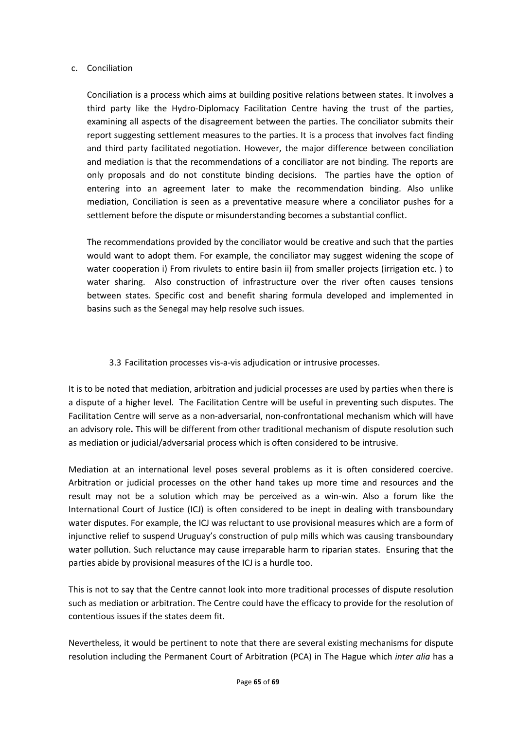c. Conciliation

Conciliation is a process which aims at building positive relations between states. It involves a third party like the Hydro-Diplomacy Facilitation Centre having the trust of the parties, examining all aspects of the disagreement between the parties. The conciliator submits their report suggesting settlement measures to the parties. It is a process that involves fact finding and third party facilitated negotiation. However, the major difference between conciliation and mediation is that the recommendations of a conciliator are not binding. The reports are only proposals and do not constitute binding decisions. The parties have the option of entering into an agreement later to make the recommendation binding. Also unlike mediation, Conciliation is seen as a preventative measure where a conciliator pushes for a settlement before the dispute or misunderstanding becomes a substantial conflict.

The recommendations provided by the conciliator would be creative and such that the parties would want to adopt them. For example, the conciliator may suggest widening the scope of water cooperation i) From rivulets to entire basin ii) from smaller projects (irrigation etc. ) to water sharing. Also construction of infrastructure over the river often causes tensions between states. Specific cost and benefit sharing formula developed and implemented in basins such as the Senegal may help resolve such issues.

### 3.3 Facilitation processes vis-a-vis adjudication or intrusive processes.

It is to be noted that mediation, arbitration and judicial processes are used by parties when there is a dispute of a higher level. The Facilitation Centre will be useful in preventing such disputes. The Facilitation Centre will serve as a non-adversarial, non-confrontational mechanism which will have an advisory role**.** This will be different from other traditional mechanism of dispute resolution such as mediation or judicial/adversarial process which is often considered to be intrusive.

Mediation at an international level poses several problems as it is often considered coercive. Arbitration or judicial processes on the other hand takes up more time and resources and the result may not be a solution which may be perceived as a win-win. Also a forum like the International Court of Justice (ICJ) is often considered to be inept in dealing with transboundary water disputes. For example, the ICJ was reluctant to use provisional measures which are a form of injunctive relief to suspend Uruguay's construction of pulp mills which was causing transboundary water pollution. Such reluctance may cause irreparable harm to riparian states. Ensuring that the parties abide by provisional measures of the ICJ is a hurdle too.

This is not to say that the Centre cannot look into more traditional processes of dispute resolution such as mediation or arbitration. The Centre could have the efficacy to provide for the resolution of contentious issues if the states deem fit.

Nevertheless, it would be pertinent to note that there are several existing mechanisms for dispute resolution including the Permanent Court of Arbitration (PCA) in The Hague which *inter alia* has a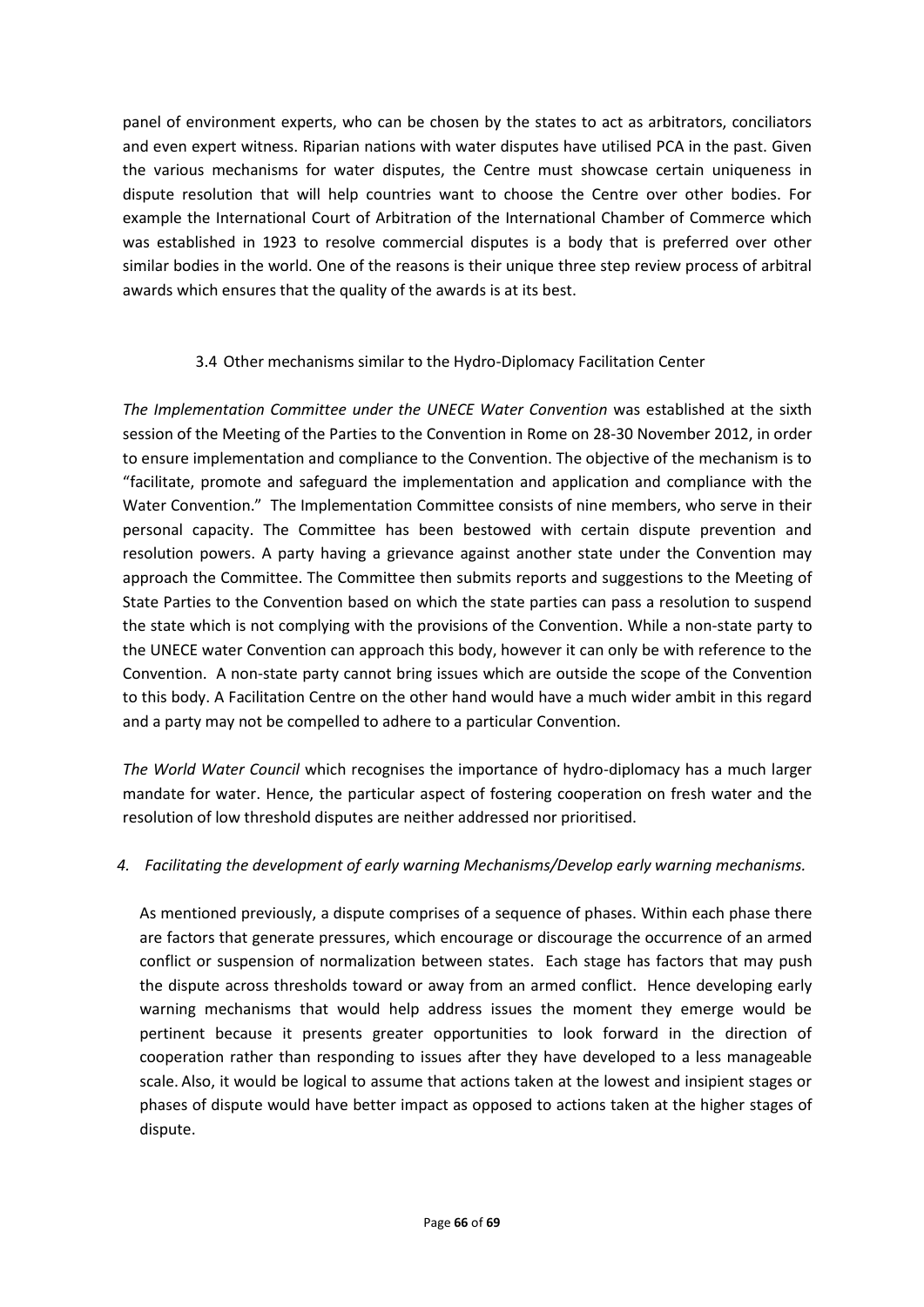panel of environment experts, who can be chosen by the states to act as arbitrators, conciliators and even expert witness. Riparian nations with water disputes have utilised PCA in the past. Given the various mechanisms for water disputes, the Centre must showcase certain uniqueness in dispute resolution that will help countries want to choose the Centre over other bodies. For example the International Court of Arbitration of the International Chamber of Commerce which was established in 1923 to resolve commercial disputes is a body that is preferred over other similar bodies in the world. One of the reasons is their unique three step review process of arbitral awards which ensures that the quality of the awards is at its best.

### 3.4 Other mechanisms similar to the Hydro-Diplomacy Facilitation Center

*The Implementation Committee under the UNECE Water Convention* was established at the sixth session of the Meeting of the Parties to the Convention in Rome on 28-30 November 2012, in order to ensure implementation and compliance to the Convention. The objective of the mechanism is to "facilitate, promote and safeguard the implementation and application and compliance with the Water Convention." The Implementation Committee consists of nine members, who serve in their personal capacity. The Committee has been bestowed with certain dispute prevention and resolution powers. A party having a grievance against another state under the Convention may approach the Committee. The Committee then submits reports and suggestions to the Meeting of State Parties to the Convention based on which the state parties can pass a resolution to suspend the state which is not complying with the provisions of the Convention. While a non-state party to the UNECE water Convention can approach this body, however it can only be with reference to the Convention. A non-state party cannot bring issues which are outside the scope of the Convention to this body. A Facilitation Centre on the other hand would have a much wider ambit in this regard and a party may not be compelled to adhere to a particular Convention.

*The World Water Council* which recognises the importance of hydro-diplomacy has a much larger mandate for water. Hence, the particular aspect of fostering cooperation on fresh water and the resolution of low threshold disputes are neither addressed nor prioritised.

*4. Facilitating the development of early warning Mechanisms/Develop early warning mechanisms.*

As mentioned previously, a dispute comprises of a sequence of phases. Within each phase there are factors that generate pressures, which encourage or discourage the occurrence of an armed conflict or suspension of normalization between states. Each stage has factors that may push the dispute across thresholds toward or away from an armed conflict. Hence developing early warning mechanisms that would help address issues the moment they emerge would be pertinent because it presents greater opportunities to look forward in the direction of cooperation rather than responding to issues after they have developed to a less manageable scale. Also, it would be logical to assume that actions taken at the lowest and insipient stages or phases of dispute would have better impact as opposed to actions taken at the higher stages of dispute.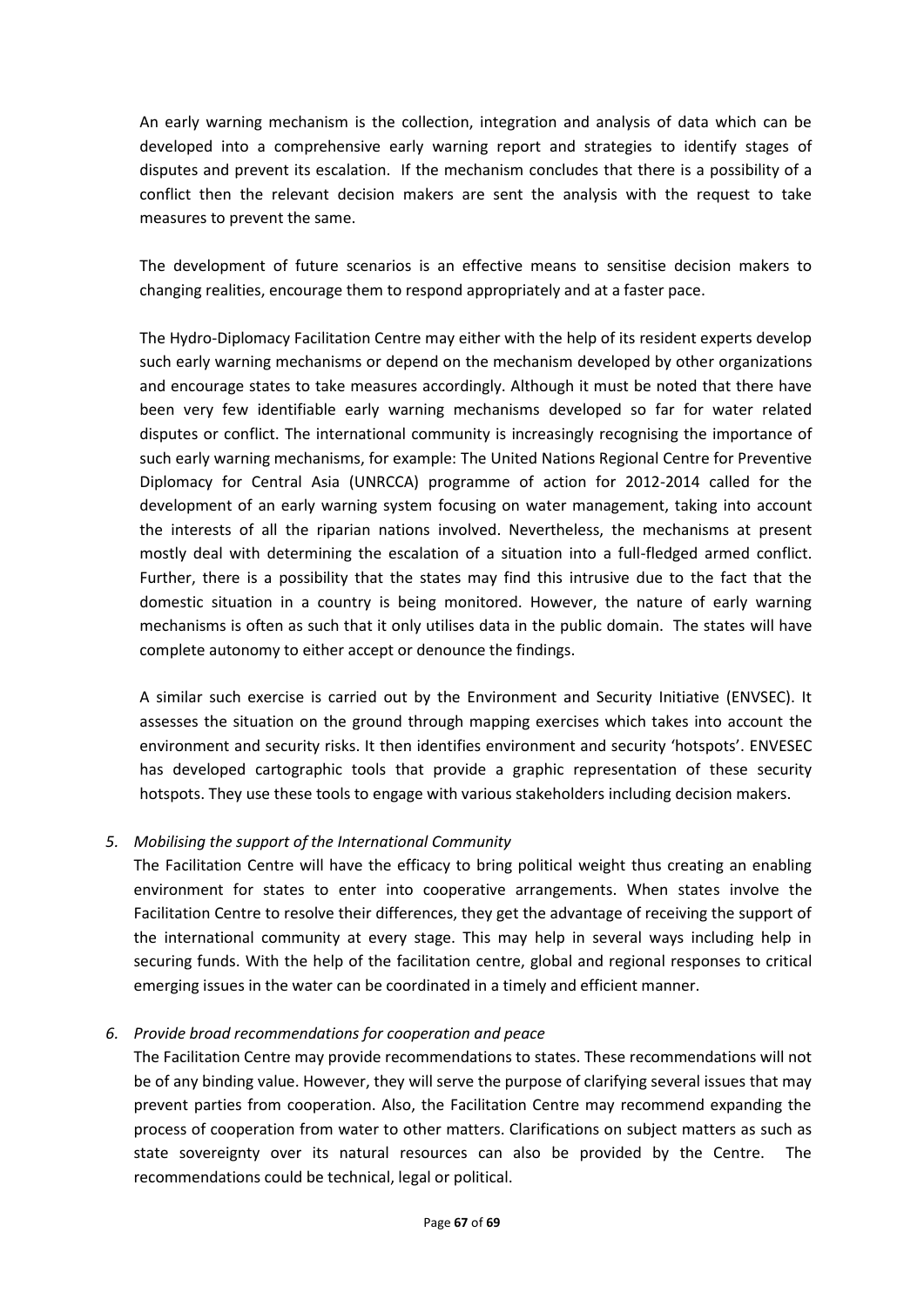An early warning mechanism is the collection, integration and analysis of data which can be developed into a comprehensive early warning report and strategies to identify stages of disputes and prevent its escalation. If the mechanism concludes that there is a possibility of a conflict then the relevant decision makers are sent the analysis with the request to take measures to prevent the same.

The development of future scenarios is an effective means to sensitise decision makers to changing realities, encourage them to respond appropriately and at a faster pace.

The Hydro-Diplomacy Facilitation Centre may either with the help of its resident experts develop such early warning mechanisms or depend on the mechanism developed by other organizations and encourage states to take measures accordingly. Although it must be noted that there have been very few identifiable early warning mechanisms developed so far for water related disputes or conflict. The international community is increasingly recognising the importance of such early warning mechanisms, for example: The United Nations Regional Centre for Preventive Diplomacy for Central Asia (UNRCCA) programme of action for 2012-2014 called for the development of an early warning system focusing on water management, taking into account the interests of all the riparian nations involved. Nevertheless, the mechanisms at present mostly deal with determining the escalation of a situation into a full-fledged armed conflict. Further, there is a possibility that the states may find this intrusive due to the fact that the domestic situation in a country is being monitored. However, the nature of early warning mechanisms is often as such that it only utilises data in the public domain. The states will have complete autonomy to either accept or denounce the findings.

A similar such exercise is carried out by the Environment and Security Initiative (ENVSEC). It assesses the situation on the ground through mapping exercises which takes into account the environment and security risks. It then identifies environment and security 'hotspots'. ENVESEC has developed cartographic tools that provide a graphic representation of these security hotspots. They use these tools to engage with various stakeholders including decision makers.

5. *Mobilising the support of the International Community*

The Facilitation Centre will have the efficacy to bring political weight thus creating an enabling environment for states to enter into cooperative arrangements. When states involve the Facilitation Centre to resolve their differences, they get the advantage of receiving the support of the international community at every stage. This may help in several ways including help in securing funds. With the help of the facilitation centre, global and regional responses to critical emerging issues in the water can be coordinated in a timely and efficient manner.

6. *Provide broad recommendations for cooperation and peace*

The Facilitation Centre may provide recommendations to states. These recommendations will not be of any binding value. However, they will serve the purpose of clarifying several issues that may prevent parties from cooperation. Also, the Facilitation Centre may recommend expanding the process of cooperation from water to other matters. Clarifications on subject matters as such as state sovereignty over its natural resources can also be provided by the Centre. The recommendations could be technical, legal or political.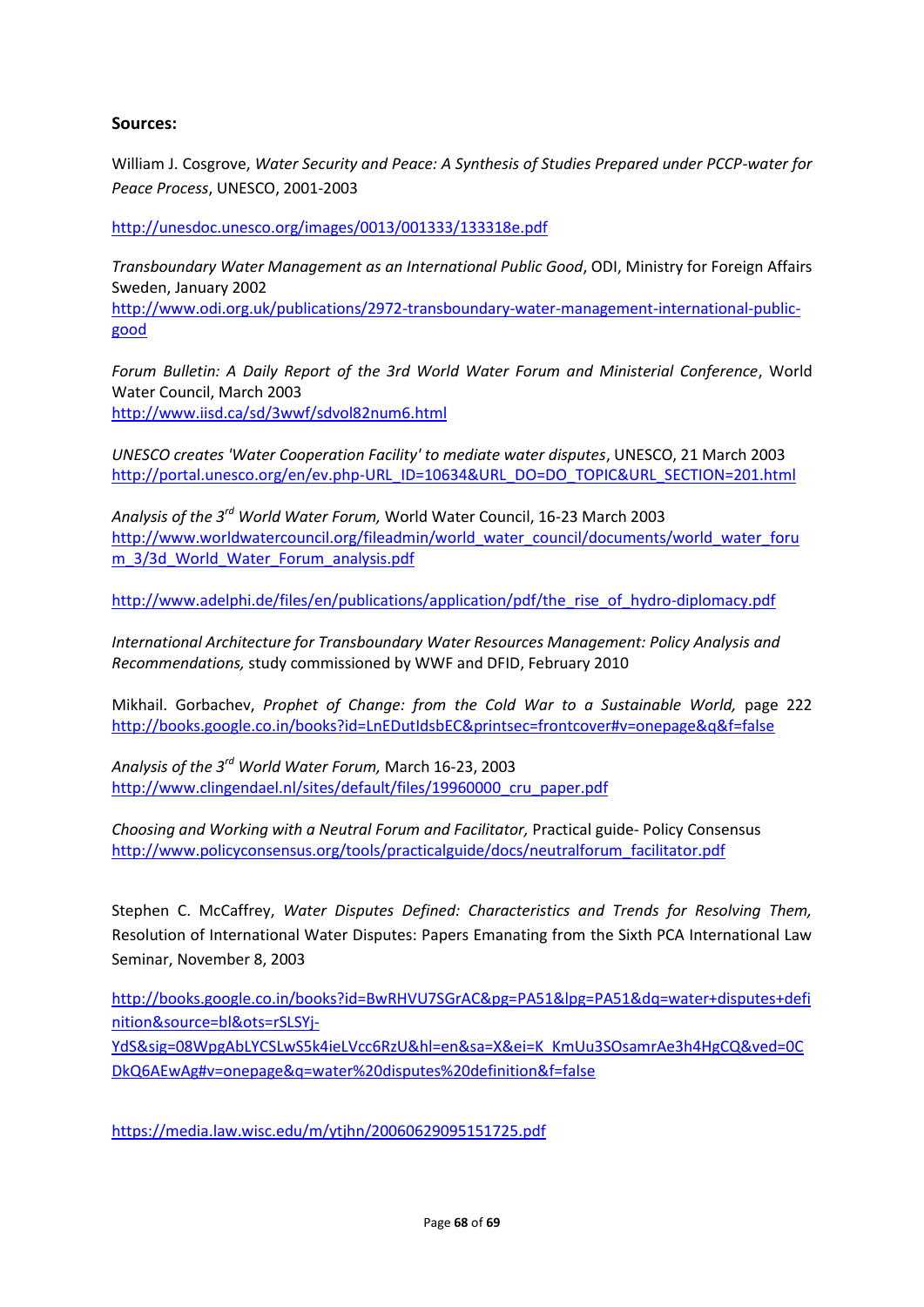**Sources:**

William J. Cosgrove, *Water Security and Peace: A Synthesis of Studies Prepared under PCCP-water for Peace Process*, UNESCO, 2001-2003

http://unesdoc.unesco.org/images/0013/001333/133318e.pdf

*Transboundary Water Management as an International Public Good*, ODI, Ministry for Foreign Affairs Sweden, January 2002
http://www.odi.org.uk/publications/2972-transboundary-water-management-international-public-good

*Forum Bulletin: A Daily Report of the 3rd World Water Forum and Ministerial Conference*, World Water Council, March 2003
http://www.iisd.ca/sd/3wwf/sdvol82num6.html

*UNESCO creates 'Water Cooperation Facility' to mediate water disputes*, UNESCO, 21 March 2003
http://portal.unesco.org/en/ev.php-URL_ID=10634&URL_DO=DO_TOPIC&URL_SECTION=201.html

*Analysis of the 3rd World Water Forum,* World Water Council, 16-23 March 2003
http://www.worldwatercouncil.org/fileadmin/world_water_council/documents/world_water_forum_3/3d_World_Water_Forum_analysis.pdf

http://www.adelphi.de/files/en/publications/application/pdf/the_rise_of_hydro-diplomacy.pdf

*International Architecture for Transboundary Water Resources Management: Policy Analysis and Recommendations,* study commissioned by WWF and DFID, February 2010

Mikhail. Gorbachev, *Prophet of Change: from the Cold War to a Sustainable World,* page 222
http://books.google.co.in/books?id=LnEDutIdsbEC&printsec=frontcover#v=onepage&q&f=false

*Analysis of the 3rd World Water Forum,* March 16-23, 2003
http://www.clingendael.nl/sites/default/files/19960000_cru_paper.pdf

*Choosing and Working with a Neutral Forum and Facilitator,* Practical guide- Policy Consensus
http://www.policyconsensus.org/tools/practicalguide/docs/neutralforum_facilitator.pdf

Stephen C. McCaffrey, *Water Disputes Defined: Characteristics and Trends for Resolving Them,* Resolution of International Water Disputes: Papers Emanating from the Sixth PCA International Law Seminar, November 8, 2003

http://books.google.co.in/books?id=BwRHVU7SGrAC&pg=PA51&lpg=PA51&dq=water+disputes+definition&source=bl&ots=rSLSYj-YdS&sig=08WpgAbLYCSLwS5k4ieLVcc6RzU&hl=en&sa=X&ei=K_KmUu3SOsamrAe3h4HgCQ&ved=0CDkQ6AEwAg#v=onepage&q=water%20disputes%20definition&f=false

https://media.law.wisc.edu/m/ytjhn/20060629095151725.pdf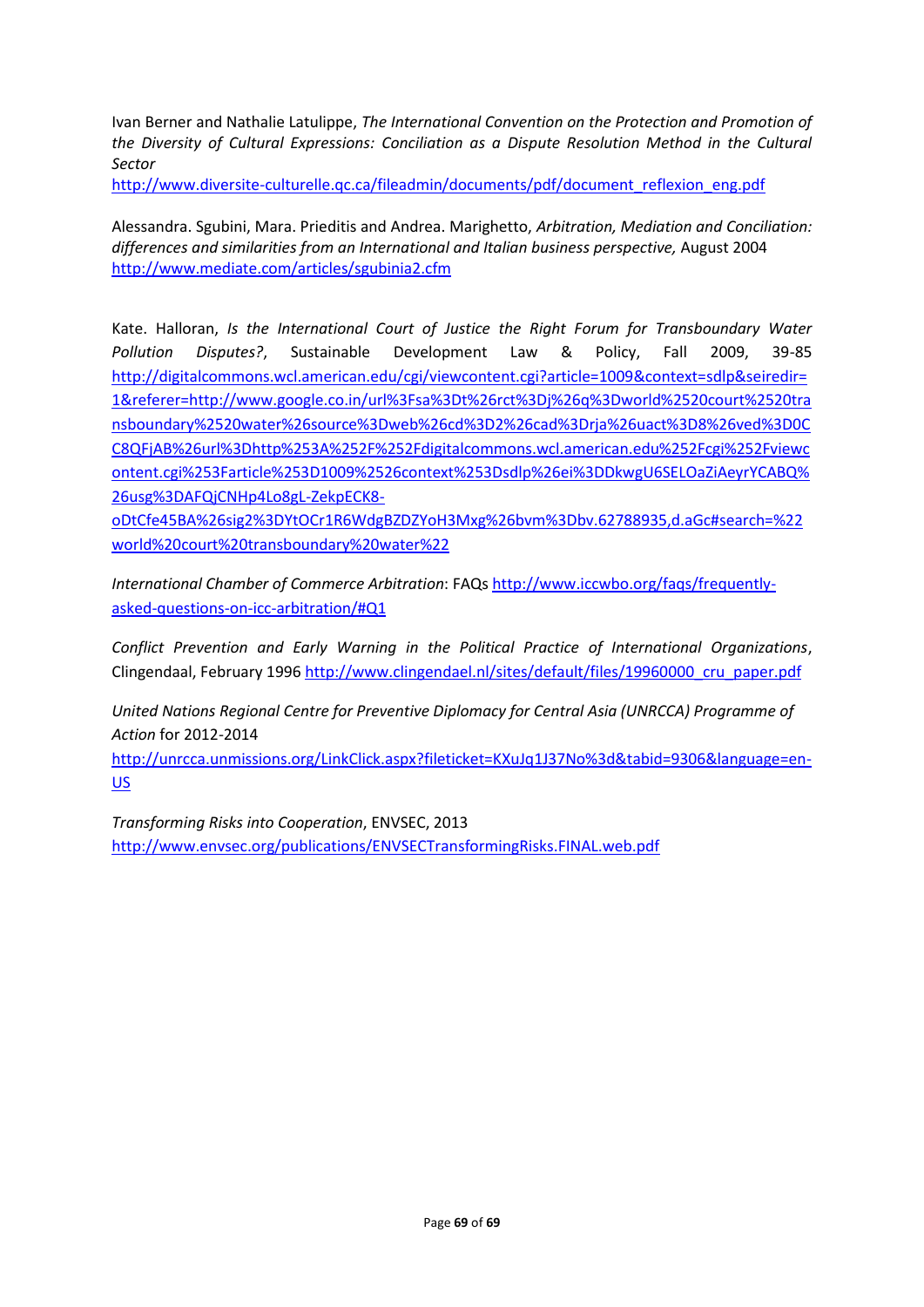Ivan Berner and Nathalie Latulippe, *The International Convention on the Protection and Promotion of the Diversity of Cultural Expressions: Conciliation as a Dispute Resolution Method in the Cultural Sector*
http://www.diversite-culturelle.qc.ca/fileadmin/documents/pdf/document_reflexion_eng.pdf

Alessandra. Sgubini, Mara. Prieditis and Andrea. Marighetto, *Arbitration, Mediation and Conciliation: differences and similarities from an International and Italian business perspective,* August 2004
http://www.mediate.com/articles/sgubinia2.cfm

Kate. Halloran, *Is the International Court of Justice the Right Forum for Transboundary Water Pollution Disputes?*, Sustainable Development Law & Policy, Fall 2009, 39-85 http://digitalcommons.wcl.american.edu/cgi/viewcontent.cgi?article=1009&context=sdlp&seiredir=1&referer=http://www.google.co.in/url%3Fsa%3Dt%26rct%3Dj%26q%3Dworld%2520court%2520transboundary%2520water%26source%3Dweb%26cd%3D2%26cad%3Drja%26uact%3D8%26ved%3D0CC8QFjAB%26url%3Dhttp%253A%252F%252Fdigitalcommons.wcl.american.edu%252Fcgi%252Fviewcontent.cgi%253Farticle%253D1009%2526context%253Dsdlp%26ei%3DDkwgU6SELOaZiAeyrYCABQ%26usg%3DAFQjCNHp4Lo8gL-ZekpECK8-oDtCfe45BA%26sig2%3DYtOCr1R6WdgBZDZYoH3Mxg%26bvm%3Dbv.62788935,d.aGc#search=%22world%20court%20transboundary%20water%22

*International Chamber of Commerce Arbitration*: FAQs http://www.iccwbo.org/faqs/frequently-asked-questions-on-icc-arbitration/#Q1

*Conflict Prevention and Early Warning in the Political Practice of International Organizations*, Clingendaal, February 1996 http://www.clingendael.nl/sites/default/files/19960000_cru_paper.pdf

*United Nations Regional Centre for Preventive Diplomacy for Central Asia (UNRCCA) Programme of Action* for 2012-2014
http://unrcca.unmissions.org/LinkClick.aspx?fileticket=KXuJq1J37No%3d&tabid=9306&language=en-US

*Transforming Risks into Cooperation*, ENVSEC, 2013
http://www.envsec.org/publications/ENVSECTransformingRisks.FINAL.web.pdf